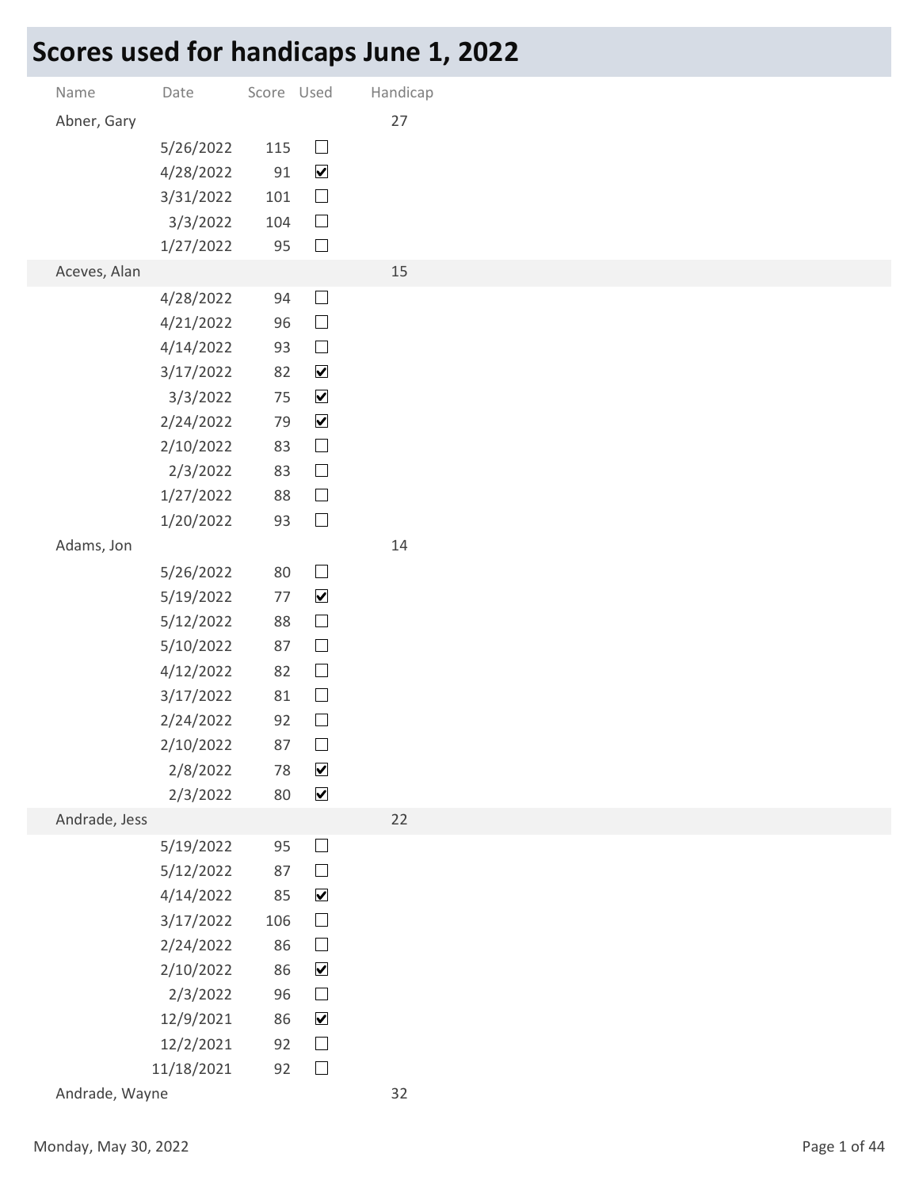# Scores used for handicaps June 1, 2022

| Name | Date | Score | Used | Handicap |
|---|---|---|---|---|
| Abner, Gary | | | | 27 |
| | 5/26/2022 | 115 | ☐ | |
| | 4/28/2022 | 91 | ☑ | |
| | 3/31/2022 | 101 | ☐ | |
| | 3/3/2022 | 104 | ☐ | |
| | 1/27/2022 | 95 | ☐ | |
| Aceves, Alan | | | | 15 |
| | 4/28/2022 | 94 | ☐ | |
| | 4/21/2022 | 96 | ☐ | |
| | 4/14/2022 | 93 | ☐ | |
| | 3/17/2022 | 82 | ☑ | |
| | 3/3/2022 | 75 | ☑ | |
| | 2/24/2022 | 79 | ☑ | |
| | 2/10/2022 | 83 | ☐ | |
| | 2/3/2022 | 83 | ☐ | |
| | 1/27/2022 | 88 | ☐ | |
| | 1/20/2022 | 93 | ☐ | |
| Adams, Jon | | | | 14 |
| | 5/26/2022 | 80 | ☐ | |
| | 5/19/2022 | 77 | ☑ | |
| | 5/12/2022 | 88 | ☐ | |
| | 5/10/2022 | 87 | ☐ | |
| | 4/12/2022 | 82 | ☐ | |
| | 3/17/2022 | 81 | ☐ | |
| | 2/24/2022 | 92 | ☐ | |
| | 2/10/2022 | 87 | ☐ | |
| | 2/8/2022 | 78 | ☑ | |
| | 2/3/2022 | 80 | ☑ | |
| Andrade, Jess | | | | 22 |
| | 5/19/2022 | 95 | ☐ | |
| | 5/12/2022 | 87 | ☐ | |
| | 4/14/2022 | 85 | ☑ | |
| | 3/17/2022 | 106 | ☐ | |
| | 2/24/2022 | 86 | ☐ | |
| | 2/10/2022 | 86 | ☑ | |
| | 2/3/2022 | 96 | ☐ | |
| | 12/9/2021 | 86 | ☑ | |
| | 12/2/2021 | 92 | ☐ | |
| | 11/18/2021 | 92 | ☐ | |
| Andrade, Wayne | | | | 32 |

Monday, May 30, 2022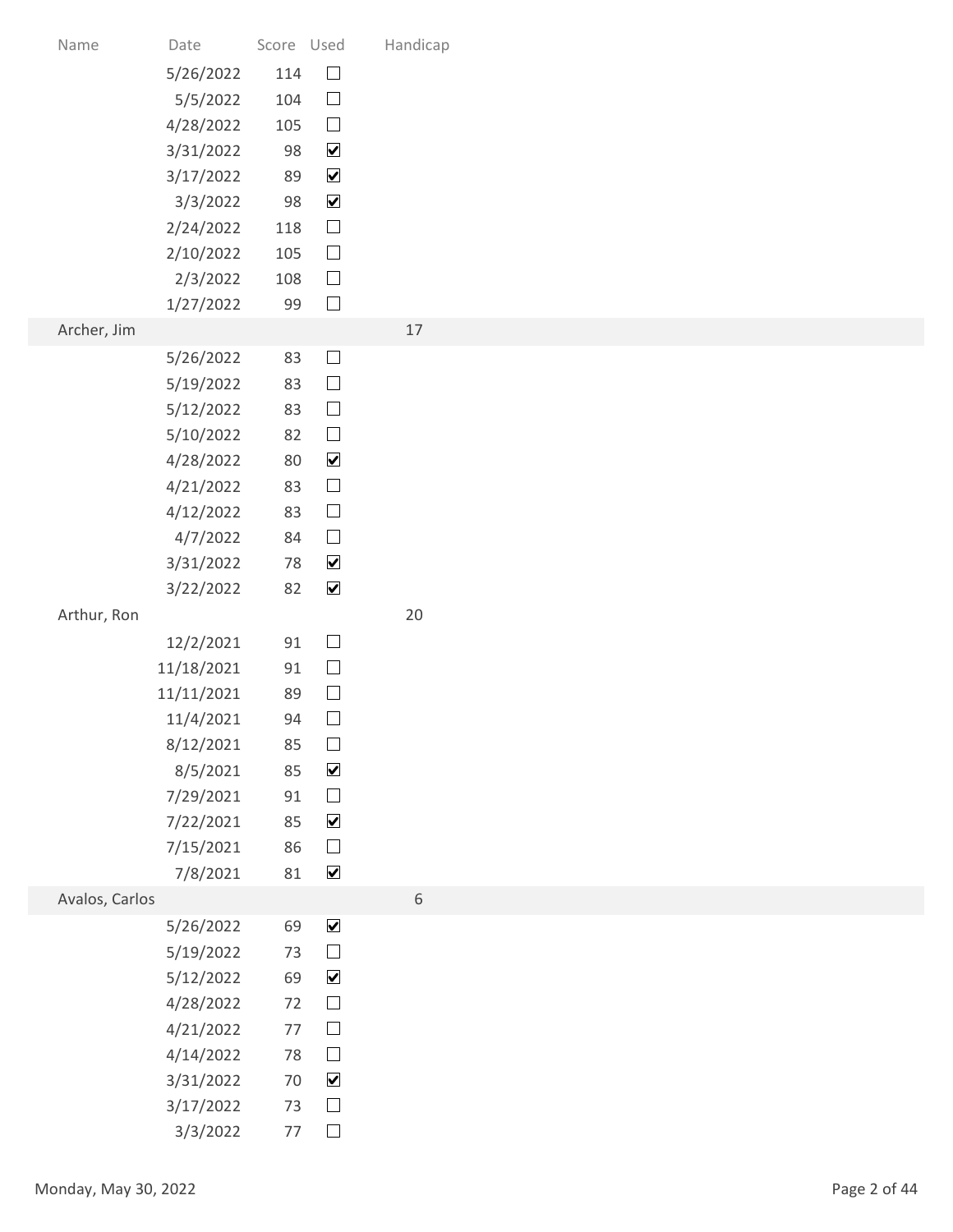| Name | Date | Score | Used | Handicap |
|---|---|---|---|---|
| | 5/26/2022 | 114 | ☐ | |
| | 5/5/2022 | 104 | ☐ | |
| | 4/28/2022 | 105 | ☐ | |
| | 3/31/2022 | 98 | ☑ | |
| | 3/17/2022 | 89 | ☑ | |
| | 3/3/2022 | 98 | ☑ | |
| | 2/24/2022 | 118 | ☐ | |
| | 2/10/2022 | 105 | ☐ | |
| | 2/3/2022 | 108 | ☐ | |
| | 1/27/2022 | 99 | ☐ | |
| Archer, Jim | | | | 17 |
| | 5/26/2022 | 83 | ☐ | |
| | 5/19/2022 | 83 | ☐ | |
| | 5/12/2022 | 83 | ☐ | |
| | 5/10/2022 | 82 | ☐ | |
| | 4/28/2022 | 80 | ☑ | |
| | 4/21/2022 | 83 | ☐ | |
| | 4/12/2022 | 83 | ☐ | |
| | 4/7/2022 | 84 | ☐ | |
| | 3/31/2022 | 78 | ☑ | |
| | 3/22/2022 | 82 | ☑ | |
| Arthur, Ron | | | | 20 |
| | 12/2/2021 | 91 | ☐ | |
| | 11/18/2021 | 91 | ☐ | |
| | 11/11/2021 | 89 | ☐ | |
| | 11/4/2021 | 94 | ☐ | |
| | 8/12/2021 | 85 | ☐ | |
| | 8/5/2021 | 85 | ☑ | |
| | 7/29/2021 | 91 | ☐ | |
| | 7/22/2021 | 85 | ☑ | |
| | 7/15/2021 | 86 | ☐ | |
| | 7/8/2021 | 81 | ☑ | |
| Avalos, Carlos | | | | 6 |
| | 5/26/2022 | 69 | ☑ | |
| | 5/19/2022 | 73 | ☐ | |
| | 5/12/2022 | 69 | ☑ | |
| | 4/28/2022 | 72 | ☐ | |
| | 4/21/2022 | 77 | ☐ | |
| | 4/14/2022 | 78 | ☐ | |
| | 3/31/2022 | 70 | ☑ | |
| | 3/17/2022 | 73 | ☐ | |
| | 3/3/2022 | 77 | ☐ | |

Monday, May 30, 2022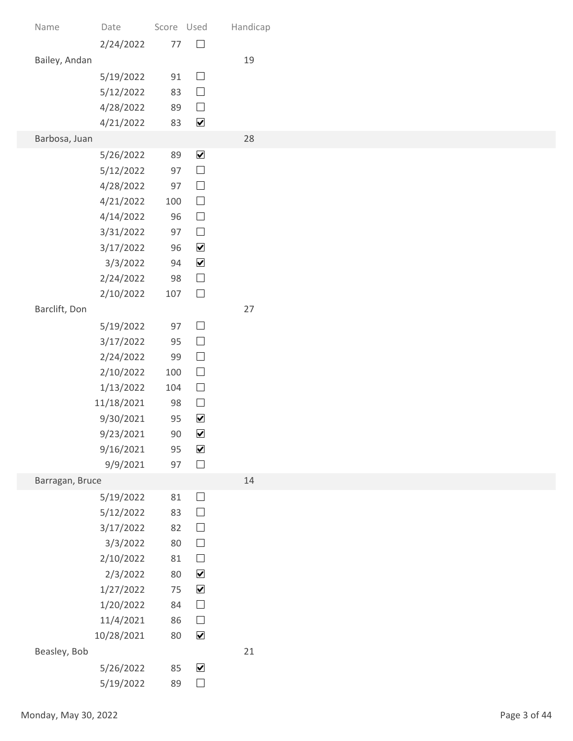| Name | Date | Score | Used | Handicap |
|---|---|---|---|---|
| | 2/24/2022 | 77 | ☐ | |
| Bailey, Andan | | | | 19 |
| | 5/19/2022 | 91 | ☐ | |
| | 5/12/2022 | 83 | ☐ | |
| | 4/28/2022 | 89 | ☐ | |
| | 4/21/2022 | 83 | ☑ | |
| Barbosa, Juan | | | | 28 |
| | 5/26/2022 | 89 | ☑ | |
| | 5/12/2022 | 97 | ☐ | |
| | 4/28/2022 | 97 | ☐ | |
| | 4/21/2022 | 100 | ☐ | |
| | 4/14/2022 | 96 | ☐ | |
| | 3/31/2022 | 97 | ☐ | |
| | 3/17/2022 | 96 | ☑ | |
| | 3/3/2022 | 94 | ☑ | |
| | 2/24/2022 | 98 | ☐ | |
| | 2/10/2022 | 107 | ☐ | |
| Barclift, Don | | | | 27 |
| | 5/19/2022 | 97 | ☐ | |
| | 3/17/2022 | 95 | ☐ | |
| | 2/24/2022 | 99 | ☐ | |
| | 2/10/2022 | 100 | ☐ | |
| | 1/13/2022 | 104 | ☐ | |
| | 11/18/2021 | 98 | ☐ | |
| | 9/30/2021 | 95 | ☑ | |
| | 9/23/2021 | 90 | ☑ | |
| | 9/16/2021 | 95 | ☑ | |
| | 9/9/2021 | 97 | ☐ | |
| Barragan, Bruce | | | | 14 |
| | 5/19/2022 | 81 | ☐ | |
| | 5/12/2022 | 83 | ☐ | |
| | 3/17/2022 | 82 | ☐ | |
| | 3/3/2022 | 80 | ☐ | |
| | 2/10/2022 | 81 | ☐ | |
| | 2/3/2022 | 80 | ☑ | |
| | 1/27/2022 | 75 | ☑ | |
| | 1/20/2022 | 84 | ☐ | |
| | 11/4/2021 | 86 | ☐ | |
| | 10/28/2021 | 80 | ☑ | |
| Beasley, Bob | | | | 21 |
| | 5/26/2022 | 85 | ☑ | |
| | 5/19/2022 | 89 | ☐ | |

Monday, May 30, 2022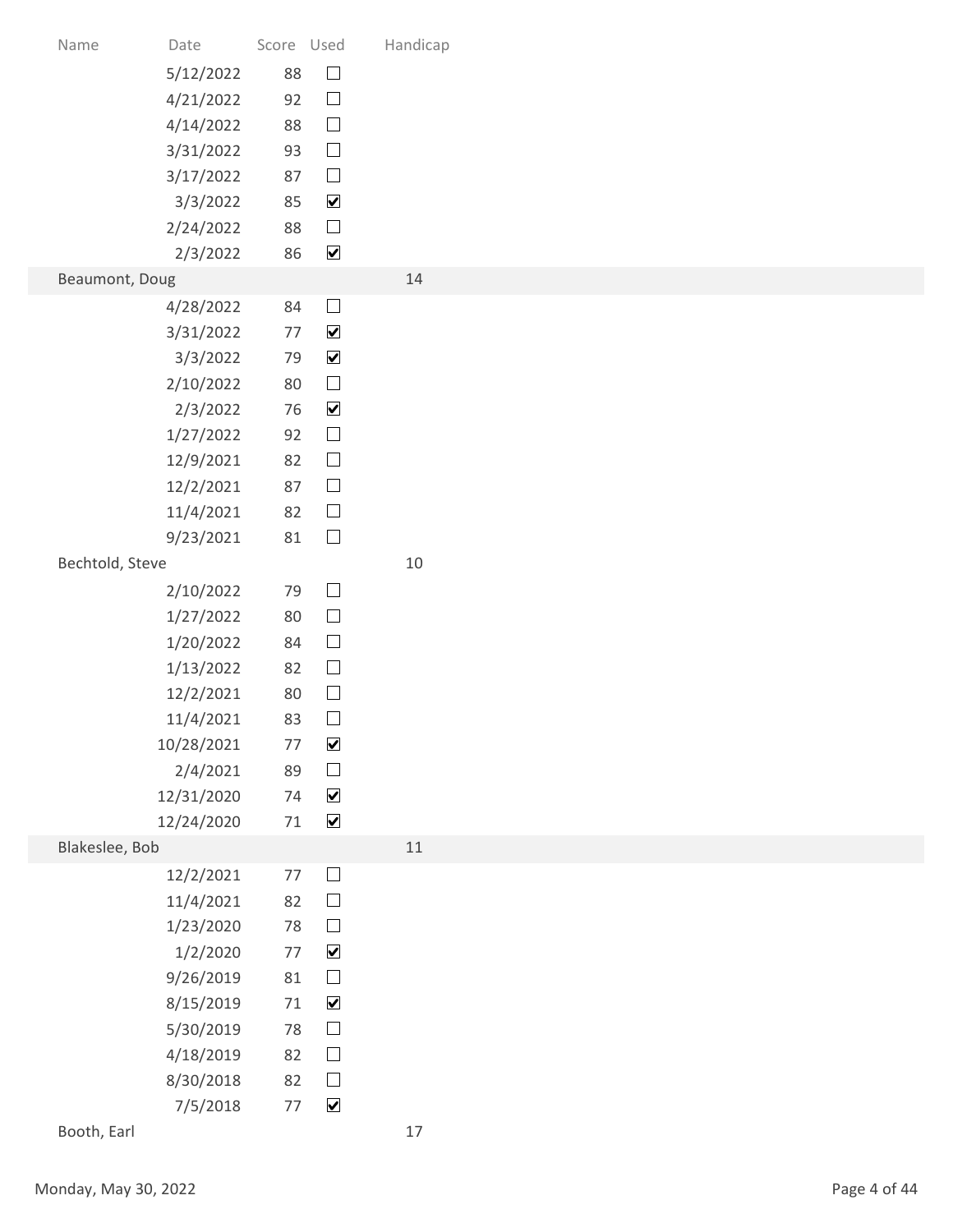| Name | Date | Score | Used | Handicap |
|---|---|---|---|---|
| | 5/12/2022 | 88 | ☐ | |
| | 4/21/2022 | 92 | ☐ | |
| | 4/14/2022 | 88 | ☐ | |
| | 3/31/2022 | 93 | ☐ | |
| | 3/17/2022 | 87 | ☐ | |
| | 3/3/2022 | 85 | ☑ | |
| | 2/24/2022 | 88 | ☐ | |
| | 2/3/2022 | 86 | ☑ | |
| Beaumont, Doug | | | | 14 |
| | 4/28/2022 | 84 | ☐ | |
| | 3/31/2022 | 77 | ☑ | |
| | 3/3/2022 | 79 | ☑ | |
| | 2/10/2022 | 80 | ☐ | |
| | 2/3/2022 | 76 | ☑ | |
| | 1/27/2022 | 92 | ☐ | |
| | 12/9/2021 | 82 | ☐ | |
| | 12/2/2021 | 87 | ☐ | |
| | 11/4/2021 | 82 | ☐ | |
| | 9/23/2021 | 81 | ☐ | |
| Bechtold, Steve | | | | 10 |
| | 2/10/2022 | 79 | ☐ | |
| | 1/27/2022 | 80 | ☐ | |
| | 1/20/2022 | 84 | ☐ | |
| | 1/13/2022 | 82 | ☐ | |
| | 12/2/2021 | 80 | ☐ | |
| | 11/4/2021 | 83 | ☐ | |
| | 10/28/2021 | 77 | ☑ | |
| | 2/4/2021 | 89 | ☐ | |
| | 12/31/2020 | 74 | ☑ | |
| | 12/24/2020 | 71 | ☑ | |
| Blakeslee, Bob | | | | 11 |
| | 12/2/2021 | 77 | ☐ | |
| | 11/4/2021 | 82 | ☐ | |
| | 1/23/2020 | 78 | ☐ | |
| | 1/2/2020 | 77 | ☑ | |
| | 9/26/2019 | 81 | ☐ | |
| | 8/15/2019 | 71 | ☑ | |
| | 5/30/2019 | 78 | ☐ | |
| | 4/18/2019 | 82 | ☐ | |
| | 8/30/2018 | 82 | ☐ | |
| | 7/5/2018 | 77 | ☑ | |
| Booth, Earl | | | | 17 |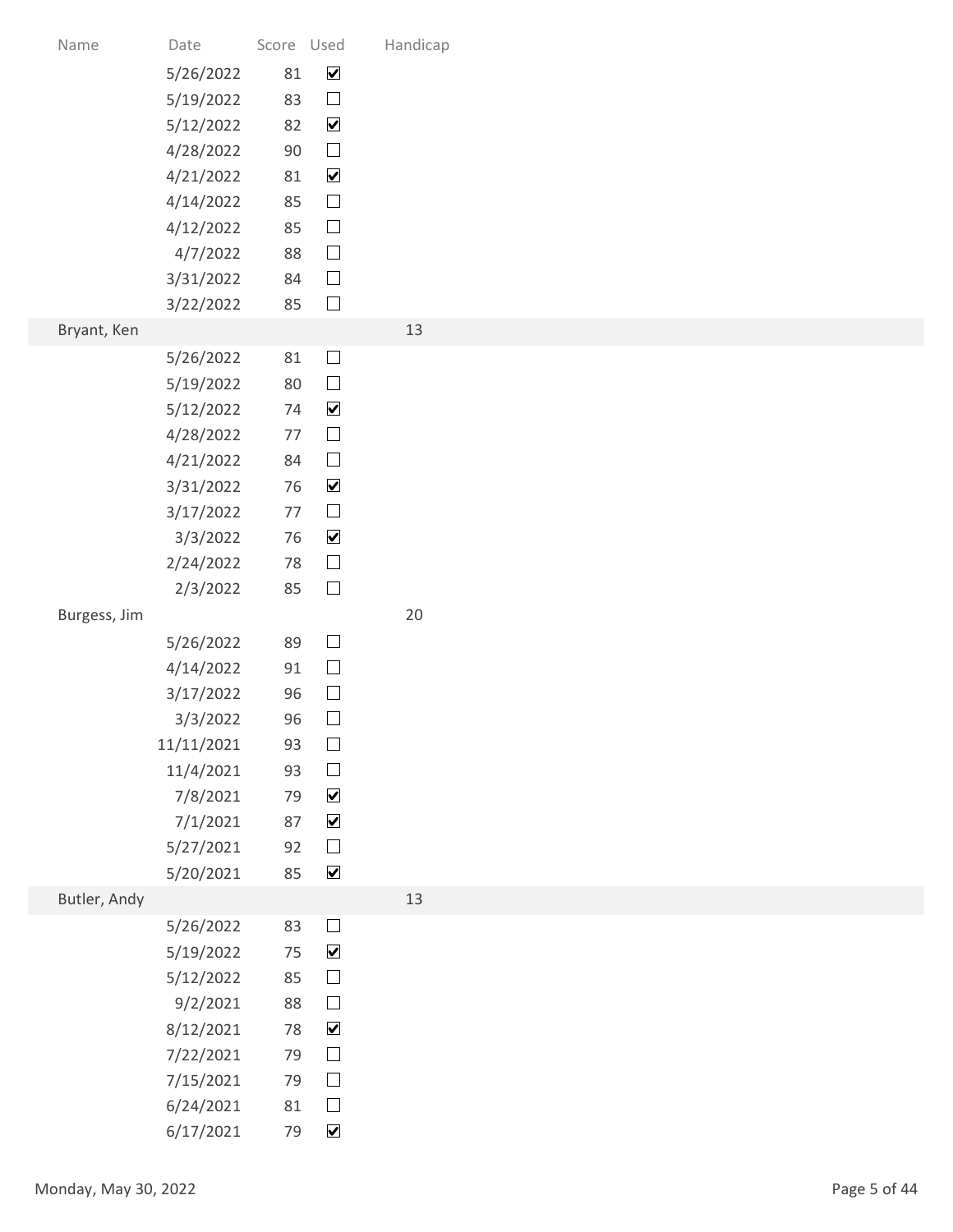| Name | Date | Score | Used | Handicap |
| --- | --- | --- | --- | --- |
| | 5/26/2022 | 81 | ☑ | |
| | 5/19/2022 | 83 | ☐ | |
| | 5/12/2022 | 82 | ☑ | |
| | 4/28/2022 | 90 | ☐ | |
| | 4/21/2022 | 81 | ☑ | |
| | 4/14/2022 | 85 | ☐ | |
| | 4/12/2022 | 85 | ☐ | |
| | 4/7/2022 | 88 | ☐ | |
| | 3/31/2022 | 84 | ☐ | |
| | 3/22/2022 | 85 | ☐ | |
| Bryant, Ken | | | | 13 |
| | 5/26/2022 | 81 | ☐ | |
| | 5/19/2022 | 80 | ☐ | |
| | 5/12/2022 | 74 | ☑ | |
| | 4/28/2022 | 77 | ☐ | |
| | 4/21/2022 | 84 | ☐ | |
| | 3/31/2022 | 76 | ☑ | |
| | 3/17/2022 | 77 | ☐ | |
| | 3/3/2022 | 76 | ☑ | |
| | 2/24/2022 | 78 | ☐ | |
| | 2/3/2022 | 85 | ☐ | |
| Burgess, Jim | | | | 20 |
| | 5/26/2022 | 89 | ☐ | |
| | 4/14/2022 | 91 | ☐ | |
| | 3/17/2022 | 96 | ☐ | |
| | 3/3/2022 | 96 | ☐ | |
| | 11/11/2021 | 93 | ☐ | |
| | 11/4/2021 | 93 | ☐ | |
| | 7/8/2021 | 79 | ☑ | |
| | 7/1/2021 | 87 | ☑ | |
| | 5/27/2021 | 92 | ☐ | |
| | 5/20/2021 | 85 | ☑ | |
| Butler, Andy | | | | 13 |
| | 5/26/2022 | 83 | ☐ | |
| | 5/19/2022 | 75 | ☑ | |
| | 5/12/2022 | 85 | ☐ | |
| | 9/2/2021 | 88 | ☐ | |
| | 8/12/2021 | 78 | ☑ | |
| | 7/22/2021 | 79 | ☐ | |
| | 7/15/2021 | 79 | ☐ | |
| | 6/24/2021 | 81 | ☐ | |
| | 6/17/2021 | 79 | ☑ | |

Monday, May 30, 2022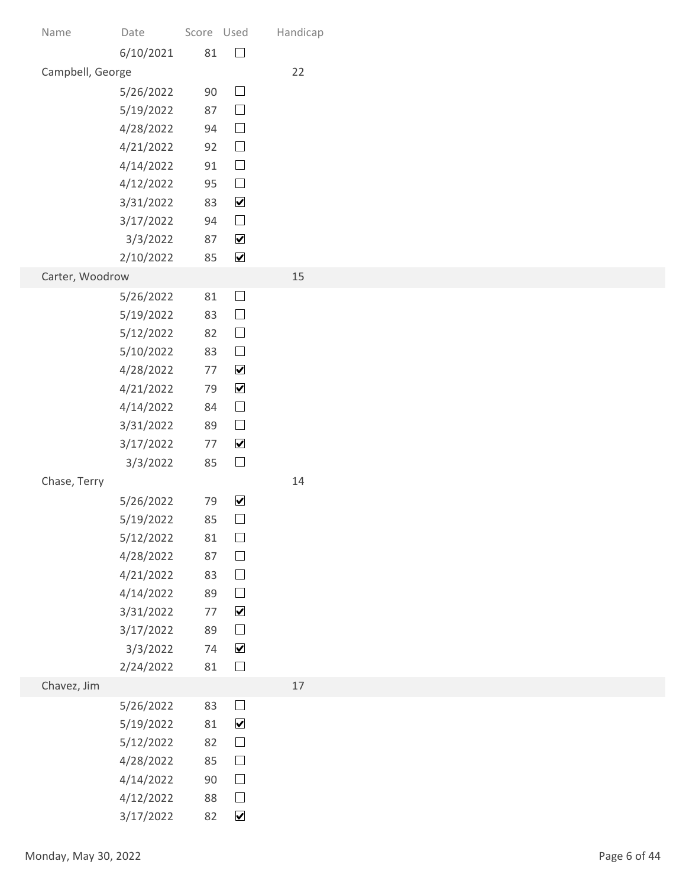| Name | Date | Score | Used | Handicap |
|---|---|---|---|---|
| | 6/10/2021 | 81 | ☐ | |
| Campbell, George | | | | 22 |
| | 5/26/2022 | 90 | ☐ | |
| | 5/19/2022 | 87 | ☐ | |
| | 4/28/2022 | 94 | ☐ | |
| | 4/21/2022 | 92 | ☐ | |
| | 4/14/2022 | 91 | ☐ | |
| | 4/12/2022 | 95 | ☐ | |
| | 3/31/2022 | 83 | ☑ | |
| | 3/17/2022 | 94 | ☐ | |
| | 3/3/2022 | 87 | ☑ | |
| | 2/10/2022 | 85 | ☑ | |
| Carter, Woodrow | | | | 15 |
| | 5/26/2022 | 81 | ☐ | |
| | 5/19/2022 | 83 | ☐ | |
| | 5/12/2022 | 82 | ☐ | |
| | 5/10/2022 | 83 | ☐ | |
| | 4/28/2022 | 77 | ☑ | |
| | 4/21/2022 | 79 | ☑ | |
| | 4/14/2022 | 84 | ☐ | |
| | 3/31/2022 | 89 | ☐ | |
| | 3/17/2022 | 77 | ☑ | |
| | 3/3/2022 | 85 | ☐ | |
| Chase, Terry | | | | 14 |
| | 5/26/2022 | 79 | ☑ | |
| | 5/19/2022 | 85 | ☐ | |
| | 5/12/2022 | 81 | ☐ | |
| | 4/28/2022 | 87 | ☐ | |
| | 4/21/2022 | 83 | ☐ | |
| | 4/14/2022 | 89 | ☐ | |
| | 3/31/2022 | 77 | ☑ | |
| | 3/17/2022 | 89 | ☐ | |
| | 3/3/2022 | 74 | ☑ | |
| | 2/24/2022 | 81 | ☐ | |
| Chavez, Jim | | | | 17 |
| | 5/26/2022 | 83 | ☐ | |
| | 5/19/2022 | 81 | ☑ | |
| | 5/12/2022 | 82 | ☐ | |
| | 4/28/2022 | 85 | ☐ | |
| | 4/14/2022 | 90 | ☐ | |
| | 4/12/2022 | 88 | ☐ | |
| | 3/17/2022 | 82 | ☑ | |

Monday, May 30, 2022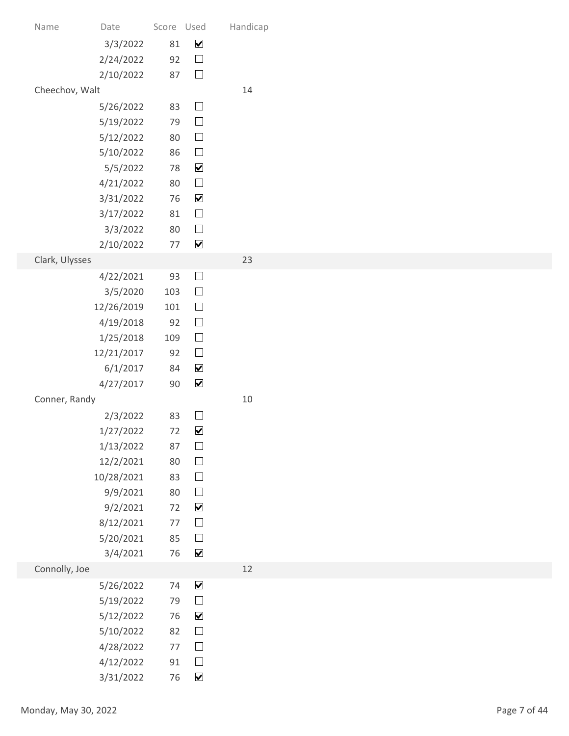| Name | Date | Score | Used | Handicap |
|---|---|---|---|---|
| | 3/3/2022 | 81 | ☑ | |
| | 2/24/2022 | 92 | ☐ | |
| | 2/10/2022 | 87 | ☐ | |
| Cheechov, Walt | | | | 14 |
| | 5/26/2022 | 83 | ☐ | |
| | 5/19/2022 | 79 | ☐ | |
| | 5/12/2022 | 80 | ☐ | |
| | 5/10/2022 | 86 | ☐ | |
| | 5/5/2022 | 78 | ☑ | |
| | 4/21/2022 | 80 | ☐ | |
| | 3/31/2022 | 76 | ☑ | |
| | 3/17/2022 | 81 | ☐ | |
| | 3/3/2022 | 80 | ☐ | |
| | 2/10/2022 | 77 | ☑ | |
| Clark, Ulysses | | | | 23 |
| | 4/22/2021 | 93 | ☐ | |
| | 3/5/2020 | 103 | ☐ | |
| | 12/26/2019 | 101 | ☐ | |
| | 4/19/2018 | 92 | ☐ | |
| | 1/25/2018 | 109 | ☐ | |
| | 12/21/2017 | 92 | ☐ | |
| | 6/1/2017 | 84 | ☑ | |
| | 4/27/2017 | 90 | ☑ | |
| Conner, Randy | | | | 10 |
| | 2/3/2022 | 83 | ☐ | |
| | 1/27/2022 | 72 | ☑ | |
| | 1/13/2022 | 87 | ☐ | |
| | 12/2/2021 | 80 | ☐ | |
| | 10/28/2021 | 83 | ☐ | |
| | 9/9/2021 | 80 | ☐ | |
| | 9/2/2021 | 72 | ☑ | |
| | 8/12/2021 | 77 | ☐ | |
| | 5/20/2021 | 85 | ☐ | |
| | 3/4/2021 | 76 | ☑ | |
| Connolly, Joe | | | | 12 |
| | 5/26/2022 | 74 | ☑ | |
| | 5/19/2022 | 79 | ☐ | |
| | 5/12/2022 | 76 | ☑ | |
| | 5/10/2022 | 82 | ☐ | |
| | 4/28/2022 | 77 | ☐ | |
| | 4/12/2022 | 91 | ☐ | |
| | 3/31/2022 | 76 | ☑ | |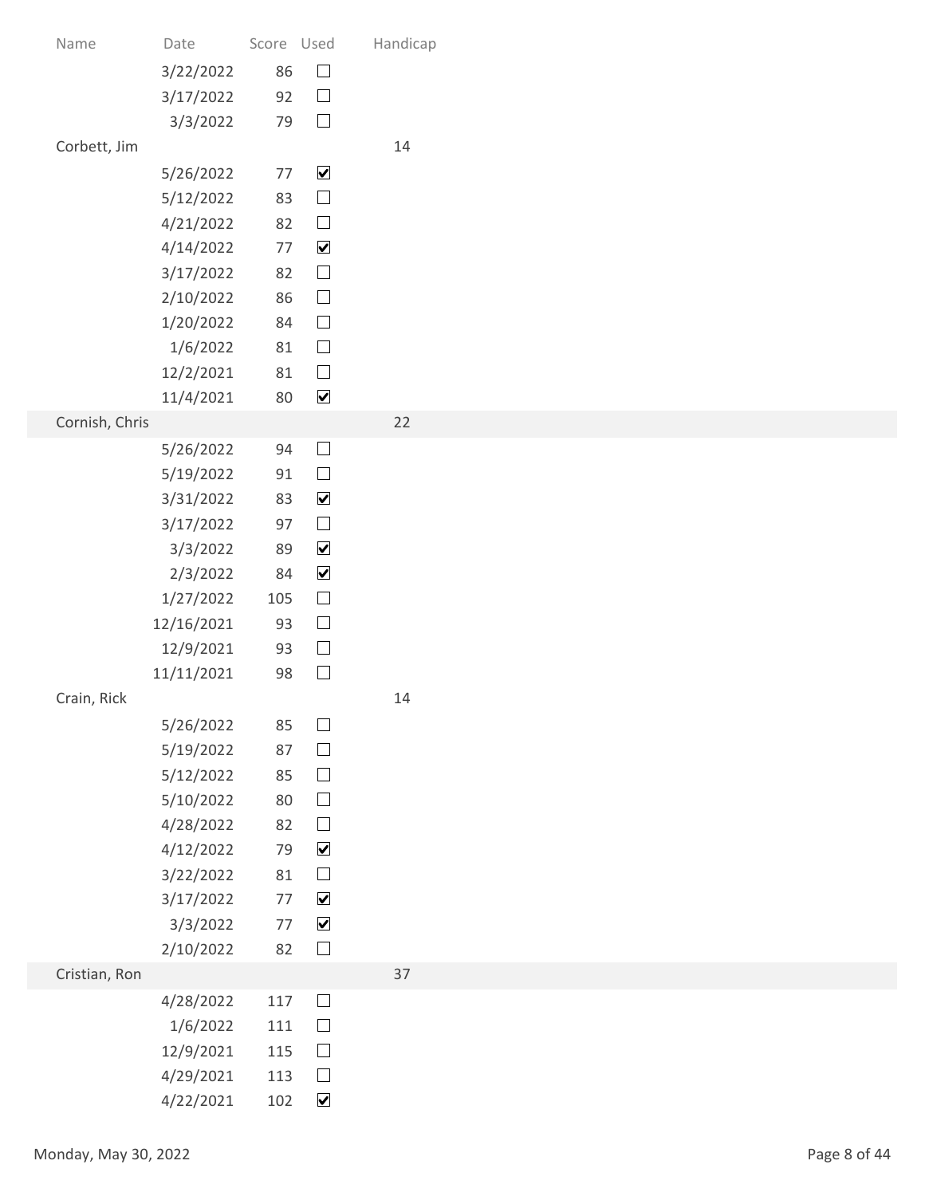| Name | Date | Score | Used | Handicap |
|---|---|---|---|---|
| | 3/22/2022 | 86 | ☐ | |
| | 3/17/2022 | 92 | ☐ | |
| | 3/3/2022 | 79 | ☐ | |
| Corbett, Jim | | | | 14 |
| | 5/26/2022 | 77 | ☑ | |
| | 5/12/2022 | 83 | ☐ | |
| | 4/21/2022 | 82 | ☐ | |
| | 4/14/2022 | 77 | ☑ | |
| | 3/17/2022 | 82 | ☐ | |
| | 2/10/2022 | 86 | ☐ | |
| | 1/20/2022 | 84 | ☐ | |
| | 1/6/2022 | 81 | ☐ | |
| | 12/2/2021 | 81 | ☐ | |
| | 11/4/2021 | 80 | ☑ | |
| Cornish, Chris | | | | 22 |
| | 5/26/2022 | 94 | ☐ | |
| | 5/19/2022 | 91 | ☐ | |
| | 3/31/2022 | 83 | ☑ | |
| | 3/17/2022 | 97 | ☐ | |
| | 3/3/2022 | 89 | ☑ | |
| | 2/3/2022 | 84 | ☑ | |
| | 1/27/2022 | 105 | ☐ | |
| | 12/16/2021 | 93 | ☐ | |
| | 12/9/2021 | 93 | ☐ | |
| | 11/11/2021 | 98 | ☐ | |
| Crain, Rick | | | | 14 |
| | 5/26/2022 | 85 | ☐ | |
| | 5/19/2022 | 87 | ☐ | |
| | 5/12/2022 | 85 | ☐ | |
| | 5/10/2022 | 80 | ☐ | |
| | 4/28/2022 | 82 | ☐ | |
| | 4/12/2022 | 79 | ☑ | |
| | 3/22/2022 | 81 | ☐ | |
| | 3/17/2022 | 77 | ☑ | |
| | 3/3/2022 | 77 | ☑ | |
| | 2/10/2022 | 82 | ☐ | |
| Cristian, Ron | | | | 37 |
| | 4/28/2022 | 117 | ☐ | |
| | 1/6/2022 | 111 | ☐ | |
| | 12/9/2021 | 115 | ☐ | |
| | 4/29/2021 | 113 | ☐ | |
| | 4/22/2021 | 102 | ☑ | |

Monday, May 30, 2022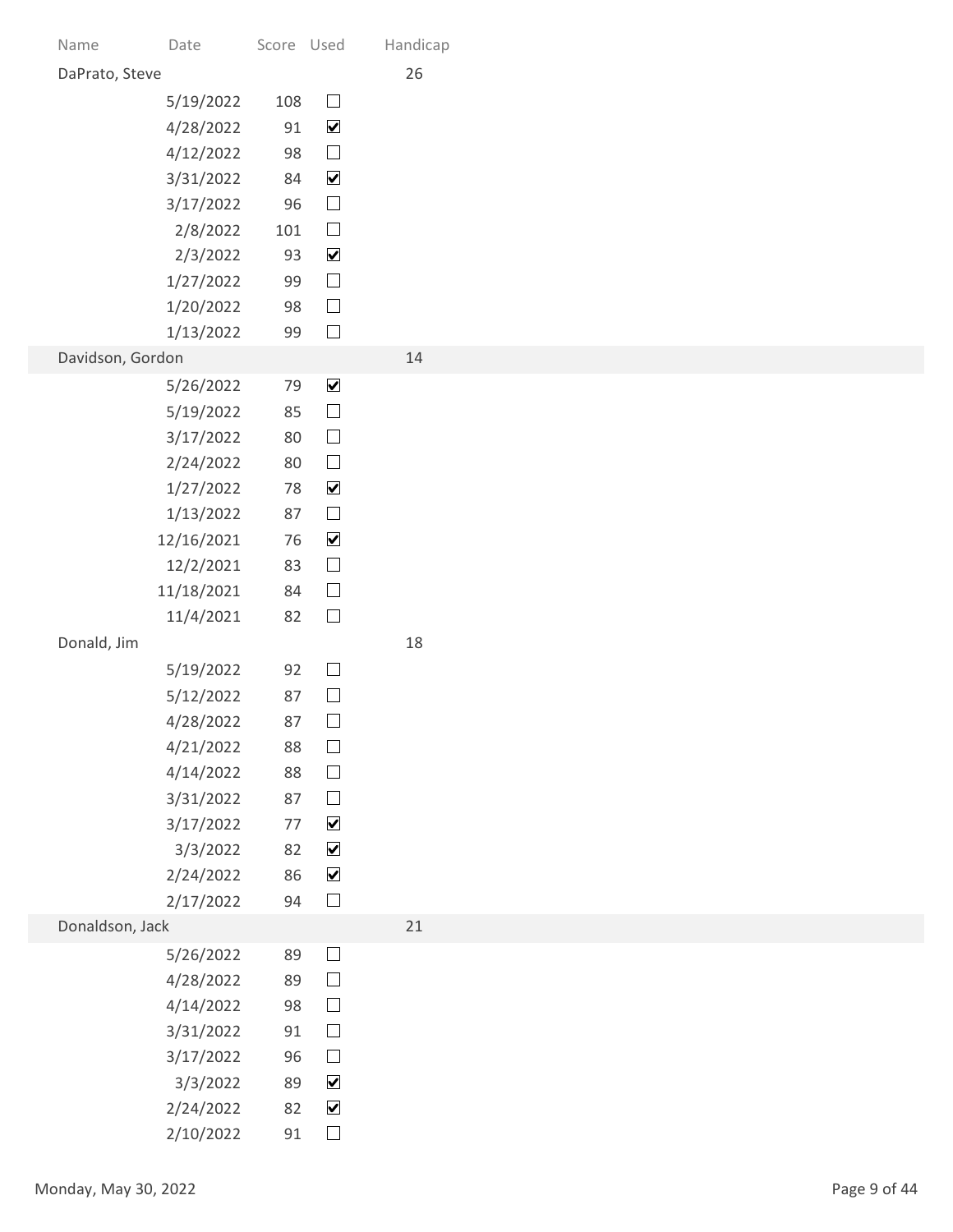| Name | Date | Score | Used | Handicap |
|---|---|---|---|---|
| DaPrato, Steve | | | | 26 |
| | 5/19/2022 | 108 | ☐ | |
| | 4/28/2022 | 91 | ☑ | |
| | 4/12/2022 | 98 | ☐ | |
| | 3/31/2022 | 84 | ☑ | |
| | 3/17/2022 | 96 | ☐ | |
| | 2/8/2022 | 101 | ☐ | |
| | 2/3/2022 | 93 | ☑ | |
| | 1/27/2022 | 99 | ☐ | |
| | 1/20/2022 | 98 | ☐ | |
| | 1/13/2022 | 99 | ☐ | |
| Davidson, Gordon | | | | 14 |
| | 5/26/2022 | 79 | ☑ | |
| | 5/19/2022 | 85 | ☐ | |
| | 3/17/2022 | 80 | ☐ | |
| | 2/24/2022 | 80 | ☐ | |
| | 1/27/2022 | 78 | ☑ | |
| | 1/13/2022 | 87 | ☐ | |
| | 12/16/2021 | 76 | ☑ | |
| | 12/2/2021 | 83 | ☐ | |
| | 11/18/2021 | 84 | ☐ | |
| | 11/4/2021 | 82 | ☐ | |
| Donald, Jim | | | | 18 |
| | 5/19/2022 | 92 | ☐ | |
| | 5/12/2022 | 87 | ☐ | |
| | 4/28/2022 | 87 | ☐ | |
| | 4/21/2022 | 88 | ☐ | |
| | 4/14/2022 | 88 | ☐ | |
| | 3/31/2022 | 87 | ☐ | |
| | 3/17/2022 | 77 | ☑ | |
| | 3/3/2022 | 82 | ☑ | |
| | 2/24/2022 | 86 | ☑ | |
| | 2/17/2022 | 94 | ☐ | |
| Donaldson, Jack | | | | 21 |
| | 5/26/2022 | 89 | ☐ | |
| | 4/28/2022 | 89 | ☐ | |
| | 4/14/2022 | 98 | ☐ | |
| | 3/31/2022 | 91 | ☐ | |
| | 3/17/2022 | 96 | ☐ | |
| | 3/3/2022 | 89 | ☑ | |
| | 2/24/2022 | 82 | ☑ | |
| | 2/10/2022 | 91 | ☐ | |

Monday, May 30, 2022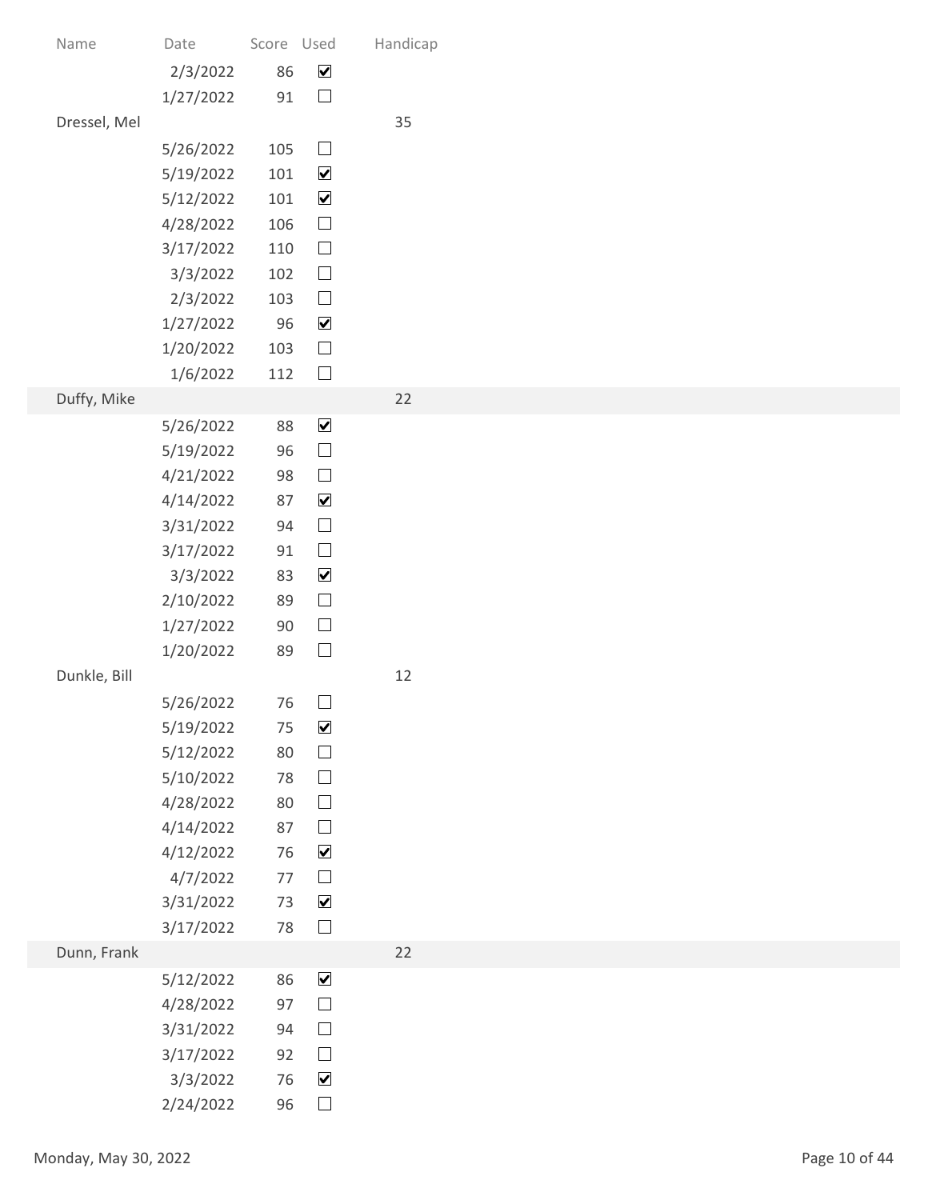| Name | Date | Score | Used | Handicap |
|---|---|---|---|---|
| | 2/3/2022 | 86 | ☑ | |
| | 1/27/2022 | 91 | ☐ | |
| Dressel, Mel | | | | 35 |
| | 5/26/2022 | 105 | ☐ | |
| | 5/19/2022 | 101 | ☑ | |
| | 5/12/2022 | 101 | ☑ | |
| | 4/28/2022 | 106 | ☐ | |
| | 3/17/2022 | 110 | ☐ | |
| | 3/3/2022 | 102 | ☐ | |
| | 2/3/2022 | 103 | ☐ | |
| | 1/27/2022 | 96 | ☑ | |
| | 1/20/2022 | 103 | ☐ | |
| | 1/6/2022 | 112 | ☐ | |
| Duffy, Mike | | | | 22 |
| | 5/26/2022 | 88 | ☑ | |
| | 5/19/2022 | 96 | ☐ | |
| | 4/21/2022 | 98 | ☐ | |
| | 4/14/2022 | 87 | ☑ | |
| | 3/31/2022 | 94 | ☐ | |
| | 3/17/2022 | 91 | ☐ | |
| | 3/3/2022 | 83 | ☑ | |
| | 2/10/2022 | 89 | ☐ | |
| | 1/27/2022 | 90 | ☐ | |
| | 1/20/2022 | 89 | ☐ | |
| Dunkle, Bill | | | | 12 |
| | 5/26/2022 | 76 | ☐ | |
| | 5/19/2022 | 75 | ☑ | |
| | 5/12/2022 | 80 | ☐ | |
| | 5/10/2022 | 78 | ☐ | |
| | 4/28/2022 | 80 | ☐ | |
| | 4/14/2022 | 87 | ☐ | |
| | 4/12/2022 | 76 | ☑ | |
| | 4/7/2022 | 77 | ☐ | |
| | 3/31/2022 | 73 | ☑ | |
| | 3/17/2022 | 78 | ☐ | |
| Dunn, Frank | | | | 22 |
| | 5/12/2022 | 86 | ☑ | |
| | 4/28/2022 | 97 | ☐ | |
| | 3/31/2022 | 94 | ☐ | |
| | 3/17/2022 | 92 | ☐ | |
| | 3/3/2022 | 76 | ☑ | |
| | 2/24/2022 | 96 | ☐ | |

Monday, May 30, 2022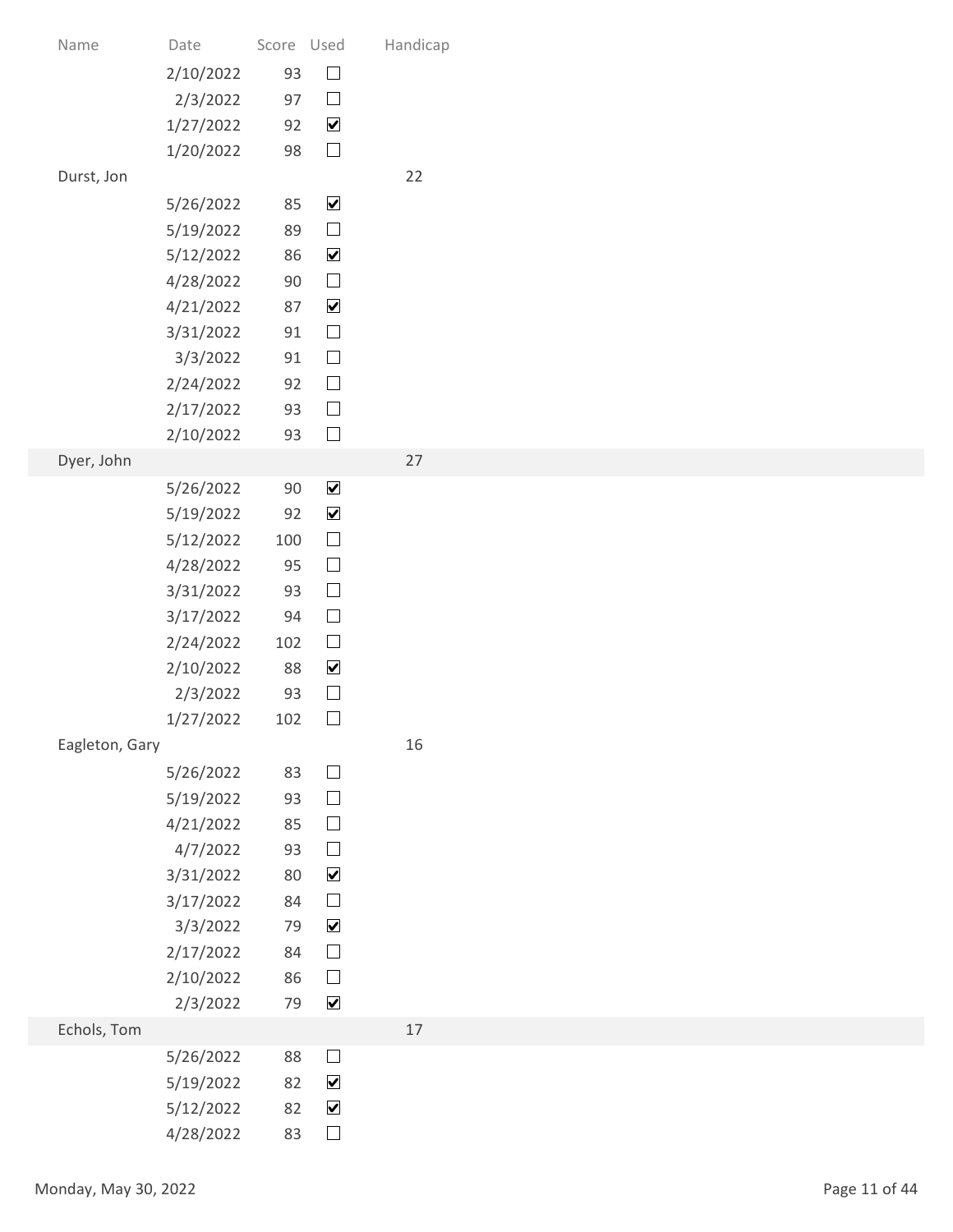| Name | Date | Score | Used | Handicap |
|---|---|---|---|---|
| | 2/10/2022 | 93 | ☐ | |
| | 2/3/2022 | 97 | ☐ | |
| | 1/27/2022 | 92 | ☑ | |
| | 1/20/2022 | 98 | ☐ | |
| Durst, Jon | | | | 22 |
| | 5/26/2022 | 85 | ☑ | |
| | 5/19/2022 | 89 | ☐ | |
| | 5/12/2022 | 86 | ☑ | |
| | 4/28/2022 | 90 | ☐ | |
| | 4/21/2022 | 87 | ☑ | |
| | 3/31/2022 | 91 | ☐ | |
| | 3/3/2022 | 91 | ☐ | |
| | 2/24/2022 | 92 | ☐ | |
| | 2/17/2022 | 93 | ☐ | |
| | 2/10/2022 | 93 | ☐ | |
| Dyer, John | | | | 27 |
| | 5/26/2022 | 90 | ☑ | |
| | 5/19/2022 | 92 | ☑ | |
| | 5/12/2022 | 100 | ☐ | |
| | 4/28/2022 | 95 | ☐ | |
| | 3/31/2022 | 93 | ☐ | |
| | 3/17/2022 | 94 | ☐ | |
| | 2/24/2022 | 102 | ☐ | |
| | 2/10/2022 | 88 | ☑ | |
| | 2/3/2022 | 93 | ☐ | |
| | 1/27/2022 | 102 | ☐ | |
| Eagleton, Gary | | | | 16 |
| | 5/26/2022 | 83 | ☐ | |
| | 5/19/2022 | 93 | ☐ | |
| | 4/21/2022 | 85 | ☐ | |
| | 4/7/2022 | 93 | ☐ | |
| | 3/31/2022 | 80 | ☑ | |
| | 3/17/2022 | 84 | ☐ | |
| | 3/3/2022 | 79 | ☑ | |
| | 2/17/2022 | 84 | ☐ | |
| | 2/10/2022 | 86 | ☐ | |
| | 2/3/2022 | 79 | ☑ | |
| Echols, Tom | | | | 17 |
| | 5/26/2022 | 88 | ☐ | |
| | 5/19/2022 | 82 | ☑ | |
| | 5/12/2022 | 82 | ☑ | |
| | 4/28/2022 | 83 | ☐ | |

Monday, May 30, 2022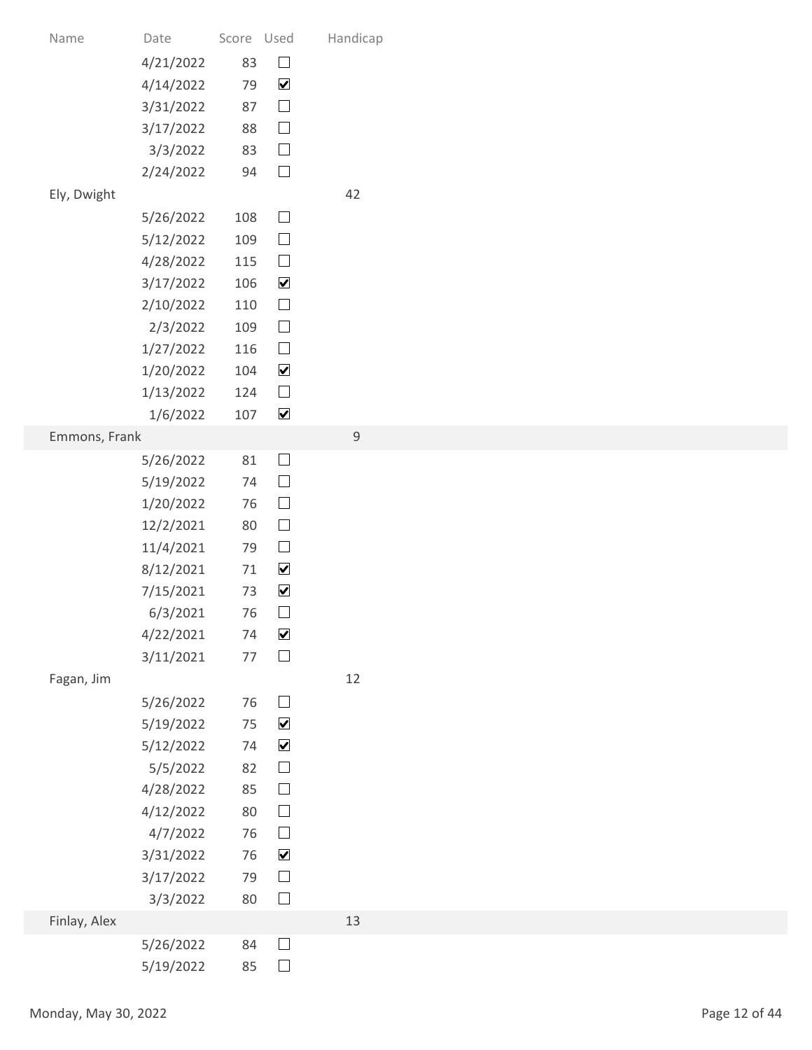| Name | Date | Score | Used | Handicap |
|---|---|---|---|---|
| | 4/21/2022 | 83 | ☐ | |
| | 4/14/2022 | 79 | ☑ | |
| | 3/31/2022 | 87 | ☐ | |
| | 3/17/2022 | 88 | ☐ | |
| | 3/3/2022 | 83 | ☐ | |
| | 2/24/2022 | 94 | ☐ | |
| Ely, Dwight | | | | 42 |
| | 5/26/2022 | 108 | ☐ | |
| | 5/12/2022 | 109 | ☐ | |
| | 4/28/2022 | 115 | ☐ | |
| | 3/17/2022 | 106 | ☑ | |
| | 2/10/2022 | 110 | ☐ | |
| | 2/3/2022 | 109 | ☐ | |
| | 1/27/2022 | 116 | ☐ | |
| | 1/20/2022 | 104 | ☑ | |
| | 1/13/2022 | 124 | ☐ | |
| | 1/6/2022 | 107 | ☑ | |
| Emmons, Frank | | | | 9 |
| | 5/26/2022 | 81 | ☐ | |
| | 5/19/2022 | 74 | ☐ | |
| | 1/20/2022 | 76 | ☐ | |
| | 12/2/2021 | 80 | ☐ | |
| | 11/4/2021 | 79 | ☐ | |
| | 8/12/2021 | 71 | ☑ | |
| | 7/15/2021 | 73 | ☑ | |
| | 6/3/2021 | 76 | ☐ | |
| | 4/22/2021 | 74 | ☑ | |
| | 3/11/2021 | 77 | ☐ | |
| Fagan, Jim | | | | 12 |
| | 5/26/2022 | 76 | ☐ | |
| | 5/19/2022 | 75 | ☑ | |
| | 5/12/2022 | 74 | ☑ | |
| | 5/5/2022 | 82 | ☐ | |
| | 4/28/2022 | 85 | ☐ | |
| | 4/12/2022 | 80 | ☐ | |
| | 4/7/2022 | 76 | ☐ | |
| | 3/31/2022 | 76 | ☑ | |
| | 3/17/2022 | 79 | ☐ | |
| | 3/3/2022 | 80 | ☐ | |
| Finlay, Alex | | | | 13 |
| | 5/26/2022 | 84 | ☐ | |
| | 5/19/2022 | 85 | ☐ | |

Monday, May 30, 2022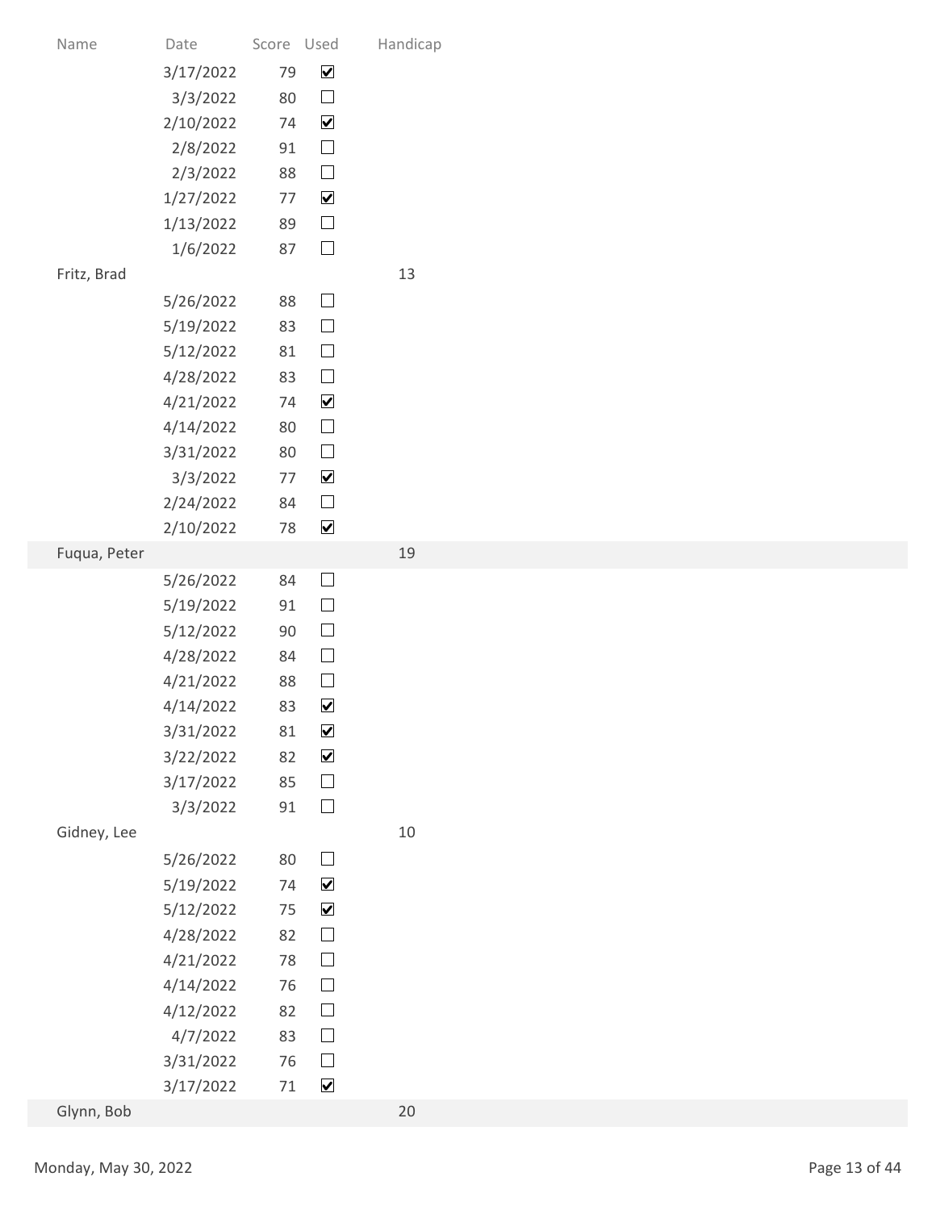| Name | Date | Score | Used | Handicap |
|---|---|---|---|---|
| | 3/17/2022 | 79 | ☑ | |
| | 3/3/2022 | 80 | ☐ | |
| | 2/10/2022 | 74 | ☑ | |
| | 2/8/2022 | 91 | ☐ | |
| | 2/3/2022 | 88 | ☐ | |
| | 1/27/2022 | 77 | ☑ | |
| | 1/13/2022 | 89 | ☐ | |
| | 1/6/2022 | 87 | ☐ | |
| Fritz, Brad | | | | 13 |
| | 5/26/2022 | 88 | ☐ | |
| | 5/19/2022 | 83 | ☐ | |
| | 5/12/2022 | 81 | ☐ | |
| | 4/28/2022 | 83 | ☐ | |
| | 4/21/2022 | 74 | ☑ | |
| | 4/14/2022 | 80 | ☐ | |
| | 3/31/2022 | 80 | ☐ | |
| | 3/3/2022 | 77 | ☑ | |
| | 2/24/2022 | 84 | ☐ | |
| | 2/10/2022 | 78 | ☑ | |
| Fuqua, Peter | | | | 19 |
| | 5/26/2022 | 84 | ☐ | |
| | 5/19/2022 | 91 | ☐ | |
| | 5/12/2022 | 90 | ☐ | |
| | 4/28/2022 | 84 | ☐ | |
| | 4/21/2022 | 88 | ☐ | |
| | 4/14/2022 | 83 | ☑ | |
| | 3/31/2022 | 81 | ☑ | |
| | 3/22/2022 | 82 | ☑ | |
| | 3/17/2022 | 85 | ☐ | |
| | 3/3/2022 | 91 | ☐ | |
| Gidney, Lee | | | | 10 |
| | 5/26/2022 | 80 | ☐ | |
| | 5/19/2022 | 74 | ☑ | |
| | 5/12/2022 | 75 | ☑ | |
| | 4/28/2022 | 82 | ☐ | |
| | 4/21/2022 | 78 | ☐ | |
| | 4/14/2022 | 76 | ☐ | |
| | 4/12/2022 | 82 | ☐ | |
| | 4/7/2022 | 83 | ☐ | |
| | 3/31/2022 | 76 | ☐ | |
| | 3/17/2022 | 71 | ☑ | |
| Glynn, Bob | | | | 20 |

Monday, May 30, 2022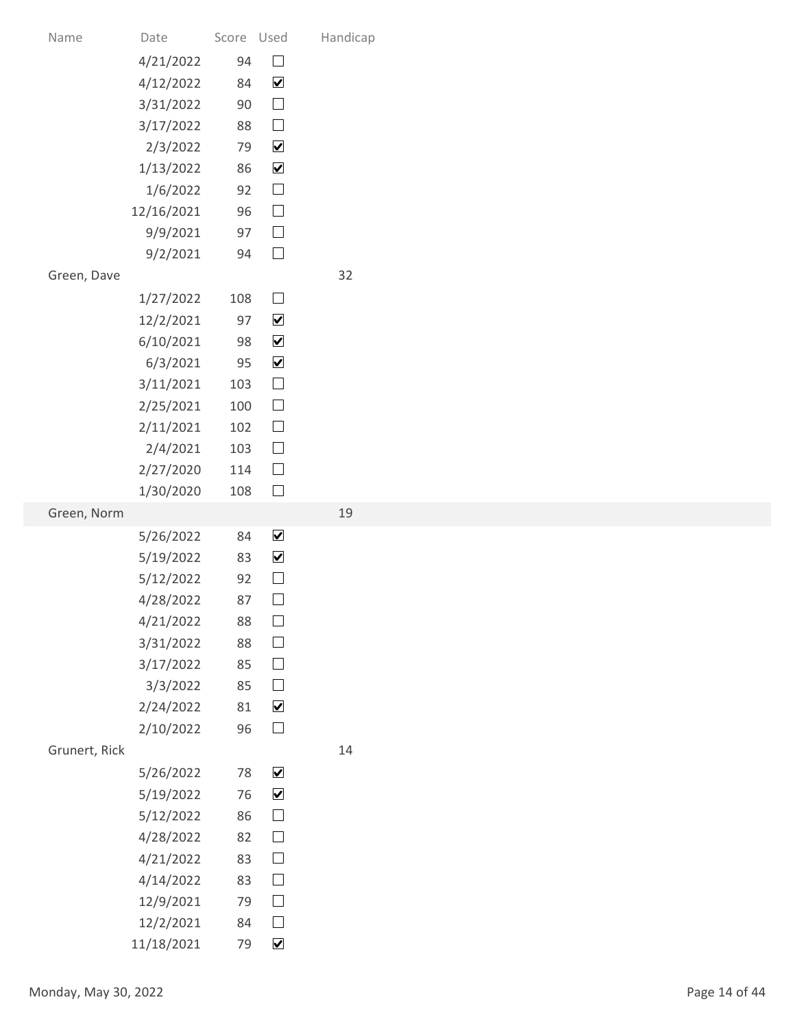| Name | Date | Score | Used | Handicap |
| --- | --- | --- | --- | --- |
| | 4/21/2022 | 94 | ☐ | |
| | 4/12/2022 | 84 | ☑ | |
| | 3/31/2022 | 90 | ☐ | |
| | 3/17/2022 | 88 | ☐ | |
| | 2/3/2022 | 79 | ☑ | |
| | 1/13/2022 | 86 | ☑ | |
| | 1/6/2022 | 92 | ☐ | |
| | 12/16/2021 | 96 | ☐ | |
| | 9/9/2021 | 97 | ☐ | |
| | 9/2/2021 | 94 | ☐ | |
| Green, Dave | | | | 32 |
| | 1/27/2022 | 108 | ☐ | |
| | 12/2/2021 | 97 | ☑ | |
| | 6/10/2021 | 98 | ☑ | |
| | 6/3/2021 | 95 | ☑ | |
| | 3/11/2021 | 103 | ☐ | |
| | 2/25/2021 | 100 | ☐ | |
| | 2/11/2021 | 102 | ☐ | |
| | 2/4/2021 | 103 | ☐ | |
| | 2/27/2020 | 114 | ☐ | |
| | 1/30/2020 | 108 | ☐ | |
| Green, Norm | | | | 19 |
| | 5/26/2022 | 84 | ☑ | |
| | 5/19/2022 | 83 | ☑ | |
| | 5/12/2022 | 92 | ☐ | |
| | 4/28/2022 | 87 | ☐ | |
| | 4/21/2022 | 88 | ☐ | |
| | 3/31/2022 | 88 | ☐ | |
| | 3/17/2022 | 85 | ☐ | |
| | 3/3/2022 | 85 | ☐ | |
| | 2/24/2022 | 81 | ☑ | |
| | 2/10/2022 | 96 | ☐ | |
| Grunert, Rick | | | | 14 |
| | 5/26/2022 | 78 | ☑ | |
| | 5/19/2022 | 76 | ☑ | |
| | 5/12/2022 | 86 | ☐ | |
| | 4/28/2022 | 82 | ☐ | |
| | 4/21/2022 | 83 | ☐ | |
| | 4/14/2022 | 83 | ☐ | |
| | 12/9/2021 | 79 | ☐ | |
| | 12/2/2021 | 84 | ☐ | |
| | 11/18/2021 | 79 | ☑ | |

Monday, May 30, 2022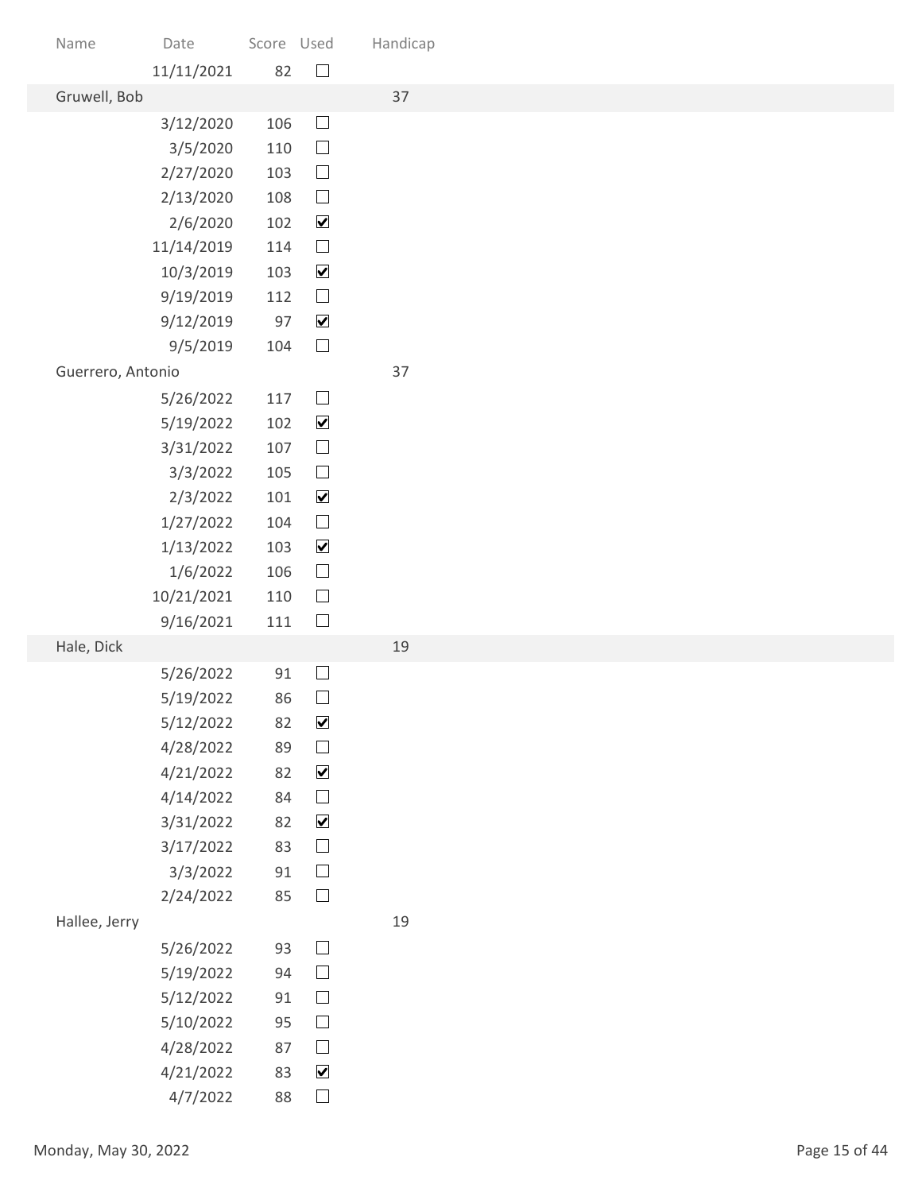| Name | Date | Score | Used | Handicap |
|---|---|---|---|---|
| | 11/11/2021 | 82 | ☐ | |
| Gruwell, Bob | | | | 37 |
| | 3/12/2020 | 106 | ☐ | |
| | 3/5/2020 | 110 | ☐ | |
| | 2/27/2020 | 103 | ☐ | |
| | 2/13/2020 | 108 | ☐ | |
| | 2/6/2020 | 102 | ☑ | |
| | 11/14/2019 | 114 | ☐ | |
| | 10/3/2019 | 103 | ☑ | |
| | 9/19/2019 | 112 | ☐ | |
| | 9/12/2019 | 97 | ☑ | |
| | 9/5/2019 | 104 | ☐ | |
| Guerrero, Antonio | | | | 37 |
| | 5/26/2022 | 117 | ☐ | |
| | 5/19/2022 | 102 | ☑ | |
| | 3/31/2022 | 107 | ☐ | |
| | 3/3/2022 | 105 | ☐ | |
| | 2/3/2022 | 101 | ☑ | |
| | 1/27/2022 | 104 | ☐ | |
| | 1/13/2022 | 103 | ☑ | |
| | 1/6/2022 | 106 | ☐ | |
| | 10/21/2021 | 110 | ☐ | |
| | 9/16/2021 | 111 | ☐ | |
| Hale, Dick | | | | 19 |
| | 5/26/2022 | 91 | ☐ | |
| | 5/19/2022 | 86 | ☐ | |
| | 5/12/2022 | 82 | ☑ | |
| | 4/28/2022 | 89 | ☐ | |
| | 4/21/2022 | 82 | ☑ | |
| | 4/14/2022 | 84 | ☐ | |
| | 3/31/2022 | 82 | ☑ | |
| | 3/17/2022 | 83 | ☐ | |
| | 3/3/2022 | 91 | ☐ | |
| | 2/24/2022 | 85 | ☐ | |
| Hallee, Jerry | | | | 19 |
| | 5/26/2022 | 93 | ☐ | |
| | 5/19/2022 | 94 | ☐ | |
| | 5/12/2022 | 91 | ☐ | |
| | 5/10/2022 | 95 | ☐ | |
| | 4/28/2022 | 87 | ☐ | |
| | 4/21/2022 | 83 | ☑ | |
| | 4/7/2022 | 88 | ☐ | |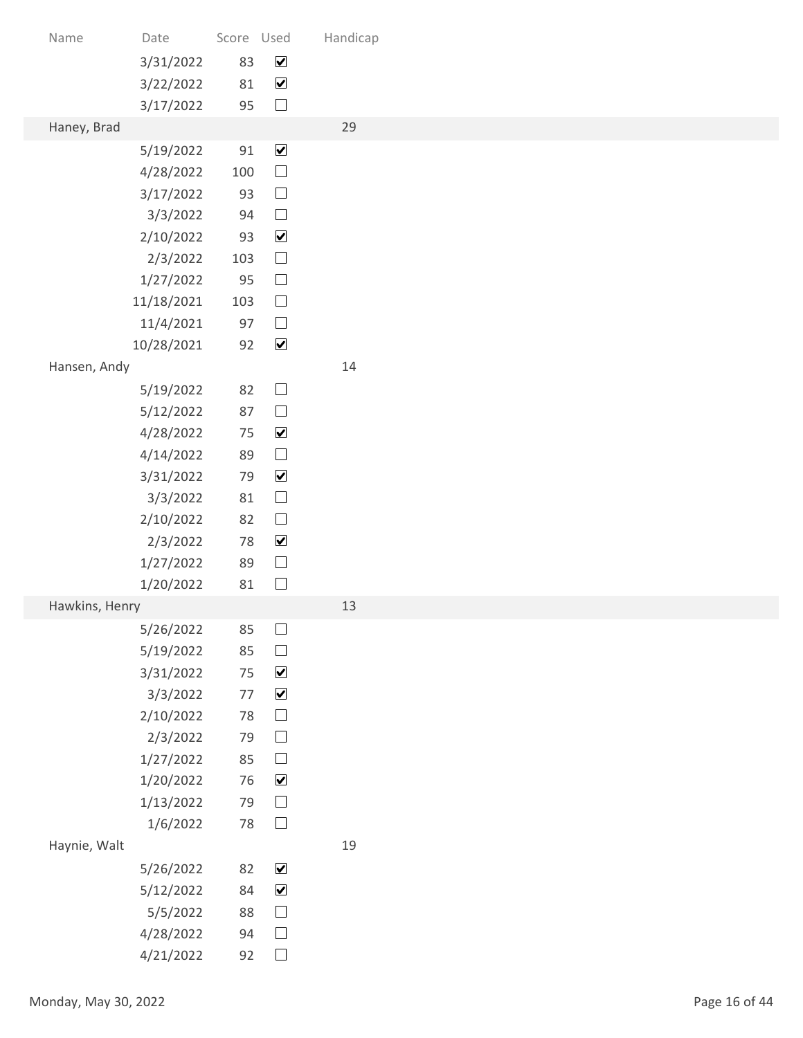| Name | Date | Score | Used | Handicap |
|---|---|---|---|---|
| | 3/31/2022 | 83 | ☑ | |
| | 3/22/2022 | 81 | ☑ | |
| | 3/17/2022 | 95 | ☐ | |
| Haney, Brad | | | | 29 |
| | 5/19/2022 | 91 | ☑ | |
| | 4/28/2022 | 100 | ☐ | |
| | 3/17/2022 | 93 | ☐ | |
| | 3/3/2022 | 94 | ☐ | |
| | 2/10/2022 | 93 | ☑ | |
| | 2/3/2022 | 103 | ☐ | |
| | 1/27/2022 | 95 | ☐ | |
| | 11/18/2021 | 103 | ☐ | |
| | 11/4/2021 | 97 | ☐ | |
| | 10/28/2021 | 92 | ☑ | |
| Hansen, Andy | | | | 14 |
| | 5/19/2022 | 82 | ☐ | |
| | 5/12/2022 | 87 | ☐ | |
| | 4/28/2022 | 75 | ☑ | |
| | 4/14/2022 | 89 | ☐ | |
| | 3/31/2022 | 79 | ☑ | |
| | 3/3/2022 | 81 | ☐ | |
| | 2/10/2022 | 82 | ☐ | |
| | 2/3/2022 | 78 | ☑ | |
| | 1/27/2022 | 89 | ☐ | |
| | 1/20/2022 | 81 | ☐ | |
| Hawkins, Henry | | | | 13 |
| | 5/26/2022 | 85 | ☐ | |
| | 5/19/2022 | 85 | ☐ | |
| | 3/31/2022 | 75 | ☑ | |
| | 3/3/2022 | 77 | ☑ | |
| | 2/10/2022 | 78 | ☐ | |
| | 2/3/2022 | 79 | ☐ | |
| | 1/27/2022 | 85 | ☐ | |
| | 1/20/2022 | 76 | ☑ | |
| | 1/13/2022 | 79 | ☐ | |
| | 1/6/2022 | 78 | ☐ | |
| Haynie, Walt | | | | 19 |
| | 5/26/2022 | 82 | ☑ | |
| | 5/12/2022 | 84 | ☑ | |
| | 5/5/2022 | 88 | ☐ | |
| | 4/28/2022 | 94 | ☐ | |
| | 4/21/2022 | 92 | ☐ | |

Monday, May 30, 2022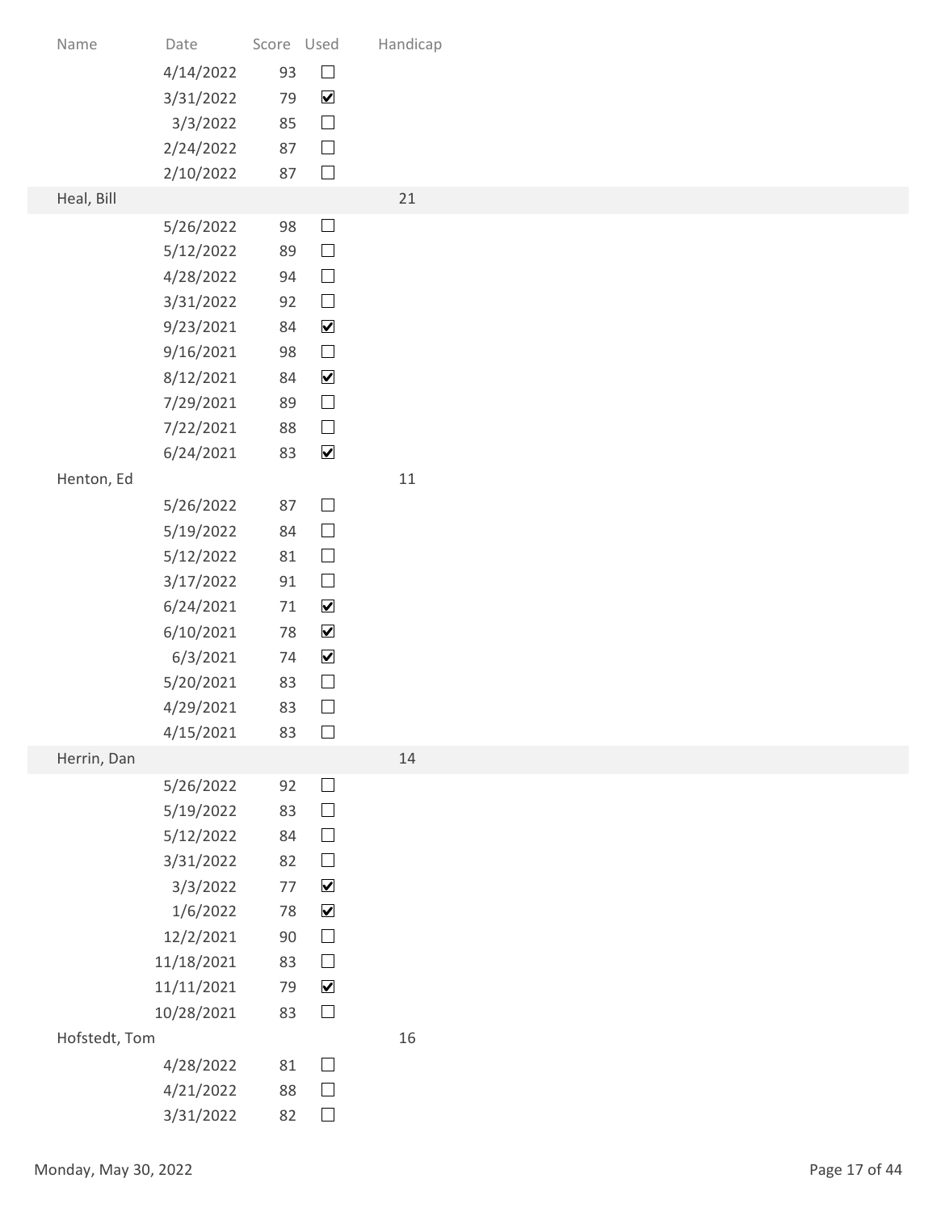| Name | Date | Score | Used | Handicap |
|---|---|---|---|---|
| | 4/14/2022 | 93 | ☐ | |
| | 3/31/2022 | 79 | ☑ | |
| | 3/3/2022 | 85 | ☐ | |
| | 2/24/2022 | 87 | ☐ | |
| | 2/10/2022 | 87 | ☐ | |
| Heal, Bill | | | | 21 |
| | 5/26/2022 | 98 | ☐ | |
| | 5/12/2022 | 89 | ☐ | |
| | 4/28/2022 | 94 | ☐ | |
| | 3/31/2022 | 92 | ☐ | |
| | 9/23/2021 | 84 | ☑ | |
| | 9/16/2021 | 98 | ☐ | |
| | 8/12/2021 | 84 | ☑ | |
| | 7/29/2021 | 89 | ☐ | |
| | 7/22/2021 | 88 | ☐ | |
| | 6/24/2021 | 83 | ☑ | |
| Henton, Ed | | | | 11 |
| | 5/26/2022 | 87 | ☐ | |
| | 5/19/2022 | 84 | ☐ | |
| | 5/12/2022 | 81 | ☐ | |
| | 3/17/2022 | 91 | ☐ | |
| | 6/24/2021 | 71 | ☑ | |
| | 6/10/2021 | 78 | ☑ | |
| | 6/3/2021 | 74 | ☑ | |
| | 5/20/2021 | 83 | ☐ | |
| | 4/29/2021 | 83 | ☐ | |
| | 4/15/2021 | 83 | ☐ | |
| Herrin, Dan | | | | 14 |
| | 5/26/2022 | 92 | ☐ | |
| | 5/19/2022 | 83 | ☐ | |
| | 5/12/2022 | 84 | ☐ | |
| | 3/31/2022 | 82 | ☐ | |
| | 3/3/2022 | 77 | ☑ | |
| | 1/6/2022 | 78 | ☑ | |
| | 12/2/2021 | 90 | ☐ | |
| | 11/18/2021 | 83 | ☐ | |
| | 11/11/2021 | 79 | ☑ | |
| | 10/28/2021 | 83 | ☐ | |
| Hofstedt, Tom | | | | 16 |
| | 4/28/2022 | 81 | ☐ | |
| | 4/21/2022 | 88 | ☐ | |
| | 3/31/2022 | 82 | ☐ | |

Monday, May 30, 2022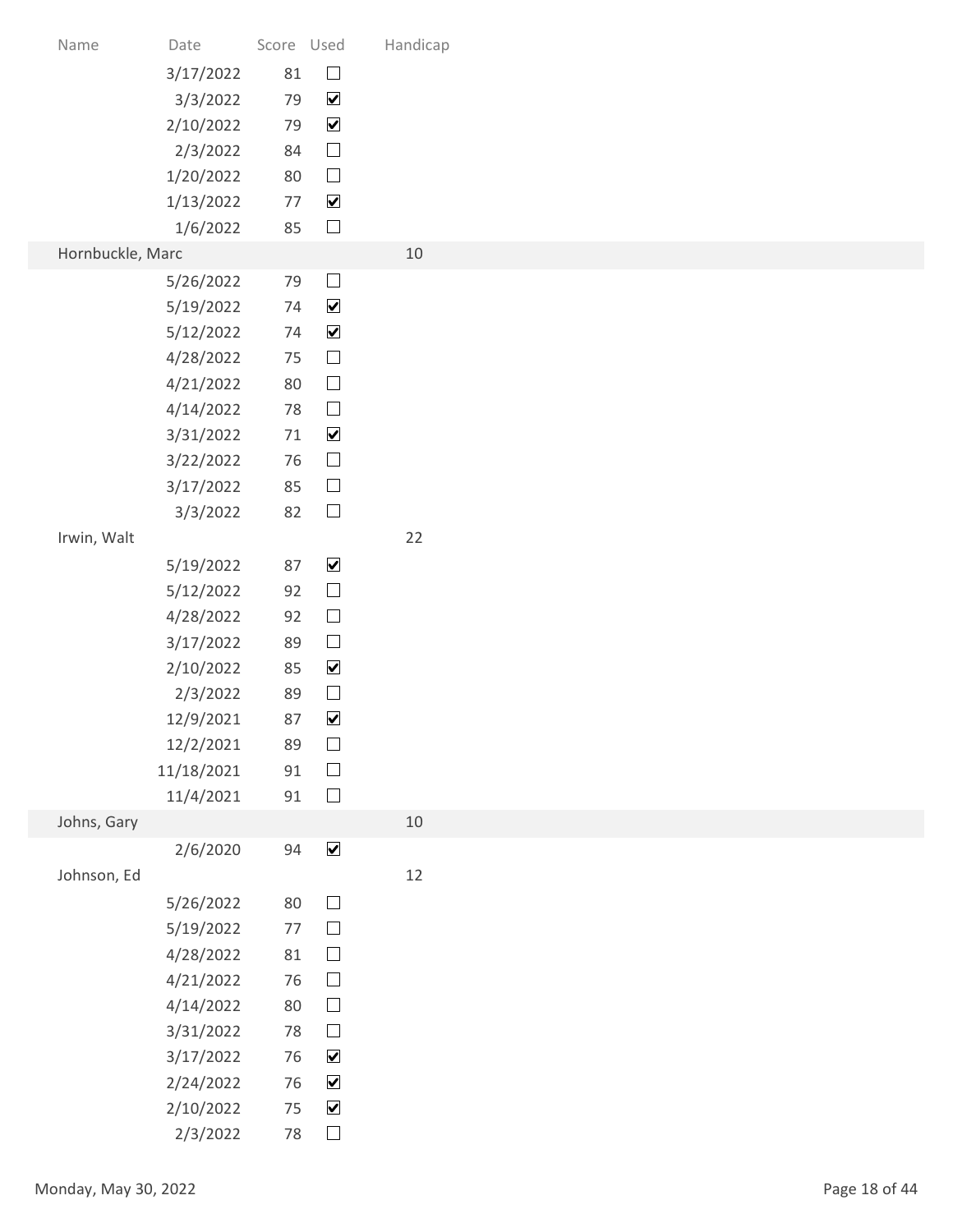| Name | Date | Score | Used | Handicap |
|---|---|---|---|---|
| | 3/17/2022 | 81 | ☐ | |
| | 3/3/2022 | 79 | ☑ | |
| | 2/10/2022 | 79 | ☑ | |
| | 2/3/2022 | 84 | ☐ | |
| | 1/20/2022 | 80 | ☐ | |
| | 1/13/2022 | 77 | ☑ | |
| | 1/6/2022 | 85 | ☐ | |
| Hornbuckle, Marc | | | | 10 |
| | 5/26/2022 | 79 | ☐ | |
| | 5/19/2022 | 74 | ☑ | |
| | 5/12/2022 | 74 | ☑ | |
| | 4/28/2022 | 75 | ☐ | |
| | 4/21/2022 | 80 | ☐ | |
| | 4/14/2022 | 78 | ☐ | |
| | 3/31/2022 | 71 | ☑ | |
| | 3/22/2022 | 76 | ☐ | |
| | 3/17/2022 | 85 | ☐ | |
| | 3/3/2022 | 82 | ☐ | |
| Irwin, Walt | | | | 22 |
| | 5/19/2022 | 87 | ☑ | |
| | 5/12/2022 | 92 | ☐ | |
| | 4/28/2022 | 92 | ☐ | |
| | 3/17/2022 | 89 | ☐ | |
| | 2/10/2022 | 85 | ☑ | |
| | 2/3/2022 | 89 | ☐ | |
| | 12/9/2021 | 87 | ☑ | |
| | 12/2/2021 | 89 | ☐ | |
| | 11/18/2021 | 91 | ☐ | |
| | 11/4/2021 | 91 | ☐ | |
| Johns, Gary | | | | 10 |
| | 2/6/2020 | 94 | ☑ | |
| Johnson, Ed | | | | 12 |
| | 5/26/2022 | 80 | ☐ | |
| | 5/19/2022 | 77 | ☐ | |
| | 4/28/2022 | 81 | ☐ | |
| | 4/21/2022 | 76 | ☐ | |
| | 4/14/2022 | 80 | ☐ | |
| | 3/31/2022 | 78 | ☐ | |
| | 3/17/2022 | 76 | ☑ | |
| | 2/24/2022 | 76 | ☑ | |
| | 2/10/2022 | 75 | ☑ | |
| | 2/3/2022 | 78 | ☐ | |

Monday, May 30, 2022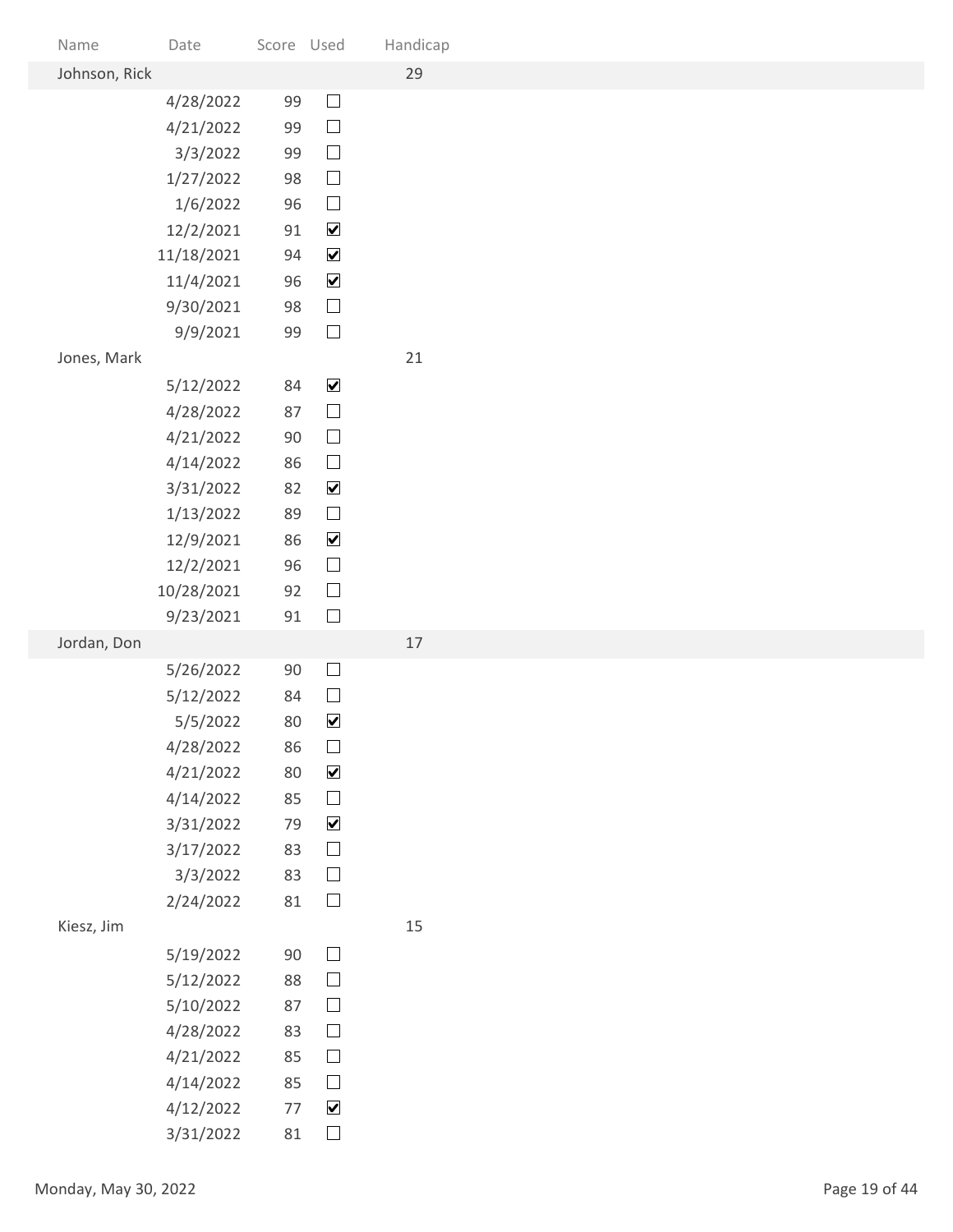| Name | Date | Score | Used | Handicap |
|---|---|---|---|---|
| Johnson, Rick | | | | 29 |
| | 4/28/2022 | 99 | ☐ | |
| | 4/21/2022 | 99 | ☐ | |
| | 3/3/2022 | 99 | ☐ | |
| | 1/27/2022 | 98 | ☐ | |
| | 1/6/2022 | 96 | ☐ | |
| | 12/2/2021 | 91 | ☑ | |
| | 11/18/2021 | 94 | ☑ | |
| | 11/4/2021 | 96 | ☑ | |
| | 9/30/2021 | 98 | ☐ | |
| | 9/9/2021 | 99 | ☐ | |
| Jones, Mark | | | | 21 |
| | 5/12/2022 | 84 | ☑ | |
| | 4/28/2022 | 87 | ☐ | |
| | 4/21/2022 | 90 | ☐ | |
| | 4/14/2022 | 86 | ☐ | |
| | 3/31/2022 | 82 | ☑ | |
| | 1/13/2022 | 89 | ☐ | |
| | 12/9/2021 | 86 | ☑ | |
| | 12/2/2021 | 96 | ☐ | |
| | 10/28/2021 | 92 | ☐ | |
| | 9/23/2021 | 91 | ☐ | |
| Jordan, Don | | | | 17 |
| | 5/26/2022 | 90 | ☐ | |
| | 5/12/2022 | 84 | ☐ | |
| | 5/5/2022 | 80 | ☑ | |
| | 4/28/2022 | 86 | ☐ | |
| | 4/21/2022 | 80 | ☑ | |
| | 4/14/2022 | 85 | ☐ | |
| | 3/31/2022 | 79 | ☑ | |
| | 3/17/2022 | 83 | ☐ | |
| | 3/3/2022 | 83 | ☐ | |
| | 2/24/2022 | 81 | ☐ | |
| Kiesz, Jim | | | | 15 |
| | 5/19/2022 | 90 | ☐ | |
| | 5/12/2022 | 88 | ☐ | |
| | 5/10/2022 | 87 | ☐ | |
| | 4/28/2022 | 83 | ☐ | |
| | 4/21/2022 | 85 | ☐ | |
| | 4/14/2022 | 85 | ☐ | |
| | 4/12/2022 | 77 | ☑ | |
| | 3/31/2022 | 81 | ☐ | |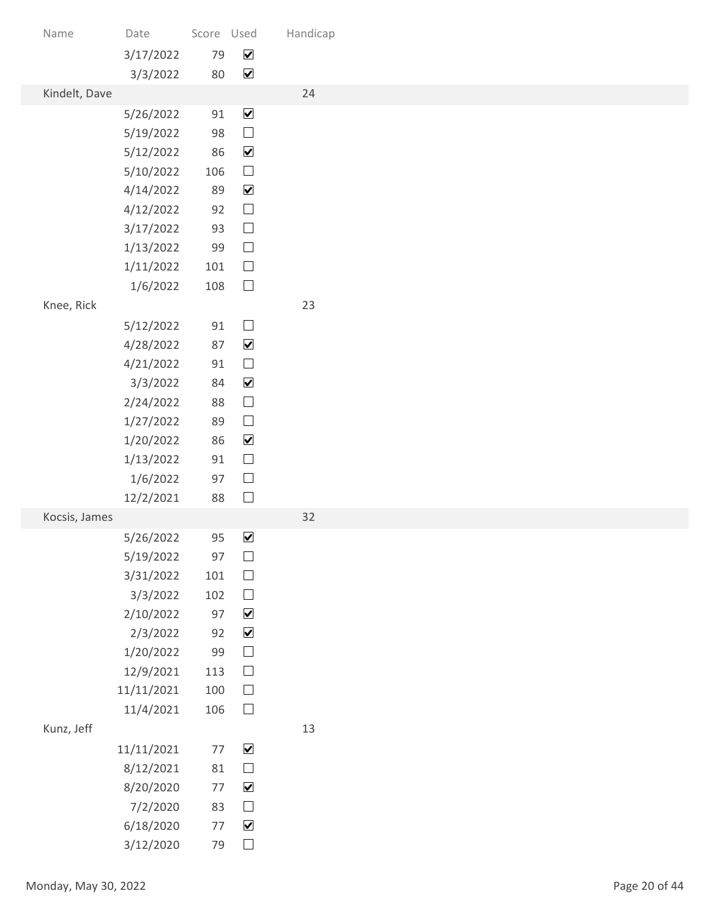| Name | Date | Score | Used | Handicap |
|---|---|---|---|---|
| | 3/17/2022 | 79 | ☑ | |
| | 3/3/2022 | 80 | ☑ | |
| Kindelt, Dave | | | | 24 |
| | 5/26/2022 | 91 | ☑ | |
| | 5/19/2022 | 98 | ☐ | |
| | 5/12/2022 | 86 | ☑ | |
| | 5/10/2022 | 106 | ☐ | |
| | 4/14/2022 | 89 | ☑ | |
| | 4/12/2022 | 92 | ☐ | |
| | 3/17/2022 | 93 | ☐ | |
| | 1/13/2022 | 99 | ☐ | |
| | 1/11/2022 | 101 | ☐ | |
| | 1/6/2022 | 108 | ☐ | |
| Knee, Rick | | | | 23 |
| | 5/12/2022 | 91 | ☐ | |
| | 4/28/2022 | 87 | ☑ | |
| | 4/21/2022 | 91 | ☐ | |
| | 3/3/2022 | 84 | ☑ | |
| | 2/24/2022 | 88 | ☐ | |
| | 1/27/2022 | 89 | ☐ | |
| | 1/20/2022 | 86 | ☑ | |
| | 1/13/2022 | 91 | ☐ | |
| | 1/6/2022 | 97 | ☐ | |
| | 12/2/2021 | 88 | ☐ | |
| Kocsis, James | | | | 32 |
| | 5/26/2022 | 95 | ☑ | |
| | 5/19/2022 | 97 | ☐ | |
| | 3/31/2022 | 101 | ☐ | |
| | 3/3/2022 | 102 | ☐ | |
| | 2/10/2022 | 97 | ☑ | |
| | 2/3/2022 | 92 | ☑ | |
| | 1/20/2022 | 99 | ☐ | |
| | 12/9/2021 | 113 | ☐ | |
| | 11/11/2021 | 100 | ☐ | |
| | 11/4/2021 | 106 | ☐ | |
| Kunz, Jeff | | | | 13 |
| | 11/11/2021 | 77 | ☑ | |
| | 8/12/2021 | 81 | ☐ | |
| | 8/20/2020 | 77 | ☑ | |
| | 7/2/2020 | 83 | ☐ | |
| | 6/18/2020 | 77 | ☑ | |
| | 3/12/2020 | 79 | ☐ | |

Monday, May 30, 2022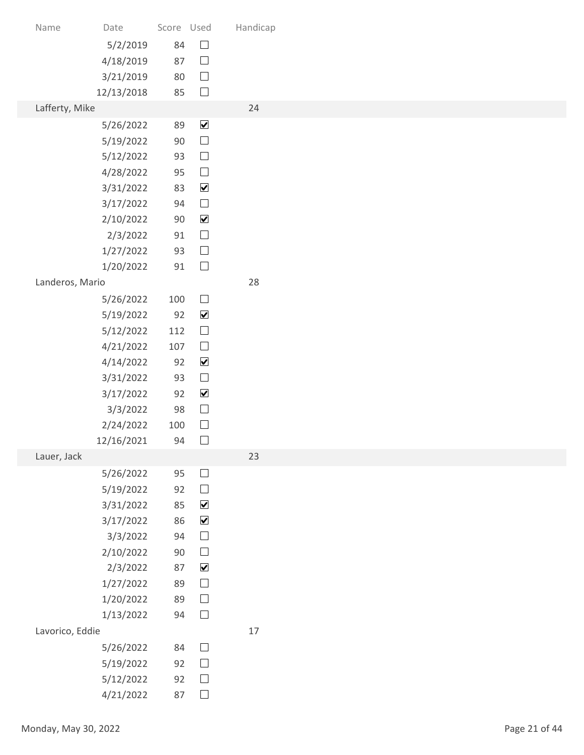| Name | Date | Score | Used | Handicap |
|---|---|---|---|---|
| | 5/2/2019 | 84 | ☐ | |
| | 4/18/2019 | 87 | ☐ | |
| | 3/21/2019 | 80 | ☐ | |
| | 12/13/2018 | 85 | ☐ | |
| Lafferty, Mike | | | | 24 |
| | 5/26/2022 | 89 | ☑ | |
| | 5/19/2022 | 90 | ☐ | |
| | 5/12/2022 | 93 | ☐ | |
| | 4/28/2022 | 95 | ☐ | |
| | 3/31/2022 | 83 | ☑ | |
| | 3/17/2022 | 94 | ☐ | |
| | 2/10/2022 | 90 | ☑ | |
| | 2/3/2022 | 91 | ☐ | |
| | 1/27/2022 | 93 | ☐ | |
| | 1/20/2022 | 91 | ☐ | |
| Landeros, Mario | | | | 28 |
| | 5/26/2022 | 100 | ☐ | |
| | 5/19/2022 | 92 | ☑ | |
| | 5/12/2022 | 112 | ☐ | |
| | 4/21/2022 | 107 | ☐ | |
| | 4/14/2022 | 92 | ☑ | |
| | 3/31/2022 | 93 | ☐ | |
| | 3/17/2022 | 92 | ☑ | |
| | 3/3/2022 | 98 | ☐ | |
| | 2/24/2022 | 100 | ☐ | |
| | 12/16/2021 | 94 | ☐ | |
| Lauer, Jack | | | | 23 |
| | 5/26/2022 | 95 | ☐ | |
| | 5/19/2022 | 92 | ☐ | |
| | 3/31/2022 | 85 | ☑ | |
| | 3/17/2022 | 86 | ☑ | |
| | 3/3/2022 | 94 | ☐ | |
| | 2/10/2022 | 90 | ☐ | |
| | 2/3/2022 | 87 | ☑ | |
| | 1/27/2022 | 89 | ☐ | |
| | 1/20/2022 | 89 | ☐ | |
| | 1/13/2022 | 94 | ☐ | |
| Lavorico, Eddie | | | | 17 |
| | 5/26/2022 | 84 | ☐ | |
| | 5/19/2022 | 92 | ☐ | |
| | 5/12/2022 | 92 | ☐ | |
| | 4/21/2022 | 87 | ☐ | |

Monday, May 30, 2022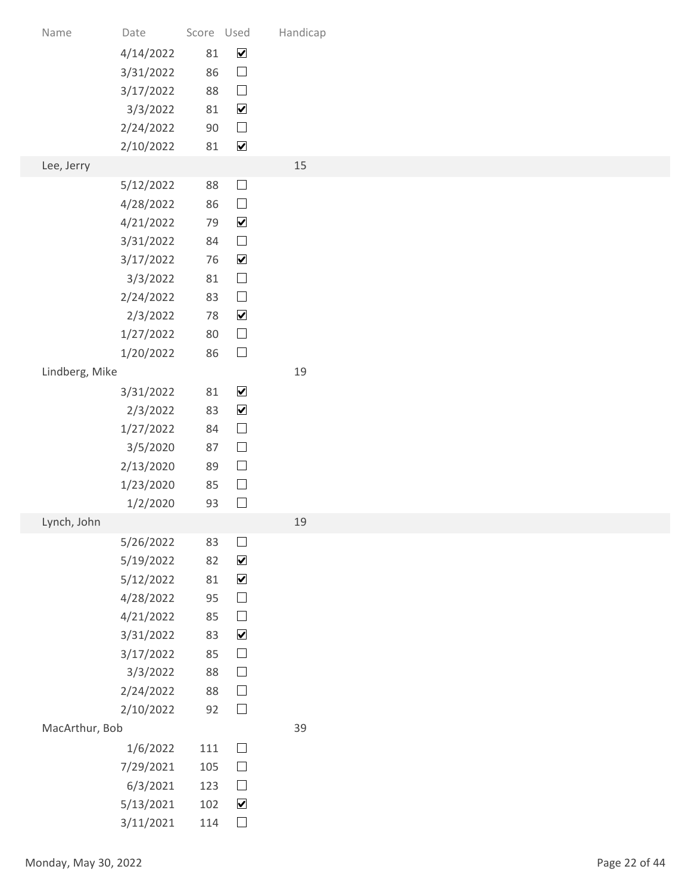| Name | Date | Score | Used | Handicap |
|---|---|---|---|---|
| | 4/14/2022 | 81 | ☑ | |
| | 3/31/2022 | 86 | ☐ | |
| | 3/17/2022 | 88 | ☐ | |
| | 3/3/2022 | 81 | ☑ | |
| | 2/24/2022 | 90 | ☐ | |
| | 2/10/2022 | 81 | ☑ | |
| Lee, Jerry | | | | 15 |
| | 5/12/2022 | 88 | ☐ | |
| | 4/28/2022 | 86 | ☐ | |
| | 4/21/2022 | 79 | ☑ | |
| | 3/31/2022 | 84 | ☐ | |
| | 3/17/2022 | 76 | ☑ | |
| | 3/3/2022 | 81 | ☐ | |
| | 2/24/2022 | 83 | ☐ | |
| | 2/3/2022 | 78 | ☑ | |
| | 1/27/2022 | 80 | ☐ | |
| | 1/20/2022 | 86 | ☐ | |
| Lindberg, Mike | | | | 19 |
| | 3/31/2022 | 81 | ☑ | |
| | 2/3/2022 | 83 | ☑ | |
| | 1/27/2022 | 84 | ☐ | |
| | 3/5/2020 | 87 | ☐ | |
| | 2/13/2020 | 89 | ☐ | |
| | 1/23/2020 | 85 | ☐ | |
| | 1/2/2020 | 93 | ☐ | |
| Lynch, John | | | | 19 |
| | 5/26/2022 | 83 | ☐ | |
| | 5/19/2022 | 82 | ☑ | |
| | 5/12/2022 | 81 | ☑ | |
| | 4/28/2022 | 95 | ☐ | |
| | 4/21/2022 | 85 | ☐ | |
| | 3/31/2022 | 83 | ☑ | |
| | 3/17/2022 | 85 | ☐ | |
| | 3/3/2022 | 88 | ☐ | |
| | 2/24/2022 | 88 | ☐ | |
| | 2/10/2022 | 92 | ☐ | |
| MacArthur, Bob | | | | 39 |
| | 1/6/2022 | 111 | ☐ | |
| | 7/29/2021 | 105 | ☐ | |
| | 6/3/2021 | 123 | ☐ | |
| | 5/13/2021 | 102 | ☑ | |
| | 3/11/2021 | 114 | ☐ | |

Monday, May 30, 2022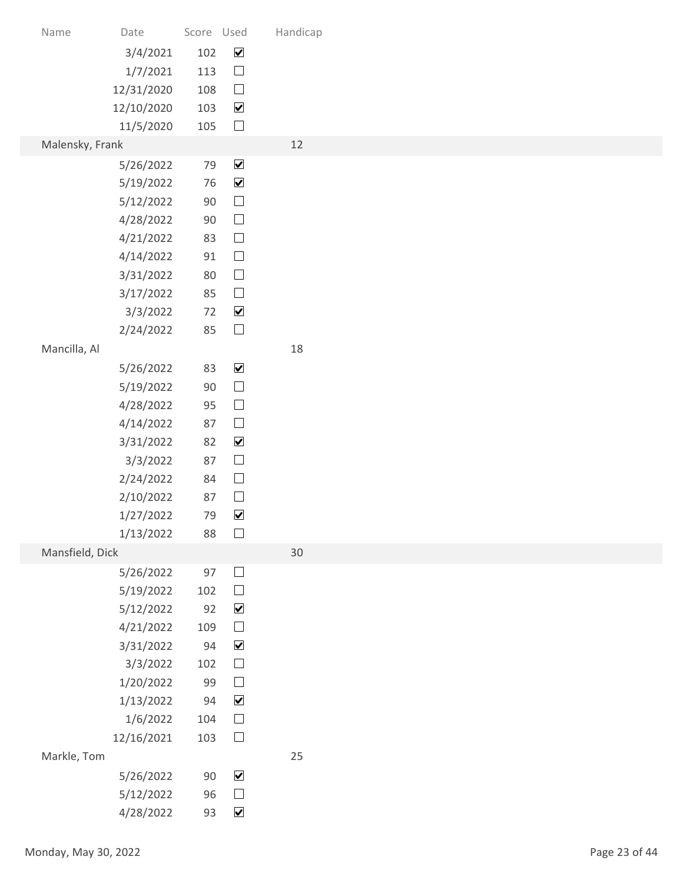| Name | Date | Score | Used | Handicap |
|---|---|---|---|---|
| | 3/4/2021 | 102 | ☑ | |
| | 1/7/2021 | 113 | ☐ | |
| | 12/31/2020 | 108 | ☐ | |
| | 12/10/2020 | 103 | ☑ | |
| | 11/5/2020 | 105 | ☐ | |
| Malensky, Frank | | | | 12 |
| | 5/26/2022 | 79 | ☑ | |
| | 5/19/2022 | 76 | ☑ | |
| | 5/12/2022 | 90 | ☐ | |
| | 4/28/2022 | 90 | ☐ | |
| | 4/21/2022 | 83 | ☐ | |
| | 4/14/2022 | 91 | ☐ | |
| | 3/31/2022 | 80 | ☐ | |
| | 3/17/2022 | 85 | ☐ | |
| | 3/3/2022 | 72 | ☑ | |
| | 2/24/2022 | 85 | ☐ | |
| Mancilla, Al | | | | 18 |
| | 5/26/2022 | 83 | ☑ | |
| | 5/19/2022 | 90 | ☐ | |
| | 4/28/2022 | 95 | ☐ | |
| | 4/14/2022 | 87 | ☐ | |
| | 3/31/2022 | 82 | ☑ | |
| | 3/3/2022 | 87 | ☐ | |
| | 2/24/2022 | 84 | ☐ | |
| | 2/10/2022 | 87 | ☐ | |
| | 1/27/2022 | 79 | ☑ | |
| | 1/13/2022 | 88 | ☐ | |
| Mansfield, Dick | | | | 30 |
| | 5/26/2022 | 97 | ☐ | |
| | 5/19/2022 | 102 | ☐ | |
| | 5/12/2022 | 92 | ☑ | |
| | 4/21/2022 | 109 | ☐ | |
| | 3/31/2022 | 94 | ☑ | |
| | 3/3/2022 | 102 | ☐ | |
| | 1/20/2022 | 99 | ☐ | |
| | 1/13/2022 | 94 | ☑ | |
| | 1/6/2022 | 104 | ☐ | |
| | 12/16/2021 | 103 | ☐ | |
| Markle, Tom | | | | 25 |
| | 5/26/2022 | 90 | ☑ | |
| | 5/12/2022 | 96 | ☐ | |
| | 4/28/2022 | 93 | ☑ | |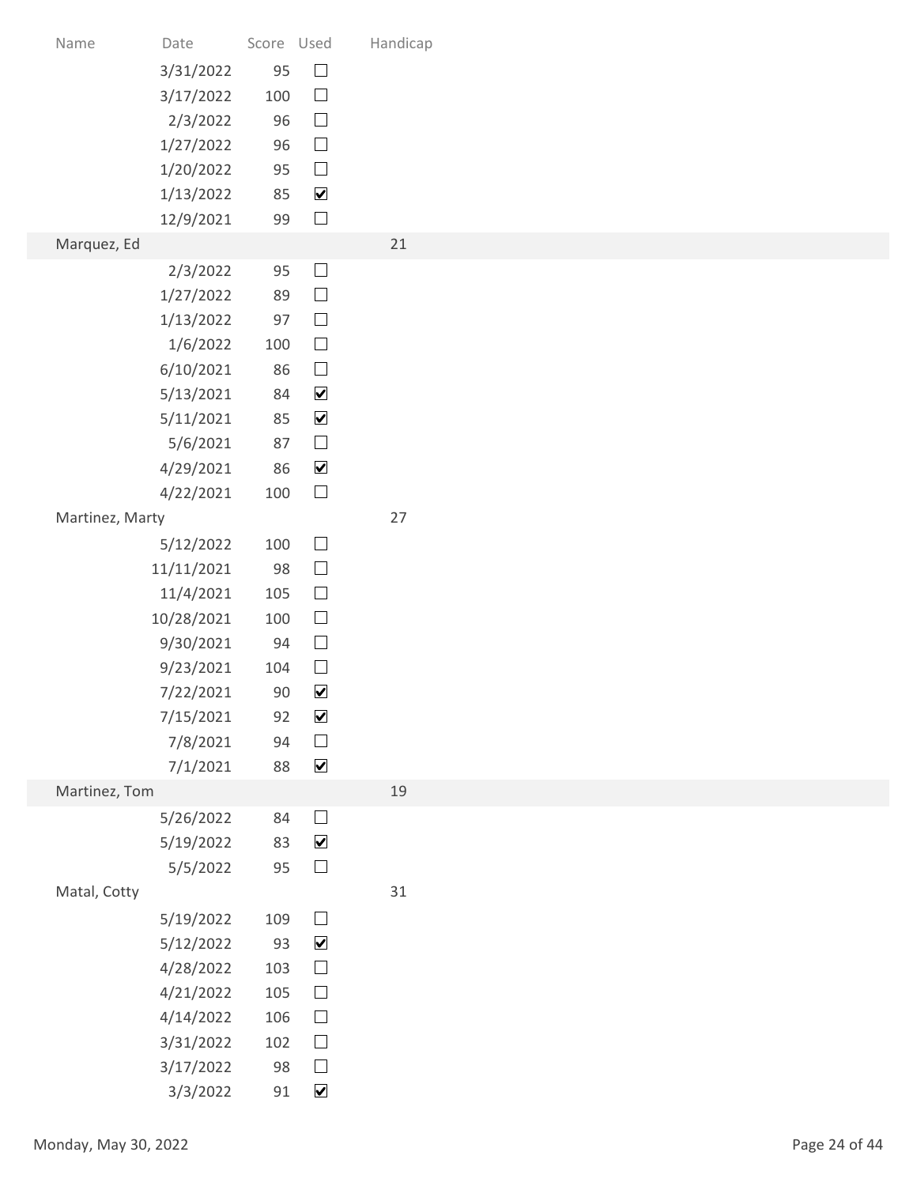| Name | Date | Score | Used | Handicap |
|---|---|---|---|---|
| | 3/31/2022 | 95 | ☐ | |
| | 3/17/2022 | 100 | ☐ | |
| | 2/3/2022 | 96 | ☐ | |
| | 1/27/2022 | 96 | ☐ | |
| | 1/20/2022 | 95 | ☐ | |
| | 1/13/2022 | 85 | ☑ | |
| | 12/9/2021 | 99 | ☐ | |
| Marquez, Ed | | | | 21 |
| | 2/3/2022 | 95 | ☐ | |
| | 1/27/2022 | 89 | ☐ | |
| | 1/13/2022 | 97 | ☐ | |
| | 1/6/2022 | 100 | ☐ | |
| | 6/10/2021 | 86 | ☐ | |
| | 5/13/2021 | 84 | ☑ | |
| | 5/11/2021 | 85 | ☑ | |
| | 5/6/2021 | 87 | ☐ | |
| | 4/29/2021 | 86 | ☑ | |
| | 4/22/2021 | 100 | ☐ | |
| Martinez, Marty | | | | 27 |
| | 5/12/2022 | 100 | ☐ | |
| | 11/11/2021 | 98 | ☐ | |
| | 11/4/2021 | 105 | ☐ | |
| | 10/28/2021 | 100 | ☐ | |
| | 9/30/2021 | 94 | ☐ | |
| | 9/23/2021 | 104 | ☐ | |
| | 7/22/2021 | 90 | ☑ | |
| | 7/15/2021 | 92 | ☑ | |
| | 7/8/2021 | 94 | ☐ | |
| | 7/1/2021 | 88 | ☑ | |
| Martinez, Tom | | | | 19 |
| | 5/26/2022 | 84 | ☐ | |
| | 5/19/2022 | 83 | ☑ | |
| | 5/5/2022 | 95 | ☐ | |
| Matal, Cotty | | | | 31 |
| | 5/19/2022 | 109 | ☐ | |
| | 5/12/2022 | 93 | ☑ | |
| | 4/28/2022 | 103 | ☐ | |
| | 4/21/2022 | 105 | ☐ | |
| | 4/14/2022 | 106 | ☐ | |
| | 3/31/2022 | 102 | ☐ | |
| | 3/17/2022 | 98 | ☐ | |
| | 3/3/2022 | 91 | ☑ | |

Monday, May 30, 2022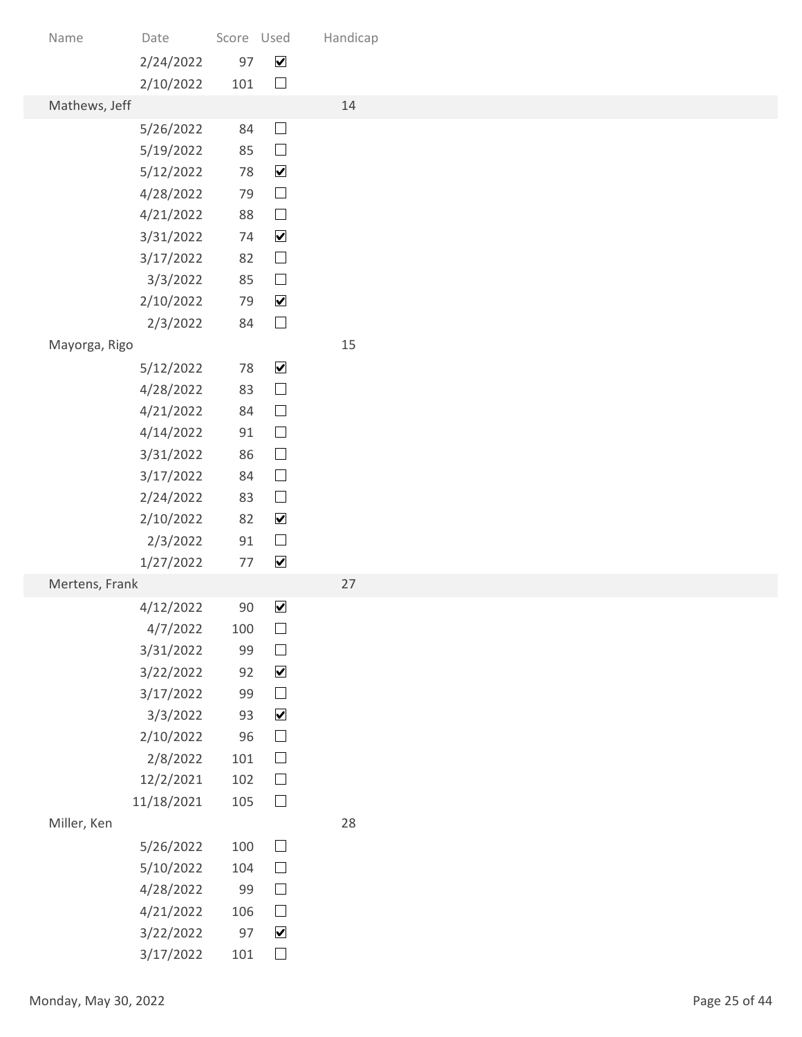| Name | Date | Score | Used | Handicap |
|---|---|---|---|---|
| | 2/24/2022 | 97 | ☑ | |
| | 2/10/2022 | 101 | ☐ | |
| Mathews, Jeff | | | | 14 |
| | 5/26/2022 | 84 | ☐ | |
| | 5/19/2022 | 85 | ☐ | |
| | 5/12/2022 | 78 | ☑ | |
| | 4/28/2022 | 79 | ☐ | |
| | 4/21/2022 | 88 | ☐ | |
| | 3/31/2022 | 74 | ☑ | |
| | 3/17/2022 | 82 | ☐ | |
| | 3/3/2022 | 85 | ☐ | |
| | 2/10/2022 | 79 | ☑ | |
| | 2/3/2022 | 84 | ☐ | |
| Mayorga, Rigo | | | | 15 |
| | 5/12/2022 | 78 | ☑ | |
| | 4/28/2022 | 83 | ☐ | |
| | 4/21/2022 | 84 | ☐ | |
| | 4/14/2022 | 91 | ☐ | |
| | 3/31/2022 | 86 | ☐ | |
| | 3/17/2022 | 84 | ☐ | |
| | 2/24/2022 | 83 | ☐ | |
| | 2/10/2022 | 82 | ☑ | |
| | 2/3/2022 | 91 | ☐ | |
| | 1/27/2022 | 77 | ☑ | |
| Mertens, Frank | | | | 27 |
| | 4/12/2022 | 90 | ☑ | |
| | 4/7/2022 | 100 | ☐ | |
| | 3/31/2022 | 99 | ☐ | |
| | 3/22/2022 | 92 | ☑ | |
| | 3/17/2022 | 99 | ☐ | |
| | 3/3/2022 | 93 | ☑ | |
| | 2/10/2022 | 96 | ☐ | |
| | 2/8/2022 | 101 | ☐ | |
| | 12/2/2021 | 102 | ☐ | |
| | 11/18/2021 | 105 | ☐ | |
| Miller, Ken | | | | 28 |
| | 5/26/2022 | 100 | ☐ | |
| | 5/10/2022 | 104 | ☐ | |
| | 4/28/2022 | 99 | ☐ | |
| | 4/21/2022 | 106 | ☐ | |
| | 3/22/2022 | 97 | ☑ | |
| | 3/17/2022 | 101 | ☐ | |

Monday, May 30, 2022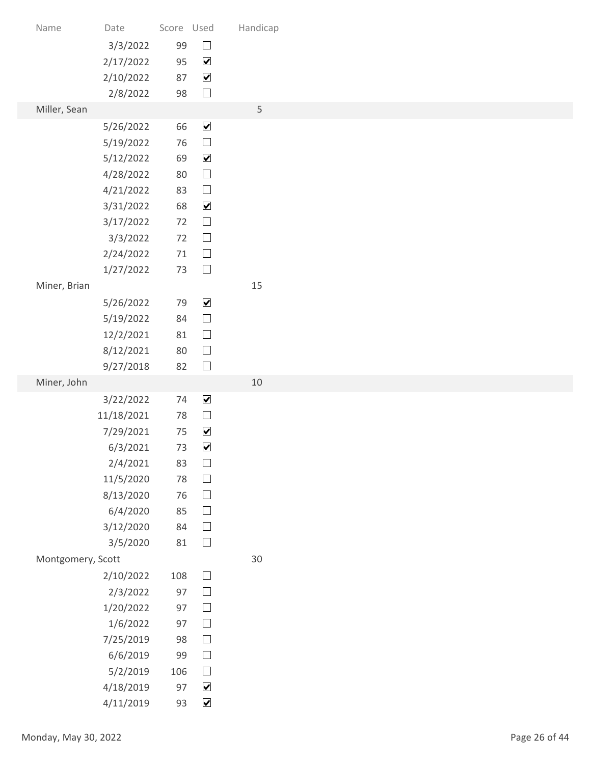| Name | Date | Score | Used | Handicap |
| --- | --- | --- | --- | --- |
| | 3/3/2022 | 99 | ☐ | |
| | 2/17/2022 | 95 | ☑ | |
| | 2/10/2022 | 87 | ☑ | |
| | 2/8/2022 | 98 | ☐ | |
| Miller, Sean | | | | 5 |
| | 5/26/2022 | 66 | ☑ | |
| | 5/19/2022 | 76 | ☐ | |
| | 5/12/2022 | 69 | ☑ | |
| | 4/28/2022 | 80 | ☐ | |
| | 4/21/2022 | 83 | ☐ | |
| | 3/31/2022 | 68 | ☑ | |
| | 3/17/2022 | 72 | ☐ | |
| | 3/3/2022 | 72 | ☐ | |
| | 2/24/2022 | 71 | ☐ | |
| | 1/27/2022 | 73 | ☐ | |
| Miner, Brian | | | | 15 |
| | 5/26/2022 | 79 | ☑ | |
| | 5/19/2022 | 84 | ☐ | |
| | 12/2/2021 | 81 | ☐ | |
| | 8/12/2021 | 80 | ☐ | |
| | 9/27/2018 | 82 | ☐ | |
| Miner, John | | | | 10 |
| | 3/22/2022 | 74 | ☑ | |
| | 11/18/2021 | 78 | ☐ | |
| | 7/29/2021 | 75 | ☑ | |
| | 6/3/2021 | 73 | ☑ | |
| | 2/4/2021 | 83 | ☐ | |
| | 11/5/2020 | 78 | ☐ | |
| | 8/13/2020 | 76 | ☐ | |
| | 6/4/2020 | 85 | ☐ | |
| | 3/12/2020 | 84 | ☐ | |
| | 3/5/2020 | 81 | ☐ | |
| Montgomery, Scott | | | | 30 |
| | 2/10/2022 | 108 | ☐ | |
| | 2/3/2022 | 97 | ☐ | |
| | 1/20/2022 | 97 | ☐ | |
| | 1/6/2022 | 97 | ☐ | |
| | 7/25/2019 | 98 | ☐ | |
| | 6/6/2019 | 99 | ☐ | |
| | 5/2/2019 | 106 | ☐ | |
| | 4/18/2019 | 97 | ☑ | |
| | 4/11/2019 | 93 | ☑ | |

Monday, May 30, 2022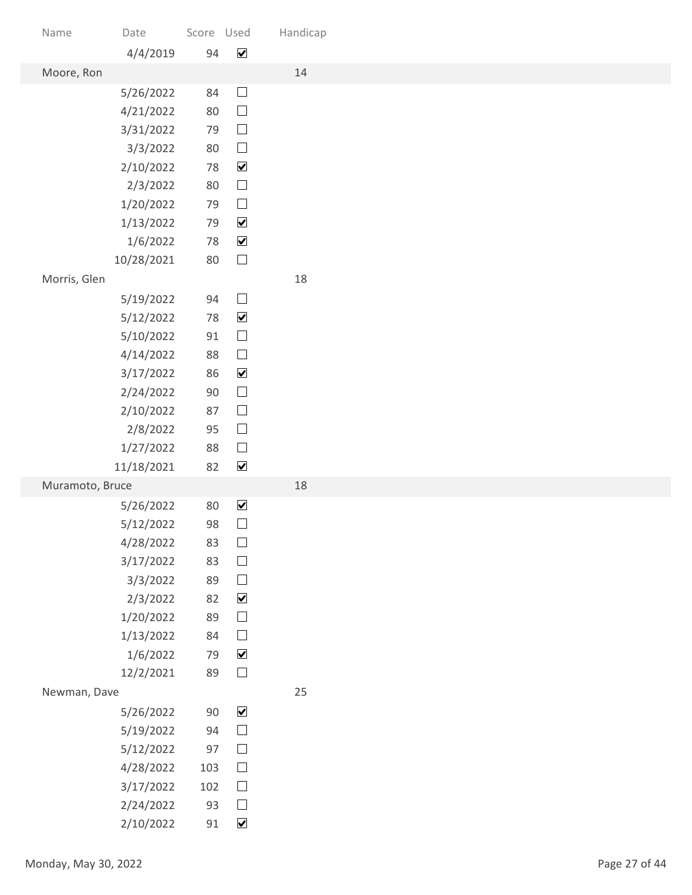| Name | Date | Score | Used | Handicap |
| --- | --- | --- | --- | --- |
| | 4/4/2019 | 94 | ☑ | |
| Moore, Ron | | | | 14 |
| | 5/26/2022 | 84 | ☐ | |
| | 4/21/2022 | 80 | ☐ | |
| | 3/31/2022 | 79 | ☐ | |
| | 3/3/2022 | 80 | ☐ | |
| | 2/10/2022 | 78 | ☑ | |
| | 2/3/2022 | 80 | ☐ | |
| | 1/20/2022 | 79 | ☐ | |
| | 1/13/2022 | 79 | ☑ | |
| | 1/6/2022 | 78 | ☑ | |
| | 10/28/2021 | 80 | ☐ | |
| Morris, Glen | | | | 18 |
| | 5/19/2022 | 94 | ☐ | |
| | 5/12/2022 | 78 | ☑ | |
| | 5/10/2022 | 91 | ☐ | |
| | 4/14/2022 | 88 | ☐ | |
| | 3/17/2022 | 86 | ☑ | |
| | 2/24/2022 | 90 | ☐ | |
| | 2/10/2022 | 87 | ☐ | |
| | 2/8/2022 | 95 | ☐ | |
| | 1/27/2022 | 88 | ☐ | |
| | 11/18/2021 | 82 | ☑ | |
| Muramoto, Bruce | | | | 18 |
| | 5/26/2022 | 80 | ☑ | |
| | 5/12/2022 | 98 | ☐ | |
| | 4/28/2022 | 83 | ☐ | |
| | 3/17/2022 | 83 | ☐ | |
| | 3/3/2022 | 89 | ☐ | |
| | 2/3/2022 | 82 | ☑ | |
| | 1/20/2022 | 89 | ☐ | |
| | 1/13/2022 | 84 | ☐ | |
| | 1/6/2022 | 79 | ☑ | |
| | 12/2/2021 | 89 | ☐ | |
| Newman, Dave | | | | 25 |
| | 5/26/2022 | 90 | ☑ | |
| | 5/19/2022 | 94 | ☐ | |
| | 5/12/2022 | 97 | ☐ | |
| | 4/28/2022 | 103 | ☐ | |
| | 3/17/2022 | 102 | ☐ | |
| | 2/24/2022 | 93 | ☐ | |
| | 2/10/2022 | 91 | ☑ | |

Monday, May 30, 2022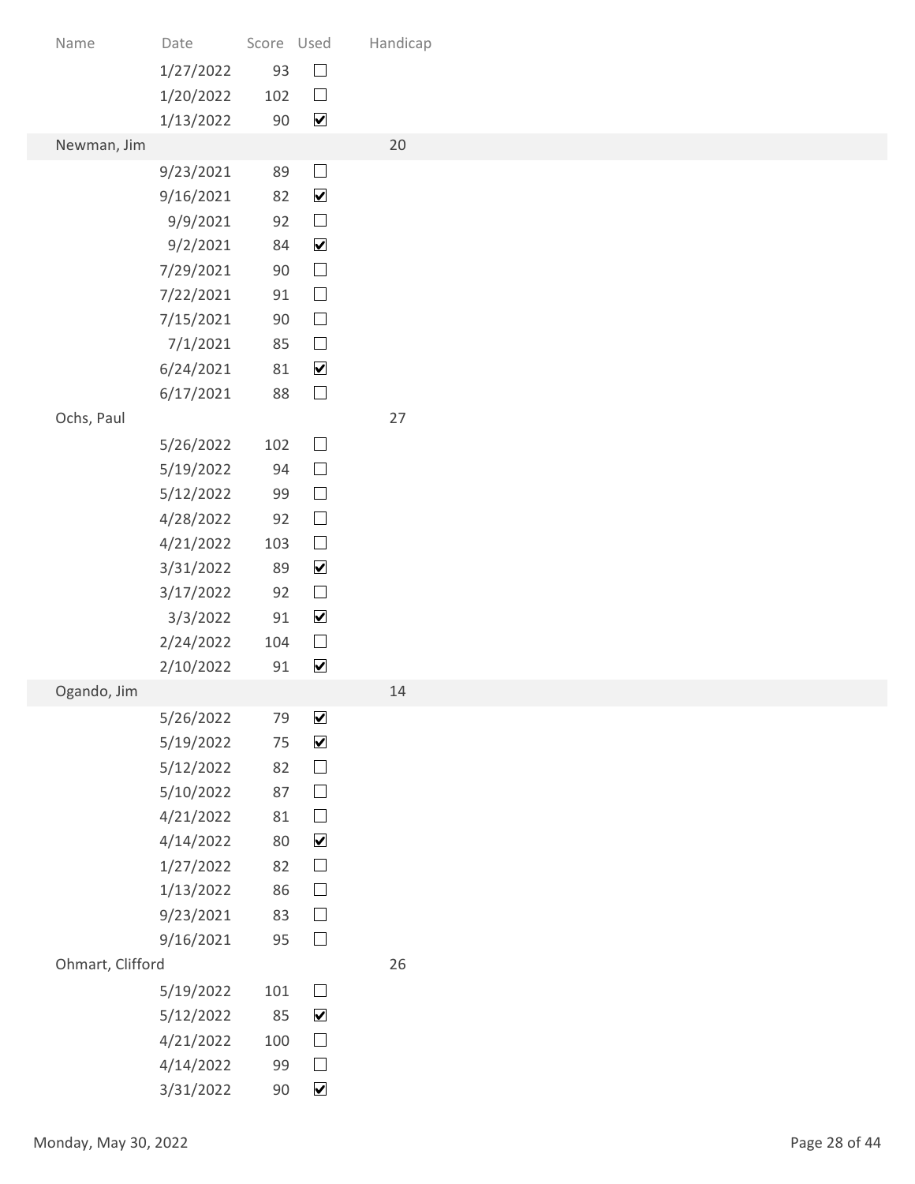| Name | Date | Score | Used | Handicap |
|---|---|---|---|---|
| | 1/27/2022 | 93 | ☐ | |
| | 1/20/2022 | 102 | ☐ | |
| | 1/13/2022 | 90 | ☑ | |
| Newman, Jim | | | | 20 |
| | 9/23/2021 | 89 | ☐ | |
| | 9/16/2021 | 82 | ☑ | |
| | 9/9/2021 | 92 | ☐ | |
| | 9/2/2021 | 84 | ☑ | |
| | 7/29/2021 | 90 | ☐ | |
| | 7/22/2021 | 91 | ☐ | |
| | 7/15/2021 | 90 | ☐ | |
| | 7/1/2021 | 85 | ☐ | |
| | 6/24/2021 | 81 | ☑ | |
| | 6/17/2021 | 88 | ☐ | |
| Ochs, Paul | | | | 27 |
| | 5/26/2022 | 102 | ☐ | |
| | 5/19/2022 | 94 | ☐ | |
| | 5/12/2022 | 99 | ☐ | |
| | 4/28/2022 | 92 | ☐ | |
| | 4/21/2022 | 103 | ☐ | |
| | 3/31/2022 | 89 | ☑ | |
| | 3/17/2022 | 92 | ☐ | |
| | 3/3/2022 | 91 | ☑ | |
| | 2/24/2022 | 104 | ☐ | |
| | 2/10/2022 | 91 | ☑ | |
| Ogando, Jim | | | | 14 |
| | 5/26/2022 | 79 | ☑ | |
| | 5/19/2022 | 75 | ☑ | |
| | 5/12/2022 | 82 | ☐ | |
| | 5/10/2022 | 87 | ☐ | |
| | 4/21/2022 | 81 | ☐ | |
| | 4/14/2022 | 80 | ☑ | |
| | 1/27/2022 | 82 | ☐ | |
| | 1/13/2022 | 86 | ☐ | |
| | 9/23/2021 | 83 | ☐ | |
| | 9/16/2021 | 95 | ☐ | |
| Ohmart, Clifford | | | | 26 |
| | 5/19/2022 | 101 | ☐ | |
| | 5/12/2022 | 85 | ☑ | |
| | 4/21/2022 | 100 | ☐ | |
| | 4/14/2022 | 99 | ☐ | |
| | 3/31/2022 | 90 | ☑ | |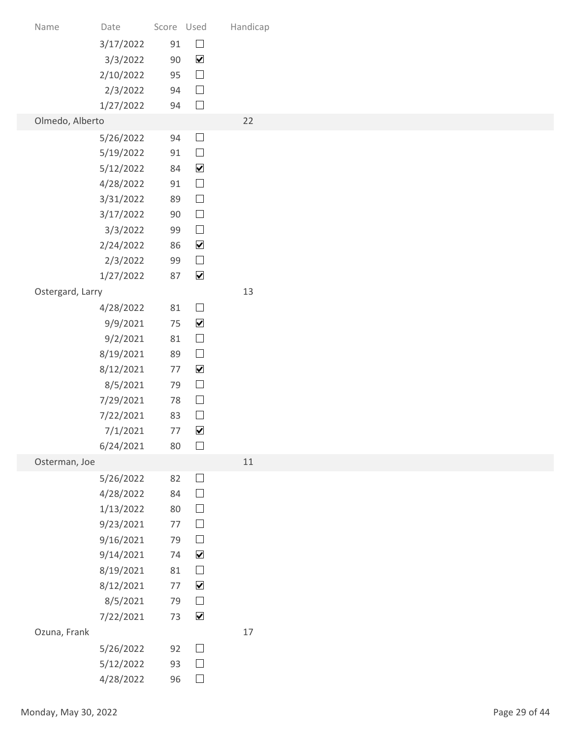| Name | Date | Score | Used | Handicap |
|---|---|---|---|---|
| | 3/17/2022 | 91 | ☐ | |
| | 3/3/2022 | 90 | ☑ | |
| | 2/10/2022 | 95 | ☐ | |
| | 2/3/2022 | 94 | ☐ | |
| | 1/27/2022 | 94 | ☐ | |
| Olmedo, Alberto | | | | 22 |
| | 5/26/2022 | 94 | ☐ | |
| | 5/19/2022 | 91 | ☐ | |
| | 5/12/2022 | 84 | ☑ | |
| | 4/28/2022 | 91 | ☐ | |
| | 3/31/2022 | 89 | ☐ | |
| | 3/17/2022 | 90 | ☐ | |
| | 3/3/2022 | 99 | ☐ | |
| | 2/24/2022 | 86 | ☑ | |
| | 2/3/2022 | 99 | ☐ | |
| | 1/27/2022 | 87 | ☑ | |
| Ostergard, Larry | | | | 13 |
| | 4/28/2022 | 81 | ☐ | |
| | 9/9/2021 | 75 | ☑ | |
| | 9/2/2021 | 81 | ☐ | |
| | 8/19/2021 | 89 | ☐ | |
| | 8/12/2021 | 77 | ☑ | |
| | 8/5/2021 | 79 | ☐ | |
| | 7/29/2021 | 78 | ☐ | |
| | 7/22/2021 | 83 | ☐ | |
| | 7/1/2021 | 77 | ☑ | |
| | 6/24/2021 | 80 | ☐ | |
| Osterman, Joe | | | | 11 |
| | 5/26/2022 | 82 | ☐ | |
| | 4/28/2022 | 84 | ☐ | |
| | 1/13/2022 | 80 | ☐ | |
| | 9/23/2021 | 77 | ☐ | |
| | 9/16/2021 | 79 | ☐ | |
| | 9/14/2021 | 74 | ☑ | |
| | 8/19/2021 | 81 | ☐ | |
| | 8/12/2021 | 77 | ☑ | |
| | 8/5/2021 | 79 | ☐ | |
| | 7/22/2021 | 73 | ☑ | |
| Ozuna, Frank | | | | 17 |
| | 5/26/2022 | 92 | ☐ | |
| | 5/12/2022 | 93 | ☐ | |
| | 4/28/2022 | 96 | ☐ | |

Monday, May 30, 2022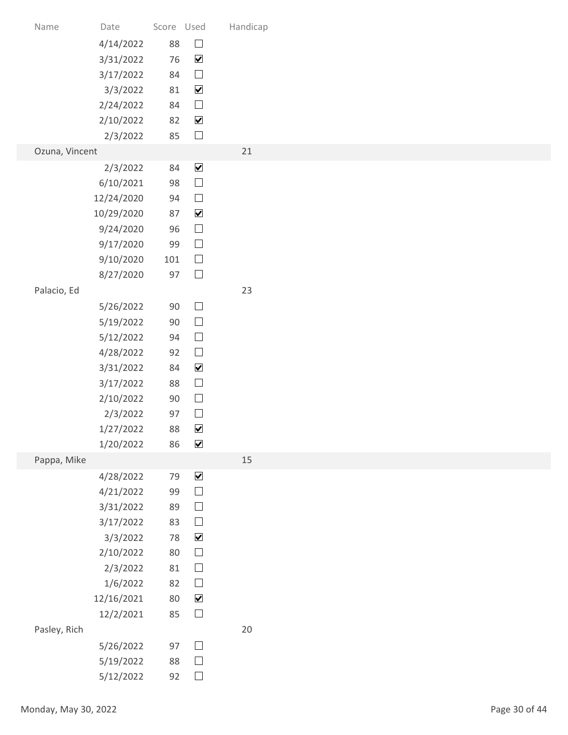| Name | Date | Score | Used | Handicap |
|---|---|---|---|---|
| | 4/14/2022 | 88 | ☐ | |
| | 3/31/2022 | 76 | ☑ | |
| | 3/17/2022 | 84 | ☐ | |
| | 3/3/2022 | 81 | ☑ | |
| | 2/24/2022 | 84 | ☐ | |
| | 2/10/2022 | 82 | ☑ | |
| | 2/3/2022 | 85 | ☐ | |
| Ozuna, Vincent | | | | 21 |
| | 2/3/2022 | 84 | ☑ | |
| | 6/10/2021 | 98 | ☐ | |
| | 12/24/2020 | 94 | ☐ | |
| | 10/29/2020 | 87 | ☑ | |
| | 9/24/2020 | 96 | ☐ | |
| | 9/17/2020 | 99 | ☐ | |
| | 9/10/2020 | 101 | ☐ | |
| | 8/27/2020 | 97 | ☐ | |
| Palacio, Ed | | | | 23 |
| | 5/26/2022 | 90 | ☐ | |
| | 5/19/2022 | 90 | ☐ | |
| | 5/12/2022 | 94 | ☐ | |
| | 4/28/2022 | 92 | ☐ | |
| | 3/31/2022 | 84 | ☑ | |
| | 3/17/2022 | 88 | ☐ | |
| | 2/10/2022 | 90 | ☐ | |
| | 2/3/2022 | 97 | ☐ | |
| | 1/27/2022 | 88 | ☑ | |
| | 1/20/2022 | 86 | ☑ | |
| Pappa, Mike | | | | 15 |
| | 4/28/2022 | 79 | ☑ | |
| | 4/21/2022 | 99 | ☐ | |
| | 3/31/2022 | 89 | ☐ | |
| | 3/17/2022 | 83 | ☐ | |
| | 3/3/2022 | 78 | ☑ | |
| | 2/10/2022 | 80 | ☐ | |
| | 2/3/2022 | 81 | ☐ | |
| | 1/6/2022 | 82 | ☐ | |
| | 12/16/2021 | 80 | ☑ | |
| | 12/2/2021 | 85 | ☐ | |
| Pasley, Rich | | | | 20 |
| | 5/26/2022 | 97 | ☐ | |
| | 5/19/2022 | 88 | ☐ | |
| | 5/12/2022 | 92 | ☐ | |

Monday, May 30, 2022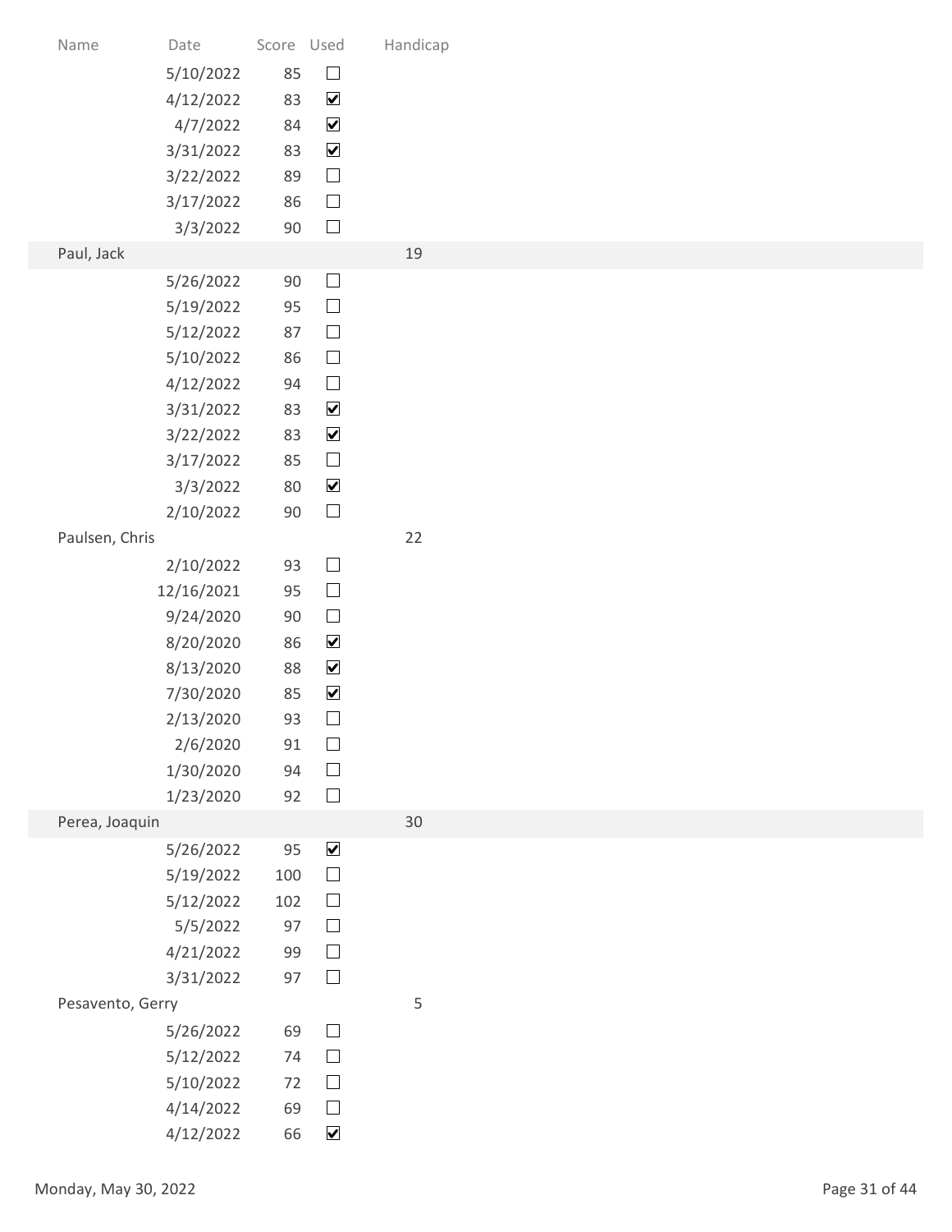| Name | Date | Score | Used | Handicap |
|---|---|---|---|---|
| | 5/10/2022 | 85 | ☐ | |
| | 4/12/2022 | 83 | ☑ | |
| | 4/7/2022 | 84 | ☑ | |
| | 3/31/2022 | 83 | ☑ | |
| | 3/22/2022 | 89 | ☐ | |
| | 3/17/2022 | 86 | ☐ | |
| | 3/3/2022 | 90 | ☐ | |
| Paul, Jack | | | | 19 |
| | 5/26/2022 | 90 | ☐ | |
| | 5/19/2022 | 95 | ☐ | |
| | 5/12/2022 | 87 | ☐ | |
| | 5/10/2022 | 86 | ☐ | |
| | 4/12/2022 | 94 | ☐ | |
| | 3/31/2022 | 83 | ☑ | |
| | 3/22/2022 | 83 | ☑ | |
| | 3/17/2022 | 85 | ☐ | |
| | 3/3/2022 | 80 | ☑ | |
| | 2/10/2022 | 90 | ☐ | |
| Paulsen, Chris | | | | 22 |
| | 2/10/2022 | 93 | ☐ | |
| | 12/16/2021 | 95 | ☐ | |
| | 9/24/2020 | 90 | ☐ | |
| | 8/20/2020 | 86 | ☑ | |
| | 8/13/2020 | 88 | ☑ | |
| | 7/30/2020 | 85 | ☑ | |
| | 2/13/2020 | 93 | ☐ | |
| | 2/6/2020 | 91 | ☐ | |
| | 1/30/2020 | 94 | ☐ | |
| | 1/23/2020 | 92 | ☐ | |
| Perea, Joaquin | | | | 30 |
| | 5/26/2022 | 95 | ☑ | |
| | 5/19/2022 | 100 | ☐ | |
| | 5/12/2022 | 102 | ☐ | |
| | 5/5/2022 | 97 | ☐ | |
| | 4/21/2022 | 99 | ☐ | |
| | 3/31/2022 | 97 | ☐ | |
| Pesavento, Gerry | | | | 5 |
| | 5/26/2022 | 69 | ☐ | |
| | 5/12/2022 | 74 | ☐ | |
| | 5/10/2022 | 72 | ☐ | |
| | 4/14/2022 | 69 | ☐ | |
| | 4/12/2022 | 66 | ☑ | |

Monday, May 30, 2022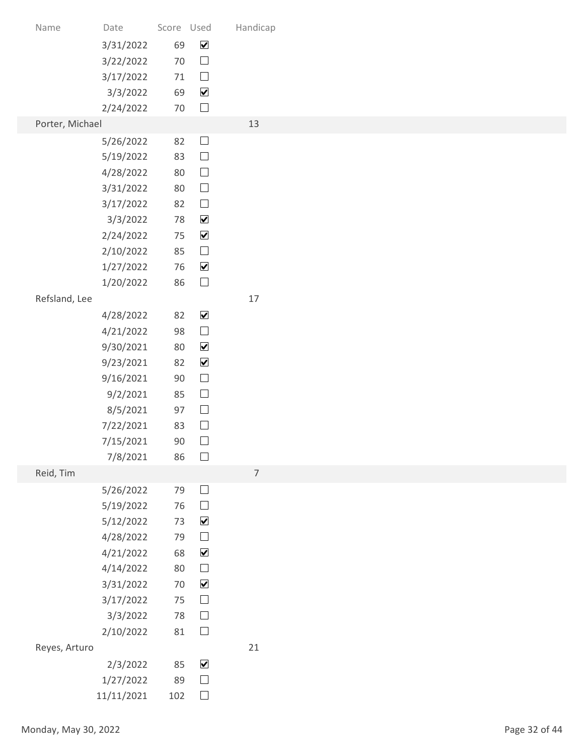| Name | Date | Score | Used | Handicap |
|---|---|---|---|---|
| | 3/31/2022 | 69 | ☑ | |
| | 3/22/2022 | 70 | ☐ | |
| | 3/17/2022 | 71 | ☐ | |
| | 3/3/2022 | 69 | ☑ | |
| | 2/24/2022 | 70 | ☐ | |
| Porter, Michael | | | | 13 |
| | 5/26/2022 | 82 | ☐ | |
| | 5/19/2022 | 83 | ☐ | |
| | 4/28/2022 | 80 | ☐ | |
| | 3/31/2022 | 80 | ☐ | |
| | 3/17/2022 | 82 | ☐ | |
| | 3/3/2022 | 78 | ☑ | |
| | 2/24/2022 | 75 | ☑ | |
| | 2/10/2022 | 85 | ☐ | |
| | 1/27/2022 | 76 | ☑ | |
| | 1/20/2022 | 86 | ☐ | |
| Refsland, Lee | | | | 17 |
| | 4/28/2022 | 82 | ☑ | |
| | 4/21/2022 | 98 | ☐ | |
| | 9/30/2021 | 80 | ☑ | |
| | 9/23/2021 | 82 | ☑ | |
| | 9/16/2021 | 90 | ☐ | |
| | 9/2/2021 | 85 | ☐ | |
| | 8/5/2021 | 97 | ☐ | |
| | 7/22/2021 | 83 | ☐ | |
| | 7/15/2021 | 90 | ☐ | |
| | 7/8/2021 | 86 | ☐ | |
| Reid, Tim | | | | 7 |
| | 5/26/2022 | 79 | ☐ | |
| | 5/19/2022 | 76 | ☐ | |
| | 5/12/2022 | 73 | ☑ | |
| | 4/28/2022 | 79 | ☐ | |
| | 4/21/2022 | 68 | ☑ | |
| | 4/14/2022 | 80 | ☐ | |
| | 3/31/2022 | 70 | ☑ | |
| | 3/17/2022 | 75 | ☐ | |
| | 3/3/2022 | 78 | ☐ | |
| | 2/10/2022 | 81 | ☐ | |
| Reyes, Arturo | | | | 21 |
| | 2/3/2022 | 85 | ☑ | |
| | 1/27/2022 | 89 | ☐ | |
| | 11/11/2021 | 102 | ☐ | |

Monday, May 30, 2022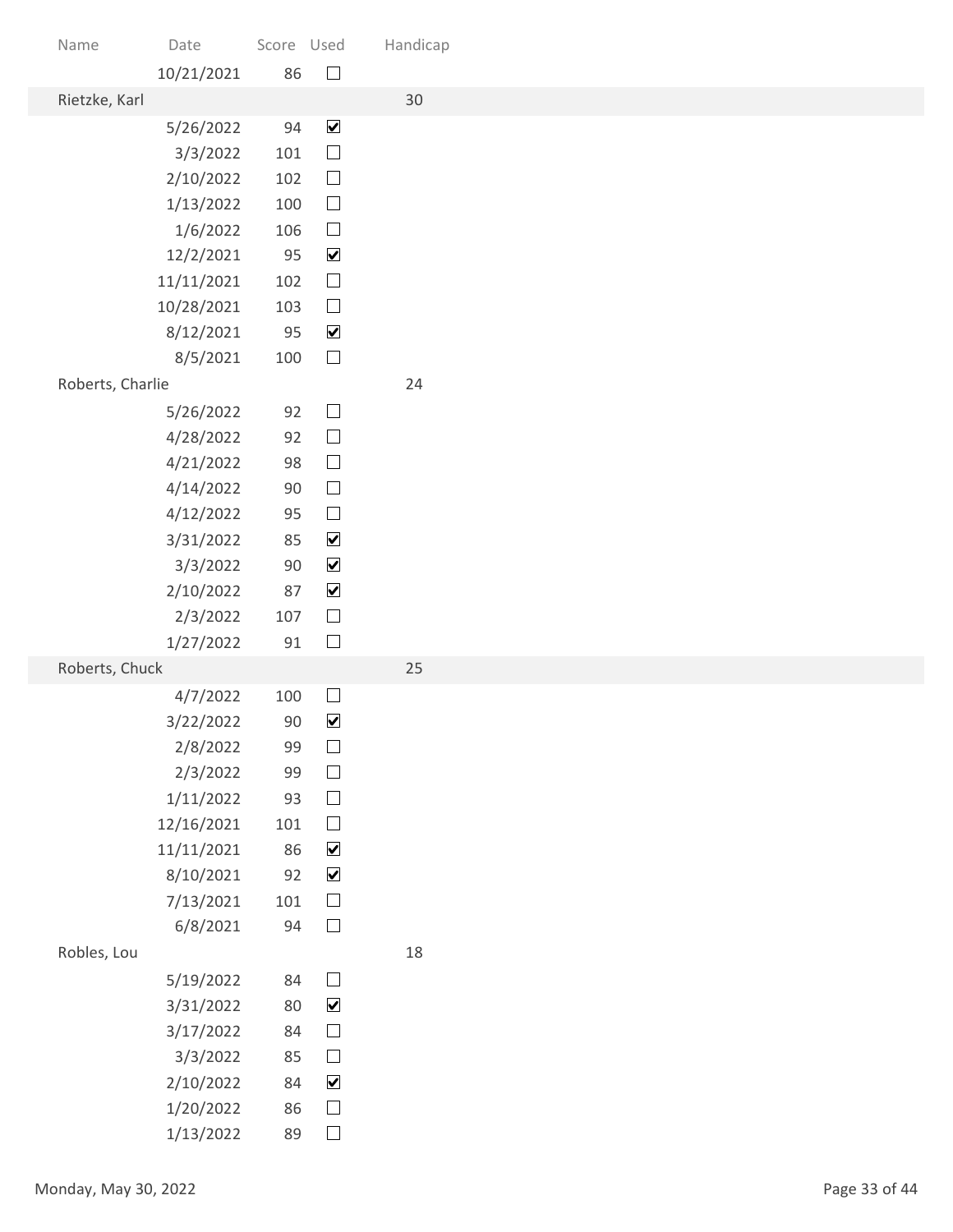| Name | Date | Score | Used | Handicap |
|---|---|---|---|---|
| | 10/21/2021 | 86 | ☐ | |
| Rietzke, Karl | | | | 30 |
| | 5/26/2022 | 94 | ☑ | |
| | 3/3/2022 | 101 | ☐ | |
| | 2/10/2022 | 102 | ☐ | |
| | 1/13/2022 | 100 | ☐ | |
| | 1/6/2022 | 106 | ☐ | |
| | 12/2/2021 | 95 | ☑ | |
| | 11/11/2021 | 102 | ☐ | |
| | 10/28/2021 | 103 | ☐ | |
| | 8/12/2021 | 95 | ☑ | |
| | 8/5/2021 | 100 | ☐ | |
| Roberts, Charlie | | | | 24 |
| | 5/26/2022 | 92 | ☐ | |
| | 4/28/2022 | 92 | ☐ | |
| | 4/21/2022 | 98 | ☐ | |
| | 4/14/2022 | 90 | ☐ | |
| | 4/12/2022 | 95 | ☐ | |
| | 3/31/2022 | 85 | ☑ | |
| | 3/3/2022 | 90 | ☑ | |
| | 2/10/2022 | 87 | ☑ | |
| | 2/3/2022 | 107 | ☐ | |
| | 1/27/2022 | 91 | ☐ | |
| Roberts, Chuck | | | | 25 |
| | 4/7/2022 | 100 | ☐ | |
| | 3/22/2022 | 90 | ☑ | |
| | 2/8/2022 | 99 | ☐ | |
| | 2/3/2022 | 99 | ☐ | |
| | 1/11/2022 | 93 | ☐ | |
| | 12/16/2021 | 101 | ☐ | |
| | 11/11/2021 | 86 | ☑ | |
| | 8/10/2021 | 92 | ☑ | |
| | 7/13/2021 | 101 | ☐ | |
| | 6/8/2021 | 94 | ☐ | |
| Robles, Lou | | | | 18 |
| | 5/19/2022 | 84 | ☐ | |
| | 3/31/2022 | 80 | ☑ | |
| | 3/17/2022 | 84 | ☐ | |
| | 3/3/2022 | 85 | ☐ | |
| | 2/10/2022 | 84 | ☑ | |
| | 1/20/2022 | 86 | ☐ | |
| | 1/13/2022 | 89 | ☐ | |

Monday, May 30, 2022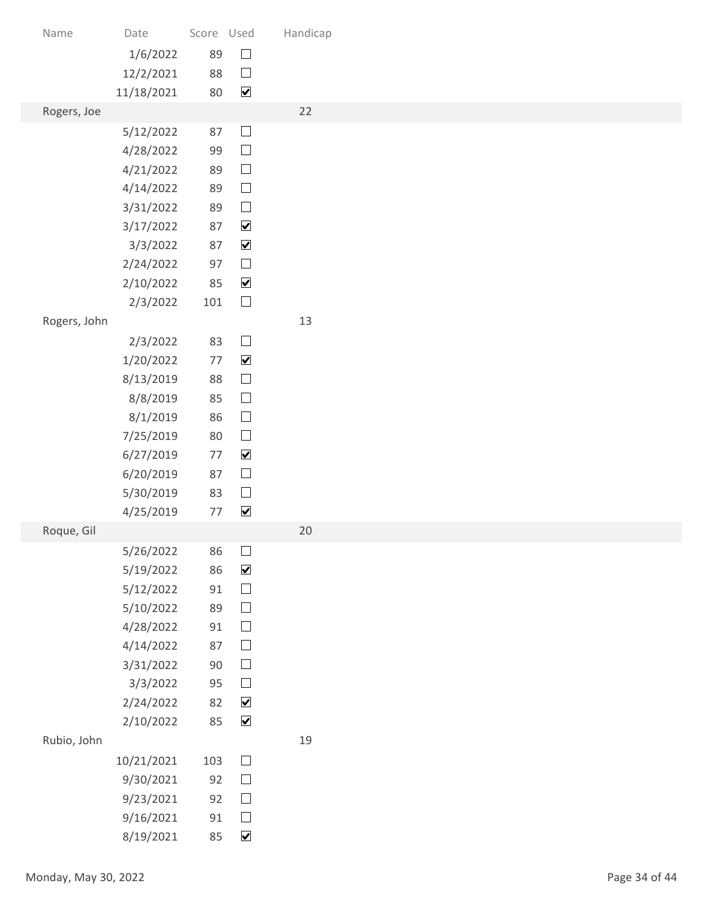| Name | Date | Score | Used | Handicap |
|---|---|---|---|---|
| | 1/6/2022 | 89 | ☐ | |
| | 12/2/2021 | 88 | ☐ | |
| | 11/18/2021 | 80 | ☑ | |
| Rogers, Joe | | | | 22 |
| | 5/12/2022 | 87 | ☐ | |
| | 4/28/2022 | 99 | ☐ | |
| | 4/21/2022 | 89 | ☐ | |
| | 4/14/2022 | 89 | ☐ | |
| | 3/31/2022 | 89 | ☐ | |
| | 3/17/2022 | 87 | ☑ | |
| | 3/3/2022 | 87 | ☑ | |
| | 2/24/2022 | 97 | ☐ | |
| | 2/10/2022 | 85 | ☑ | |
| | 2/3/2022 | 101 | ☐ | |
| Rogers, John | | | | 13 |
| | 2/3/2022 | 83 | ☐ | |
| | 1/20/2022 | 77 | ☑ | |
| | 8/13/2019 | 88 | ☐ | |
| | 8/8/2019 | 85 | ☐ | |
| | 8/1/2019 | 86 | ☐ | |
| | 7/25/2019 | 80 | ☐ | |
| | 6/27/2019 | 77 | ☑ | |
| | 6/20/2019 | 87 | ☐ | |
| | 5/30/2019 | 83 | ☐ | |
| | 4/25/2019 | 77 | ☑ | |
| Roque, Gil | | | | 20 |
| | 5/26/2022 | 86 | ☐ | |
| | 5/19/2022 | 86 | ☑ | |
| | 5/12/2022 | 91 | ☐ | |
| | 5/10/2022 | 89 | ☐ | |
| | 4/28/2022 | 91 | ☐ | |
| | 4/14/2022 | 87 | ☐ | |
| | 3/31/2022 | 90 | ☐ | |
| | 3/3/2022 | 95 | ☐ | |
| | 2/24/2022 | 82 | ☑ | |
| | 2/10/2022 | 85 | ☑ | |
| Rubio, John | | | | 19 |
| | 10/21/2021 | 103 | ☐ | |
| | 9/30/2021 | 92 | ☐ | |
| | 9/23/2021 | 92 | ☐ | |
| | 9/16/2021 | 91 | ☐ | |
| | 8/19/2021 | 85 | ☑ | |

Monday, May 30, 2022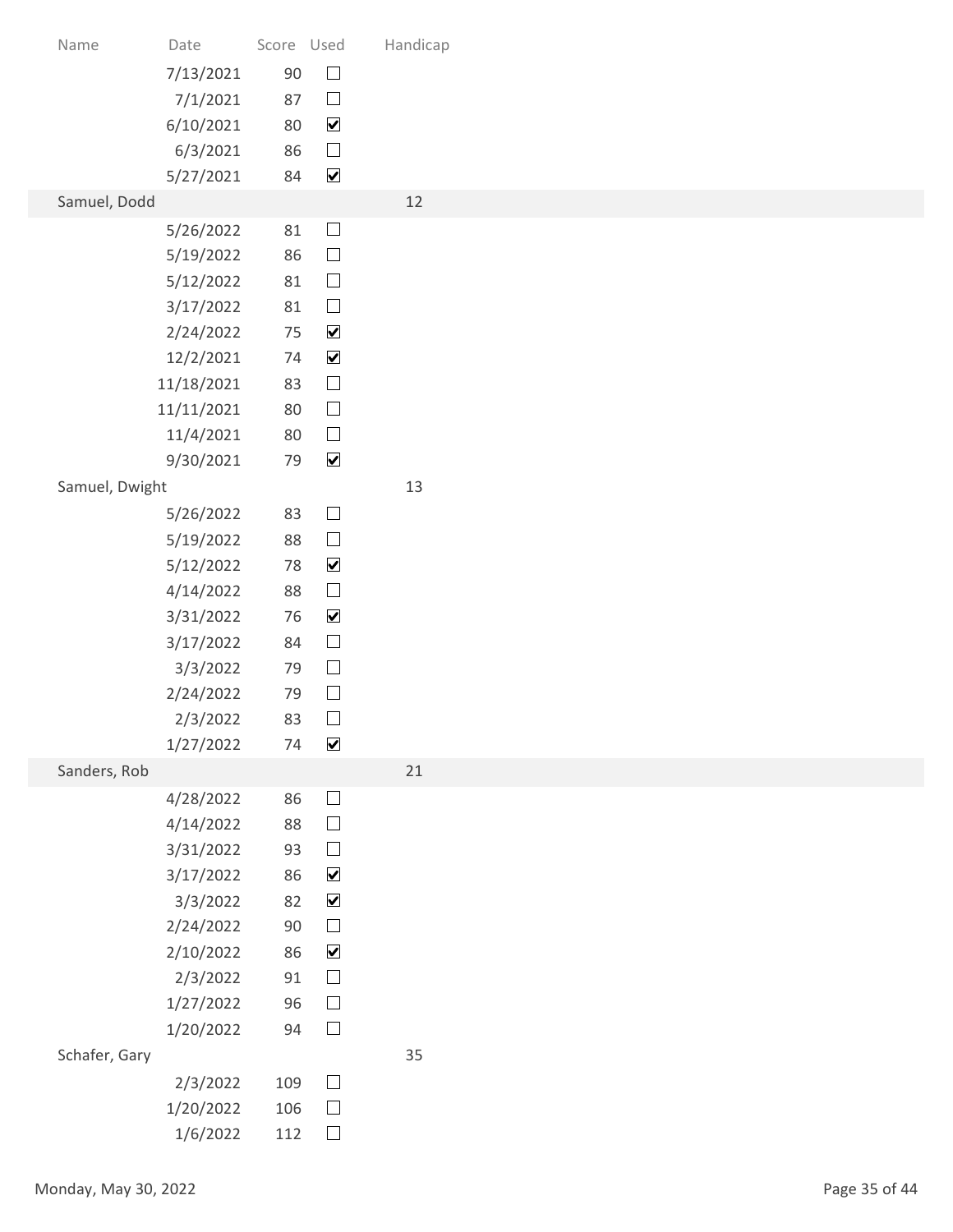| Name | Date | Score | Used | Handicap |
|---|---|---|---|---|
| | 7/13/2021 | 90 | ☐ | |
| | 7/1/2021 | 87 | ☐ | |
| | 6/10/2021 | 80 | ☑ | |
| | 6/3/2021 | 86 | ☐ | |
| | 5/27/2021 | 84 | ☑ | |
| Samuel, Dodd | | | | 12 |
| | 5/26/2022 | 81 | ☐ | |
| | 5/19/2022 | 86 | ☐ | |
| | 5/12/2022 | 81 | ☐ | |
| | 3/17/2022 | 81 | ☐ | |
| | 2/24/2022 | 75 | ☑ | |
| | 12/2/2021 | 74 | ☑ | |
| | 11/18/2021 | 83 | ☐ | |
| | 11/11/2021 | 80 | ☐ | |
| | 11/4/2021 | 80 | ☐ | |
| | 9/30/2021 | 79 | ☑ | |
| Samuel, Dwight | | | | 13 |
| | 5/26/2022 | 83 | ☐ | |
| | 5/19/2022 | 88 | ☐ | |
| | 5/12/2022 | 78 | ☑ | |
| | 4/14/2022 | 88 | ☐ | |
| | 3/31/2022 | 76 | ☑ | |
| | 3/17/2022 | 84 | ☐ | |
| | 3/3/2022 | 79 | ☐ | |
| | 2/24/2022 | 79 | ☐ | |
| | 2/3/2022 | 83 | ☐ | |
| | 1/27/2022 | 74 | ☑ | |
| Sanders, Rob | | | | 21 |
| | 4/28/2022 | 86 | ☐ | |
| | 4/14/2022 | 88 | ☐ | |
| | 3/31/2022 | 93 | ☐ | |
| | 3/17/2022 | 86 | ☑ | |
| | 3/3/2022 | 82 | ☑ | |
| | 2/24/2022 | 90 | ☐ | |
| | 2/10/2022 | 86 | ☑ | |
| | 2/3/2022 | 91 | ☐ | |
| | 1/27/2022 | 96 | ☐ | |
| | 1/20/2022 | 94 | ☐ | |
| Schafer, Gary | | | | 35 |
| | 2/3/2022 | 109 | ☐ | |
| | 1/20/2022 | 106 | ☐ | |
| | 1/6/2022 | 112 | ☐ | |

Monday, May 30, 2022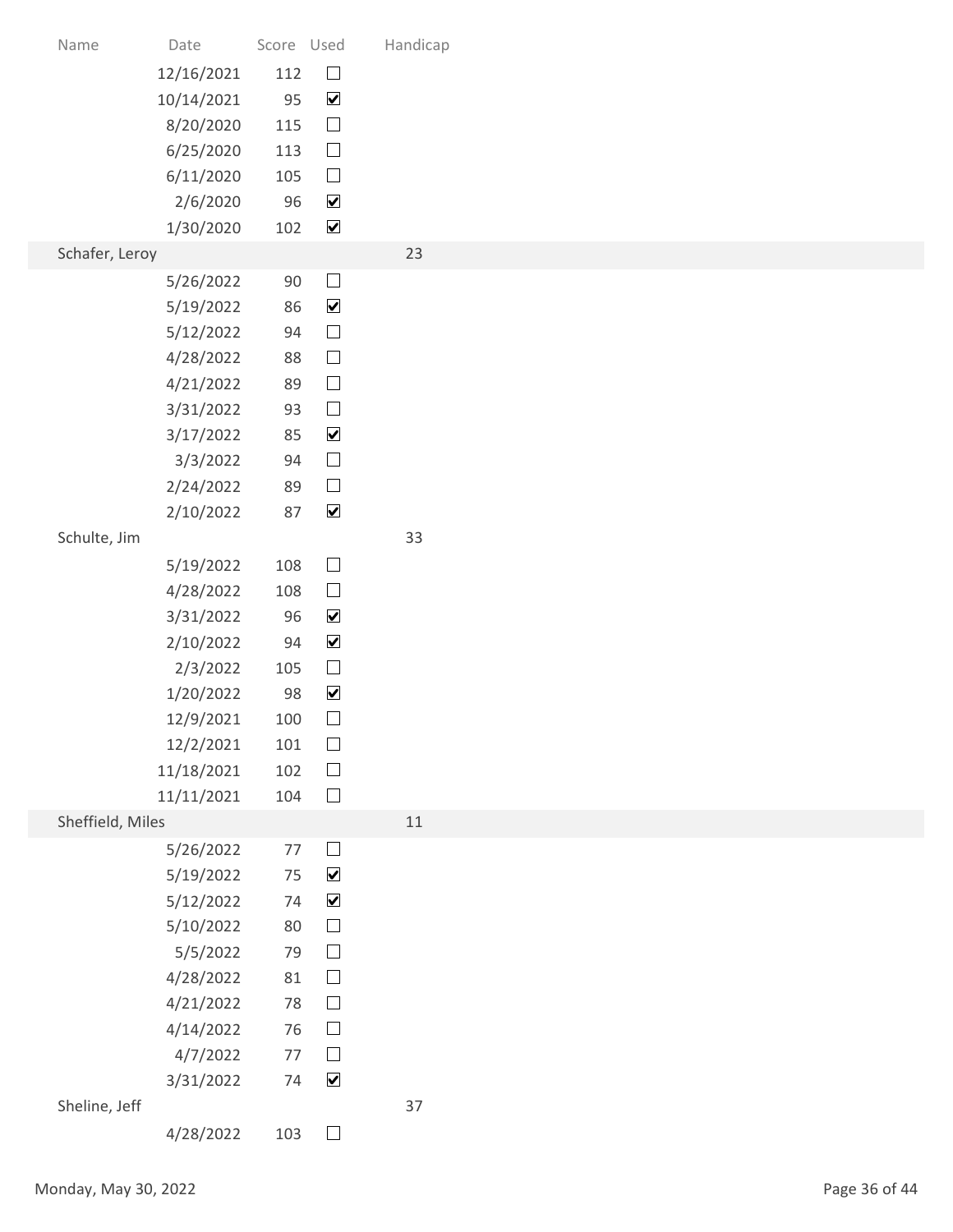| Name | Date | Score | Used | Handicap |
|---|---|---|---|---|
| | 12/16/2021 | 112 | ☐ | |
| | 10/14/2021 | 95 | ☑ | |
| | 8/20/2020 | 115 | ☐ | |
| | 6/25/2020 | 113 | ☐ | |
| | 6/11/2020 | 105 | ☐ | |
| | 2/6/2020 | 96 | ☑ | |
| | 1/30/2020 | 102 | ☑ | |
| Schafer, Leroy | | | | 23 |
| | 5/26/2022 | 90 | ☐ | |
| | 5/19/2022 | 86 | ☑ | |
| | 5/12/2022 | 94 | ☐ | |
| | 4/28/2022 | 88 | ☐ | |
| | 4/21/2022 | 89 | ☐ | |
| | 3/31/2022 | 93 | ☐ | |
| | 3/17/2022 | 85 | ☑ | |
| | 3/3/2022 | 94 | ☐ | |
| | 2/24/2022 | 89 | ☐ | |
| | 2/10/2022 | 87 | ☑ | |
| Schulte, Jim | | | | 33 |
| | 5/19/2022 | 108 | ☐ | |
| | 4/28/2022 | 108 | ☐ | |
| | 3/31/2022 | 96 | ☑ | |
| | 2/10/2022 | 94 | ☑ | |
| | 2/3/2022 | 105 | ☐ | |
| | 1/20/2022 | 98 | ☑ | |
| | 12/9/2021 | 100 | ☐ | |
| | 12/2/2021 | 101 | ☐ | |
| | 11/18/2021 | 102 | ☐ | |
| | 11/11/2021 | 104 | ☐ | |
| Sheffield, Miles | | | | 11 |
| | 5/26/2022 | 77 | ☐ | |
| | 5/19/2022 | 75 | ☑ | |
| | 5/12/2022 | 74 | ☑ | |
| | 5/10/2022 | 80 | ☐ | |
| | 5/5/2022 | 79 | ☐ | |
| | 4/28/2022 | 81 | ☐ | |
| | 4/21/2022 | 78 | ☐ | |
| | 4/14/2022 | 76 | ☐ | |
| | 4/7/2022 | 77 | ☐ | |
| | 3/31/2022 | 74 | ☑ | |
| Sheline, Jeff | | | | 37 |
| | 4/28/2022 | 103 | ☐ | |

Monday, May 30, 2022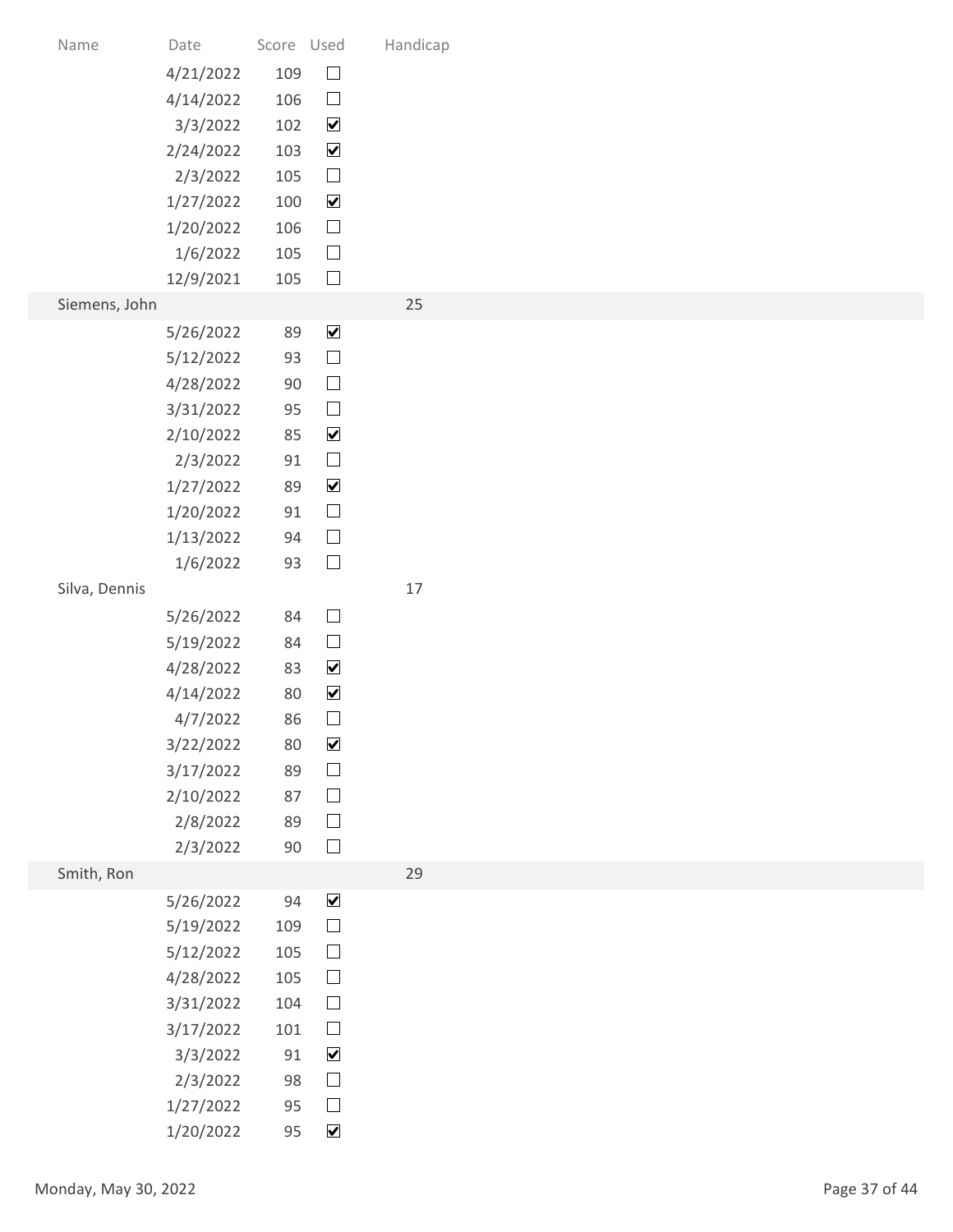| Name | Date | Score | Used | Handicap |
|---|---|---|---|---|
| | 4/21/2022 | 109 | ☐ | |
| | 4/14/2022 | 106 | ☐ | |
| | 3/3/2022 | 102 | ☑ | |
| | 2/24/2022 | 103 | ☑ | |
| | 2/3/2022 | 105 | ☐ | |
| | 1/27/2022 | 100 | ☑ | |
| | 1/20/2022 | 106 | ☐ | |
| | 1/6/2022 | 105 | ☐ | |
| | 12/9/2021 | 105 | ☐ | |
| Siemens, John | | | | 25 |
| | 5/26/2022 | 89 | ☑ | |
| | 5/12/2022 | 93 | ☐ | |
| | 4/28/2022 | 90 | ☐ | |
| | 3/31/2022 | 95 | ☐ | |
| | 2/10/2022 | 85 | ☑ | |
| | 2/3/2022 | 91 | ☐ | |
| | 1/27/2022 | 89 | ☑ | |
| | 1/20/2022 | 91 | ☐ | |
| | 1/13/2022 | 94 | ☐ | |
| | 1/6/2022 | 93 | ☐ | |
| Silva, Dennis | | | | 17 |
| | 5/26/2022 | 84 | ☐ | |
| | 5/19/2022 | 84 | ☐ | |
| | 4/28/2022 | 83 | ☑ | |
| | 4/14/2022 | 80 | ☑ | |
| | 4/7/2022 | 86 | ☐ | |
| | 3/22/2022 | 80 | ☑ | |
| | 3/17/2022 | 89 | ☐ | |
| | 2/10/2022 | 87 | ☐ | |
| | 2/8/2022 | 89 | ☐ | |
| | 2/3/2022 | 90 | ☐ | |
| Smith, Ron | | | | 29 |
| | 5/26/2022 | 94 | ☑ | |
| | 5/19/2022 | 109 | ☐ | |
| | 5/12/2022 | 105 | ☐ | |
| | 4/28/2022 | 105 | ☐ | |
| | 3/31/2022 | 104 | ☐ | |
| | 3/17/2022 | 101 | ☐ | |
| | 3/3/2022 | 91 | ☑ | |
| | 2/3/2022 | 98 | ☐ | |
| | 1/27/2022 | 95 | ☐ | |
| | 1/20/2022 | 95 | ☑ | |

Monday, May 30, 2022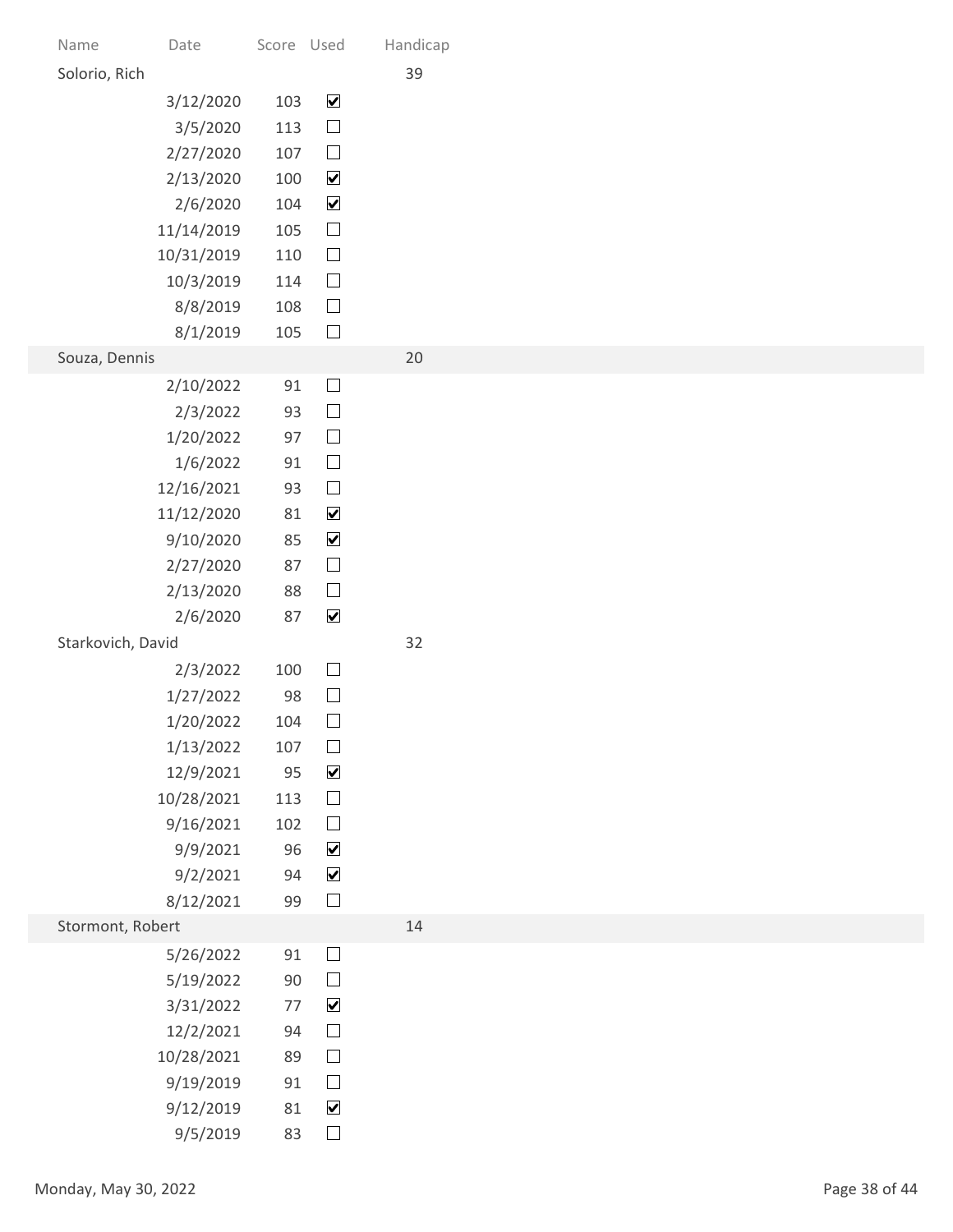| Name | Date | Score | Used | Handicap |
|---|---|---|---|---|
| Solorio, Rich | | | | 39 |
| | 3/12/2020 | 103 | ☑ | |
| | 3/5/2020 | 113 | ☐ | |
| | 2/27/2020 | 107 | ☐ | |
| | 2/13/2020 | 100 | ☑ | |
| | 2/6/2020 | 104 | ☑ | |
| | 11/14/2019 | 105 | ☐ | |
| | 10/31/2019 | 110 | ☐ | |
| | 10/3/2019 | 114 | ☐ | |
| | 8/8/2019 | 108 | ☐ | |
| | 8/1/2019 | 105 | ☐ | |
| Souza, Dennis | | | | 20 |
| | 2/10/2022 | 91 | ☐ | |
| | 2/3/2022 | 93 | ☐ | |
| | 1/20/2022 | 97 | ☐ | |
| | 1/6/2022 | 91 | ☐ | |
| | 12/16/2021 | 93 | ☐ | |
| | 11/12/2020 | 81 | ☑ | |
| | 9/10/2020 | 85 | ☑ | |
| | 2/27/2020 | 87 | ☐ | |
| | 2/13/2020 | 88 | ☐ | |
| | 2/6/2020 | 87 | ☑ | |
| Starkovich, David | | | | 32 |
| | 2/3/2022 | 100 | ☐ | |
| | 1/27/2022 | 98 | ☐ | |
| | 1/20/2022 | 104 | ☐ | |
| | 1/13/2022 | 107 | ☐ | |
| | 12/9/2021 | 95 | ☑ | |
| | 10/28/2021 | 113 | ☐ | |
| | 9/16/2021 | 102 | ☐ | |
| | 9/9/2021 | 96 | ☑ | |
| | 9/2/2021 | 94 | ☑ | |
| | 8/12/2021 | 99 | ☐ | |
| Stormont, Robert | | | | 14 |
| | 5/26/2022 | 91 | ☐ | |
| | 5/19/2022 | 90 | ☐ | |
| | 3/31/2022 | 77 | ☑ | |
| | 12/2/2021 | 94 | ☐ | |
| | 10/28/2021 | 89 | ☐ | |
| | 9/19/2019 | 91 | ☐ | |
| | 9/12/2019 | 81 | ☑ | |
| | 9/5/2019 | 83 | ☐ | |

Monday, May 30, 2022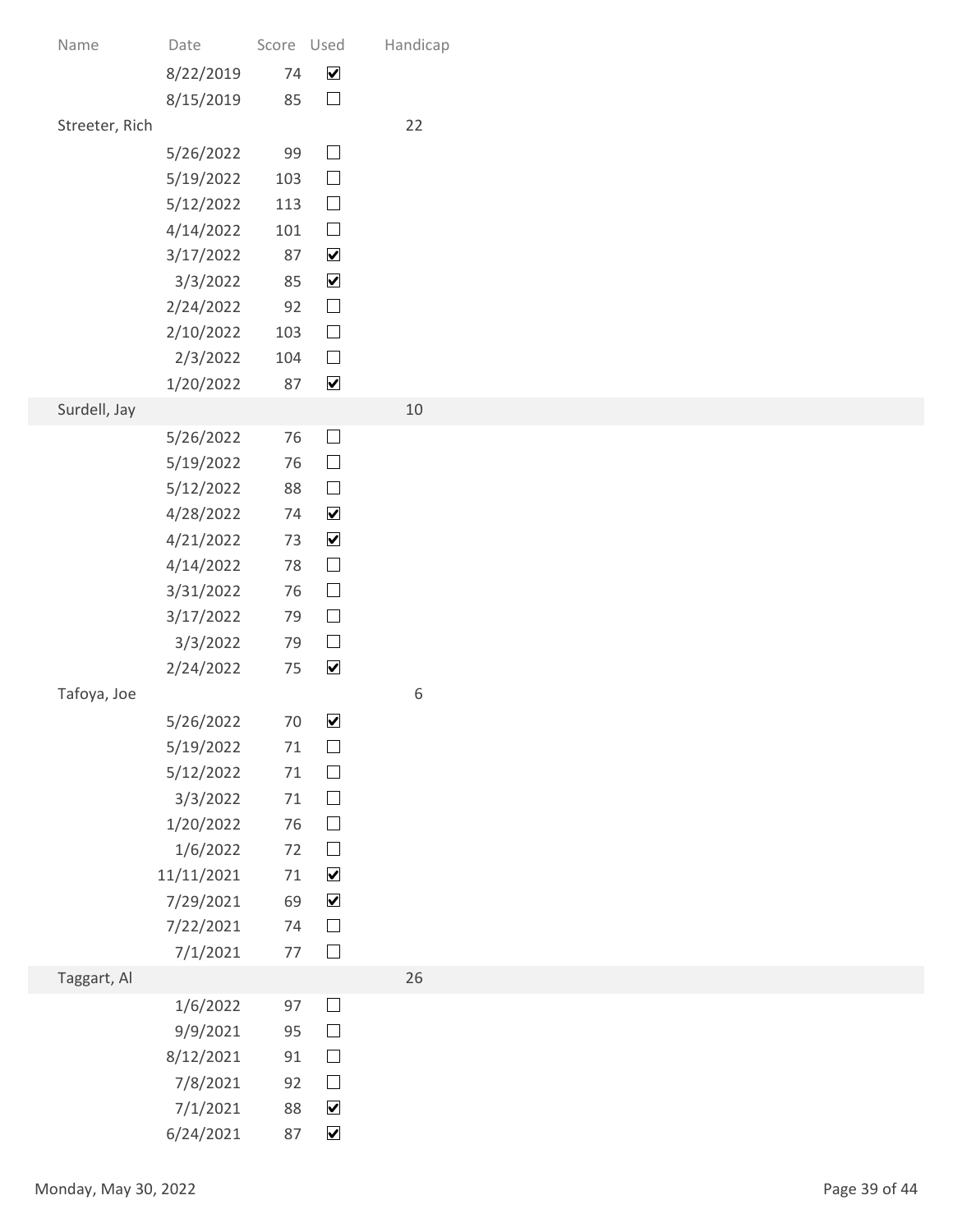| Name | Date | Score | Used | Handicap |
|---|---|---|---|---|
| | 8/22/2019 | 74 | ☑ | |
| | 8/15/2019 | 85 | ☐ | |
| Streeter, Rich | | | | 22 |
| | 5/26/2022 | 99 | ☐ | |
| | 5/19/2022 | 103 | ☐ | |
| | 5/12/2022 | 113 | ☐ | |
| | 4/14/2022 | 101 | ☐ | |
| | 3/17/2022 | 87 | ☑ | |
| | 3/3/2022 | 85 | ☑ | |
| | 2/24/2022 | 92 | ☐ | |
| | 2/10/2022 | 103 | ☐ | |
| | 2/3/2022 | 104 | ☐ | |
| | 1/20/2022 | 87 | ☑ | |
| Surdell, Jay | | | | 10 |
| | 5/26/2022 | 76 | ☐ | |
| | 5/19/2022 | 76 | ☐ | |
| | 5/12/2022 | 88 | ☐ | |
| | 4/28/2022 | 74 | ☑ | |
| | 4/21/2022 | 73 | ☑ | |
| | 4/14/2022 | 78 | ☐ | |
| | 3/31/2022 | 76 | ☐ | |
| | 3/17/2022 | 79 | ☐ | |
| | 3/3/2022 | 79 | ☐ | |
| | 2/24/2022 | 75 | ☑ | |
| Tafoya, Joe | | | | 6 |
| | 5/26/2022 | 70 | ☑ | |
| | 5/19/2022 | 71 | ☐ | |
| | 5/12/2022 | 71 | ☐ | |
| | 3/3/2022 | 71 | ☐ | |
| | 1/20/2022 | 76 | ☐ | |
| | 1/6/2022 | 72 | ☐ | |
| | 11/11/2021 | 71 | ☑ | |
| | 7/29/2021 | 69 | ☑ | |
| | 7/22/2021 | 74 | ☐ | |
| | 7/1/2021 | 77 | ☐ | |
| Taggart, Al | | | | 26 |
| | 1/6/2022 | 97 | ☐ | |
| | 9/9/2021 | 95 | ☐ | |
| | 8/12/2021 | 91 | ☐ | |
| | 7/8/2021 | 92 | ☐ | |
| | 7/1/2021 | 88 | ☑ | |
| | 6/24/2021 | 87 | ☑ | |

Monday, May 30, 2022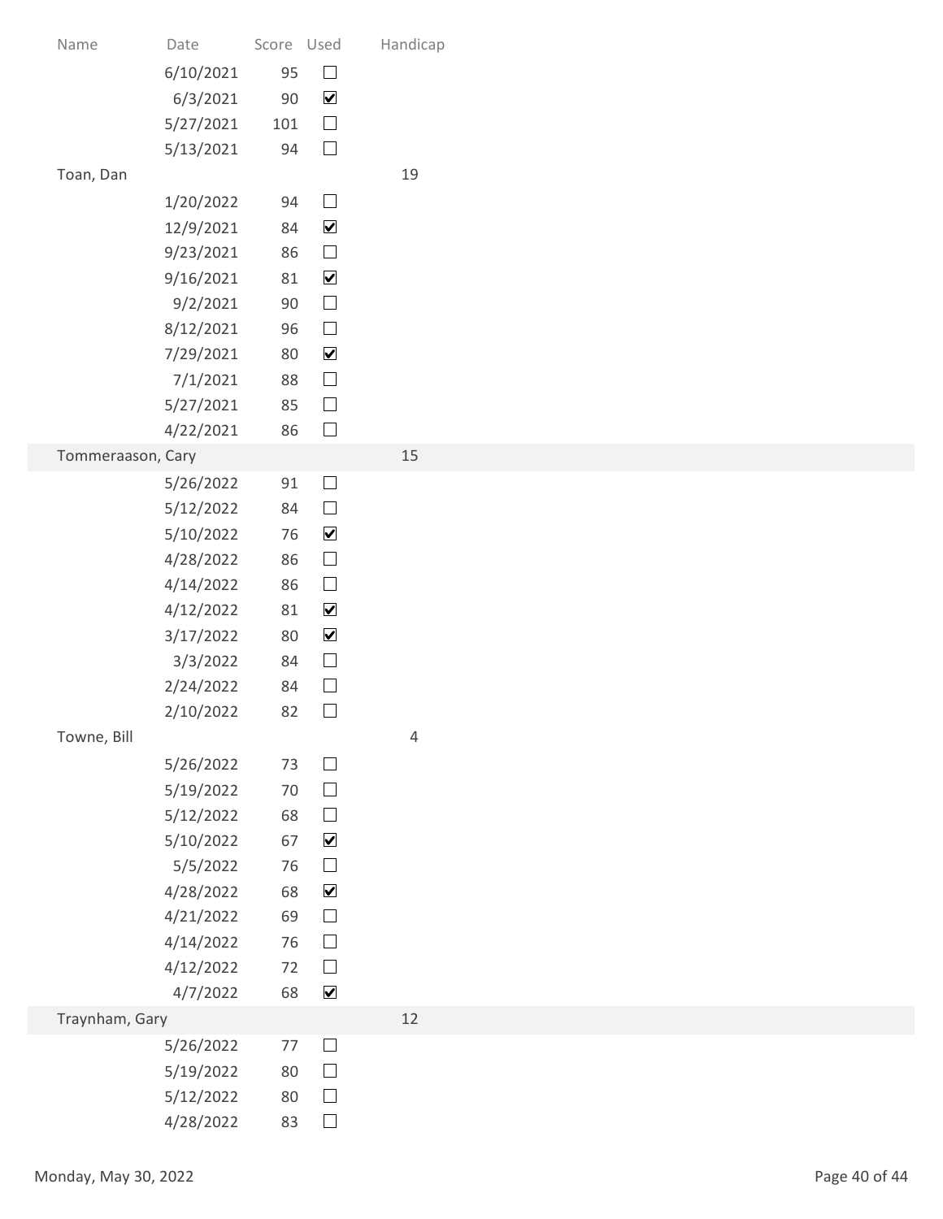| Name | Date | Score | Used | Handicap |
|---|---|---|---|---|
| | 6/10/2021 | 95 | ☐ | |
| | 6/3/2021 | 90 | ☑ | |
| | 5/27/2021 | 101 | ☐ | |
| | 5/13/2021 | 94 | ☐ | |
| Toan, Dan | | | | 19 |
| | 1/20/2022 | 94 | ☐ | |
| | 12/9/2021 | 84 | ☑ | |
| | 9/23/2021 | 86 | ☐ | |
| | 9/16/2021 | 81 | ☑ | |
| | 9/2/2021 | 90 | ☐ | |
| | 8/12/2021 | 96 | ☐ | |
| | 7/29/2021 | 80 | ☑ | |
| | 7/1/2021 | 88 | ☐ | |
| | 5/27/2021 | 85 | ☐ | |
| | 4/22/2021 | 86 | ☐ | |
| Tommeraason, Cary | | | | 15 |
| | 5/26/2022 | 91 | ☐ | |
| | 5/12/2022 | 84 | ☐ | |
| | 5/10/2022 | 76 | ☑ | |
| | 4/28/2022 | 86 | ☐ | |
| | 4/14/2022 | 86 | ☐ | |
| | 4/12/2022 | 81 | ☑ | |
| | 3/17/2022 | 80 | ☑ | |
| | 3/3/2022 | 84 | ☐ | |
| | 2/24/2022 | 84 | ☐ | |
| | 2/10/2022 | 82 | ☐ | |
| Towne, Bill | | | | 4 |
| | 5/26/2022 | 73 | ☐ | |
| | 5/19/2022 | 70 | ☐ | |
| | 5/12/2022 | 68 | ☐ | |
| | 5/10/2022 | 67 | ☑ | |
| | 5/5/2022 | 76 | ☐ | |
| | 4/28/2022 | 68 | ☑ | |
| | 4/21/2022 | 69 | ☐ | |
| | 4/14/2022 | 76 | ☐ | |
| | 4/12/2022 | 72 | ☐ | |
| | 4/7/2022 | 68 | ☑ | |
| Traynham, Gary | | | | 12 |
| | 5/26/2022 | 77 | ☐ | |
| | 5/19/2022 | 80 | ☐ | |
| | 5/12/2022 | 80 | ☐ | |
| | 4/28/2022 | 83 | ☐ | |

Monday, May 30, 2022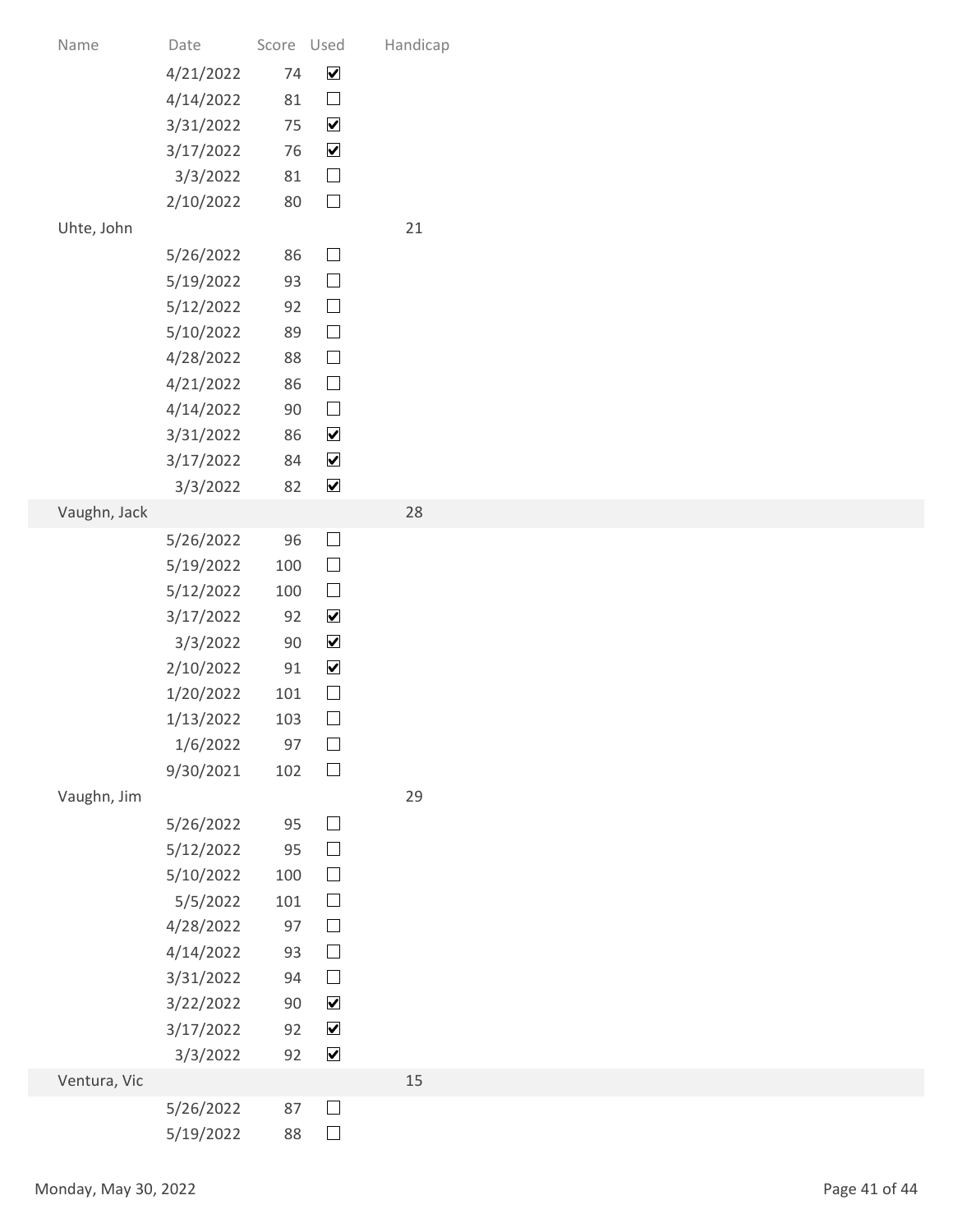| Name | Date | Score | Used | Handicap |
|---|---|---|---|---|
| | 4/21/2022 | 74 | ☑ | |
| | 4/14/2022 | 81 | ☐ | |
| | 3/31/2022 | 75 | ☑ | |
| | 3/17/2022 | 76 | ☑ | |
| | 3/3/2022 | 81 | ☐ | |
| | 2/10/2022 | 80 | ☐ | |
| Uhte, John | | | | 21 |
| | 5/26/2022 | 86 | ☐ | |
| | 5/19/2022 | 93 | ☐ | |
| | 5/12/2022 | 92 | ☐ | |
| | 5/10/2022 | 89 | ☐ | |
| | 4/28/2022 | 88 | ☐ | |
| | 4/21/2022 | 86 | ☐ | |
| | 4/14/2022 | 90 | ☐ | |
| | 3/31/2022 | 86 | ☑ | |
| | 3/17/2022 | 84 | ☑ | |
| | 3/3/2022 | 82 | ☑ | |
| Vaughn, Jack | | | | 28 |
| | 5/26/2022 | 96 | ☐ | |
| | 5/19/2022 | 100 | ☐ | |
| | 5/12/2022 | 100 | ☐ | |
| | 3/17/2022 | 92 | ☑ | |
| | 3/3/2022 | 90 | ☑ | |
| | 2/10/2022 | 91 | ☑ | |
| | 1/20/2022 | 101 | ☐ | |
| | 1/13/2022 | 103 | ☐ | |
| | 1/6/2022 | 97 | ☐ | |
| | 9/30/2021 | 102 | ☐ | |
| Vaughn, Jim | | | | 29 |
| | 5/26/2022 | 95 | ☐ | |
| | 5/12/2022 | 95 | ☐ | |
| | 5/10/2022 | 100 | ☐ | |
| | 5/5/2022 | 101 | ☐ | |
| | 4/28/2022 | 97 | ☐ | |
| | 4/14/2022 | 93 | ☐ | |
| | 3/31/2022 | 94 | ☐ | |
| | 3/22/2022 | 90 | ☑ | |
| | 3/17/2022 | 92 | ☑ | |
| | 3/3/2022 | 92 | ☑ | |
| Ventura, Vic | | | | 15 |
| | 5/26/2022 | 87 | ☐ | |
| | 5/19/2022 | 88 | ☐ | |

Monday, May 30, 2022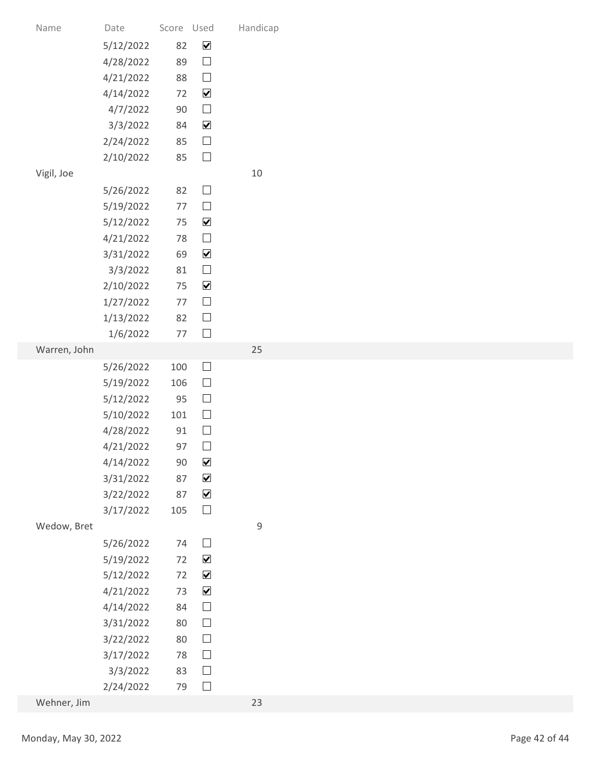| Name | Date | Score | Used | Handicap |
|---|---|---|---|---|
| | 5/12/2022 | 82 | ☑ | |
| | 4/28/2022 | 89 | ☐ | |
| | 4/21/2022 | 88 | ☐ | |
| | 4/14/2022 | 72 | ☑ | |
| | 4/7/2022 | 90 | ☐ | |
| | 3/3/2022 | 84 | ☑ | |
| | 2/24/2022 | 85 | ☐ | |
| | 2/10/2022 | 85 | ☐ | |
| Vigil, Joe | | | | 10 |
| | 5/26/2022 | 82 | ☐ | |
| | 5/19/2022 | 77 | ☐ | |
| | 5/12/2022 | 75 | ☑ | |
| | 4/21/2022 | 78 | ☐ | |
| | 3/31/2022 | 69 | ☑ | |
| | 3/3/2022 | 81 | ☐ | |
| | 2/10/2022 | 75 | ☑ | |
| | 1/27/2022 | 77 | ☐ | |
| | 1/13/2022 | 82 | ☐ | |
| | 1/6/2022 | 77 | ☐ | |
| Warren, John | | | | 25 |
| | 5/26/2022 | 100 | ☐ | |
| | 5/19/2022 | 106 | ☐ | |
| | 5/12/2022 | 95 | ☐ | |
| | 5/10/2022 | 101 | ☐ | |
| | 4/28/2022 | 91 | ☐ | |
| | 4/21/2022 | 97 | ☐ | |
| | 4/14/2022 | 90 | ☑ | |
| | 3/31/2022 | 87 | ☑ | |
| | 3/22/2022 | 87 | ☑ | |
| | 3/17/2022 | 105 | ☐ | |
| Wedow, Bret | | | | 9 |
| | 5/26/2022 | 74 | ☐ | |
| | 5/19/2022 | 72 | ☑ | |
| | 5/12/2022 | 72 | ☑ | |
| | 4/21/2022 | 73 | ☑ | |
| | 4/14/2022 | 84 | ☐ | |
| | 3/31/2022 | 80 | ☐ | |
| | 3/22/2022 | 80 | ☐ | |
| | 3/17/2022 | 78 | ☐ | |
| | 3/3/2022 | 83 | ☐ | |
| | 2/24/2022 | 79 | ☐ | |
| Wehner, Jim | | | | 23 |

Monday, May 30, 2022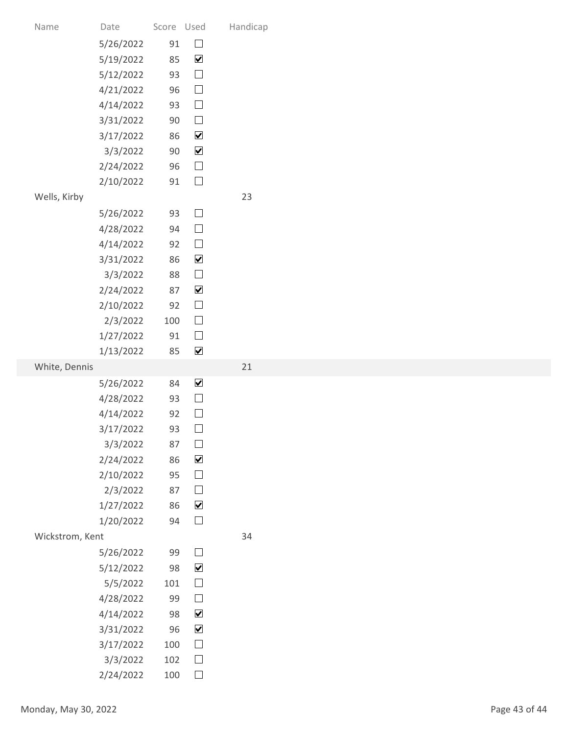| Name | Date | Score | Used | Handicap |
|---|---|---|---|---|
| | 5/26/2022 | 91 | ☐ | |
| | 5/19/2022 | 85 | ☑ | |
| | 5/12/2022 | 93 | ☐ | |
| | 4/21/2022 | 96 | ☐ | |
| | 4/14/2022 | 93 | ☐ | |
| | 3/31/2022 | 90 | ☐ | |
| | 3/17/2022 | 86 | ☑ | |
| | 3/3/2022 | 90 | ☑ | |
| | 2/24/2022 | 96 | ☐ | |
| | 2/10/2022 | 91 | ☐ | |
| Wells, Kirby | | | | 23 |
| | 5/26/2022 | 93 | ☐ | |
| | 4/28/2022 | 94 | ☐ | |
| | 4/14/2022 | 92 | ☐ | |
| | 3/31/2022 | 86 | ☑ | |
| | 3/3/2022 | 88 | ☐ | |
| | 2/24/2022 | 87 | ☑ | |
| | 2/10/2022 | 92 | ☐ | |
| | 2/3/2022 | 100 | ☐ | |
| | 1/27/2022 | 91 | ☐ | |
| | 1/13/2022 | 85 | ☑ | |
| White, Dennis | | | | 21 |
| | 5/26/2022 | 84 | ☑ | |
| | 4/28/2022 | 93 | ☐ | |
| | 4/14/2022 | 92 | ☐ | |
| | 3/17/2022 | 93 | ☐ | |
| | 3/3/2022 | 87 | ☐ | |
| | 2/24/2022 | 86 | ☑ | |
| | 2/10/2022 | 95 | ☐ | |
| | 2/3/2022 | 87 | ☐ | |
| | 1/27/2022 | 86 | ☑ | |
| | 1/20/2022 | 94 | ☐ | |
| Wickstrom, Kent | | | | 34 |
| | 5/26/2022 | 99 | ☐ | |
| | 5/12/2022 | 98 | ☑ | |
| | 5/5/2022 | 101 | ☐ | |
| | 4/28/2022 | 99 | ☐ | |
| | 4/14/2022 | 98 | ☑ | |
| | 3/31/2022 | 96 | ☑ | |
| | 3/17/2022 | 100 | ☐ | |
| | 3/3/2022 | 102 | ☐ | |
| | 2/24/2022 | 100 | ☐ | |

Monday, May 30, 2022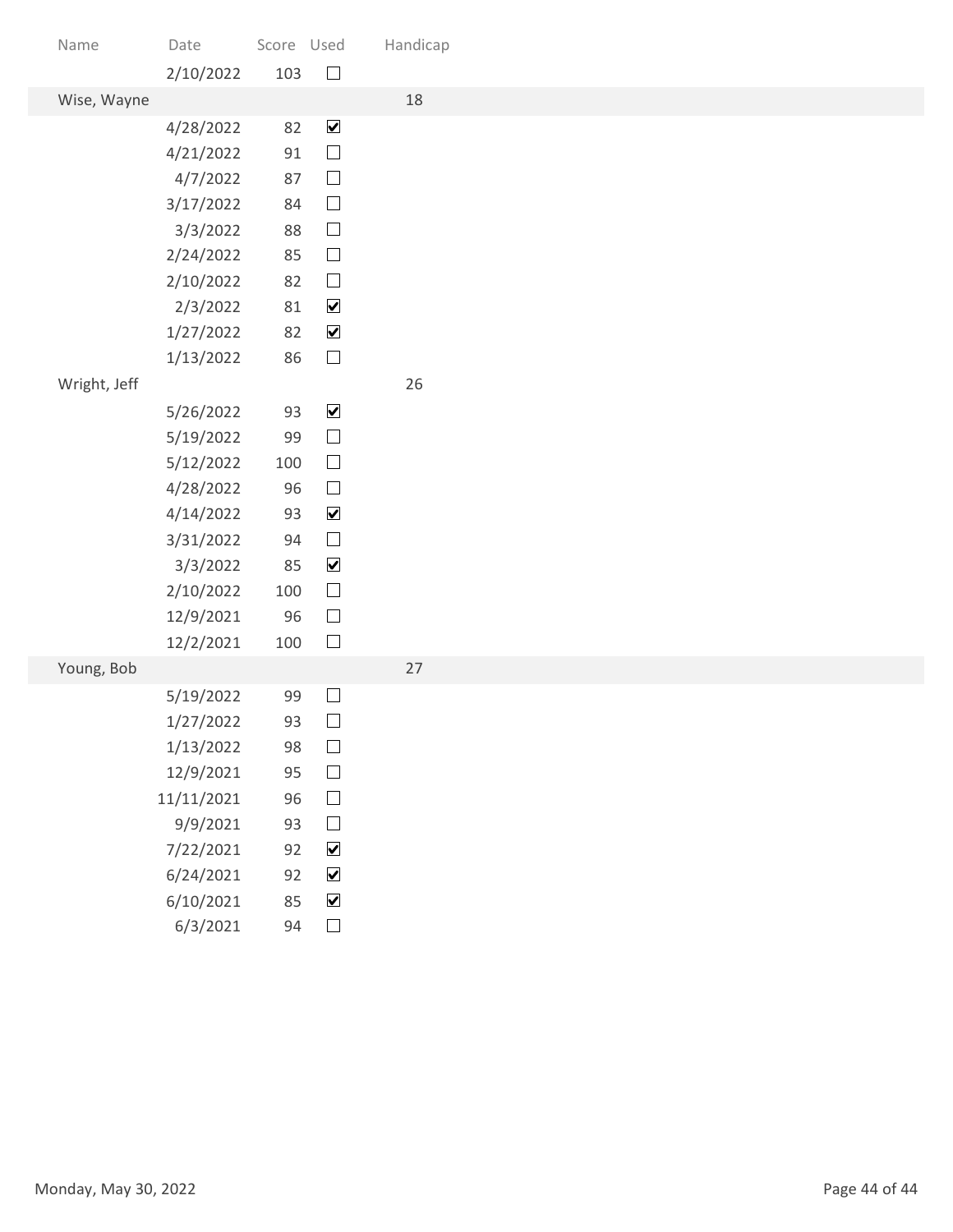| Name | Date | Score | Used | Handicap |
|---|---|---|---|---|
| | 2/10/2022 | 103 | ☐ | |
| Wise, Wayne | | | | 18 |
| | 4/28/2022 | 82 | ☑ | |
| | 4/21/2022 | 91 | ☐ | |
| | 4/7/2022 | 87 | ☐ | |
| | 3/17/2022 | 84 | ☐ | |
| | 3/3/2022 | 88 | ☐ | |
| | 2/24/2022 | 85 | ☐ | |
| | 2/10/2022 | 82 | ☐ | |
| | 2/3/2022 | 81 | ☑ | |
| | 1/27/2022 | 82 | ☑ | |
| | 1/13/2022 | 86 | ☐ | |
| Wright, Jeff | | | | 26 |
| | 5/26/2022 | 93 | ☑ | |
| | 5/19/2022 | 99 | ☐ | |
| | 5/12/2022 | 100 | ☐ | |
| | 4/28/2022 | 96 | ☐ | |
| | 4/14/2022 | 93 | ☑ | |
| | 3/31/2022 | 94 | ☐ | |
| | 3/3/2022 | 85 | ☑ | |
| | 2/10/2022 | 100 | ☐ | |
| | 12/9/2021 | 96 | ☐ | |
| | 12/2/2021 | 100 | ☐ | |
| Young, Bob | | | | 27 |
| | 5/19/2022 | 99 | ☐ | |
| | 1/27/2022 | 93 | ☐ | |
| | 1/13/2022 | 98 | ☐ | |
| | 12/9/2021 | 95 | ☐ | |
| | 11/11/2021 | 96 | ☐ | |
| | 9/9/2021 | 93 | ☐ | |
| | 7/22/2021 | 92 | ☑ | |
| | 6/24/2021 | 92 | ☑ | |
| | 6/10/2021 | 85 | ☑ | |
| | 6/3/2021 | 94 | ☐ | |

Monday, May 30, 2022